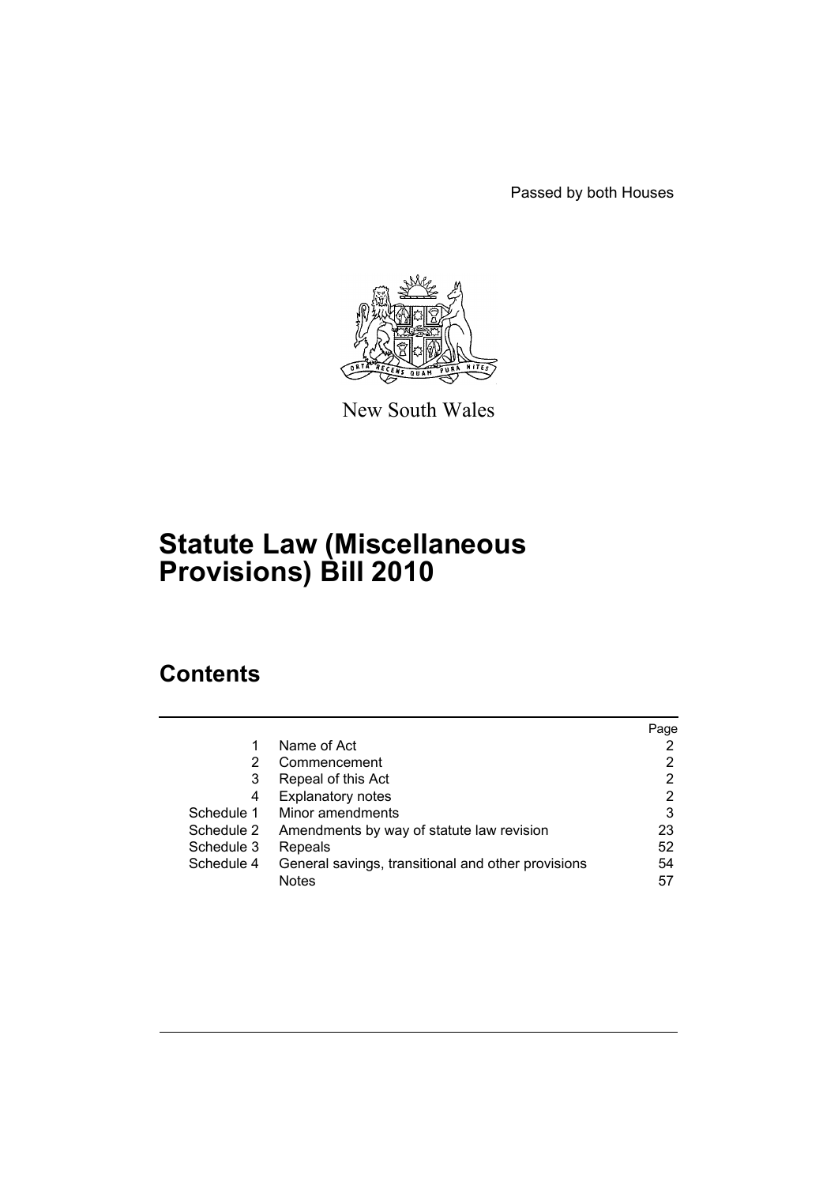Passed by both Houses

New South Wales

# Statute Law (Miscellaneous Provisions) Bill 2010

## Contents

| | | Page |
|---|---|---|
| 1 | Name of Act | 2 |
| 2 | Commencement | 2 |
| 3 | Repeal of this Act | 2 |
| 4 | Explanatory notes | 2 |
| Schedule 1 | Minor amendments | 3 |
| Schedule 2 | Amendments by way of statute law revision | 23 |
| Schedule 3 | Repeals | 52 |
| Schedule 4 | General savings, transitional and other provisions | 54 |
| | Notes | 57 |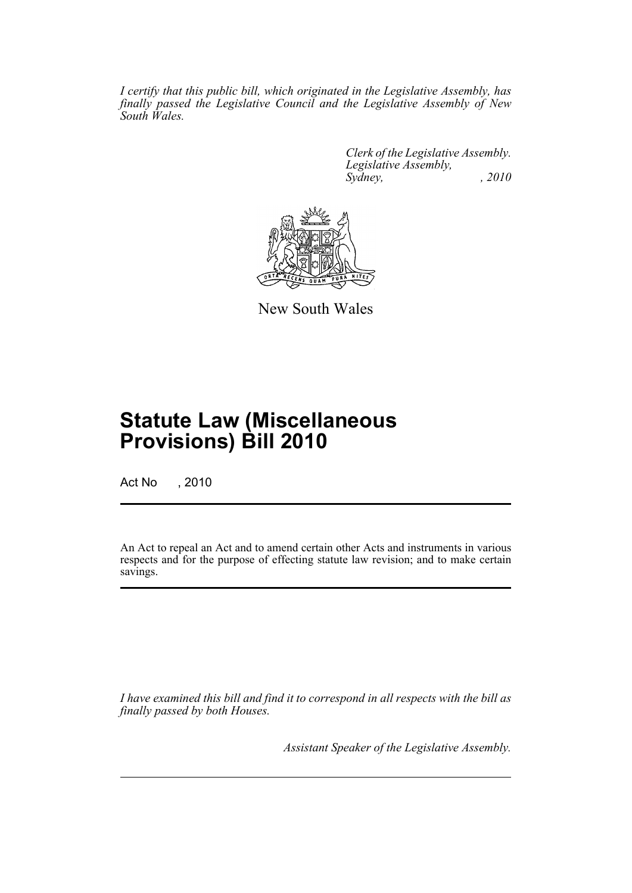*I certify that this public bill, which originated in the Legislative Assembly, has finally passed the Legislative Council and the Legislative Assembly of New South Wales.*

*Clerk of the Legislative Assembly.*
*Legislative Assembly,*
*Sydney, , 2010*

New South Wales

# Statute Law (Miscellaneous Provisions) Bill 2010

Act No , 2010

An Act to repeal an Act and to amend certain other Acts and instruments in various respects and for the purpose of effecting statute law revision; and to make certain savings.

*I have examined this bill and find it to correspond in all respects with the bill as finally passed by both Houses.*

*Assistant Speaker of the Legislative Assembly.*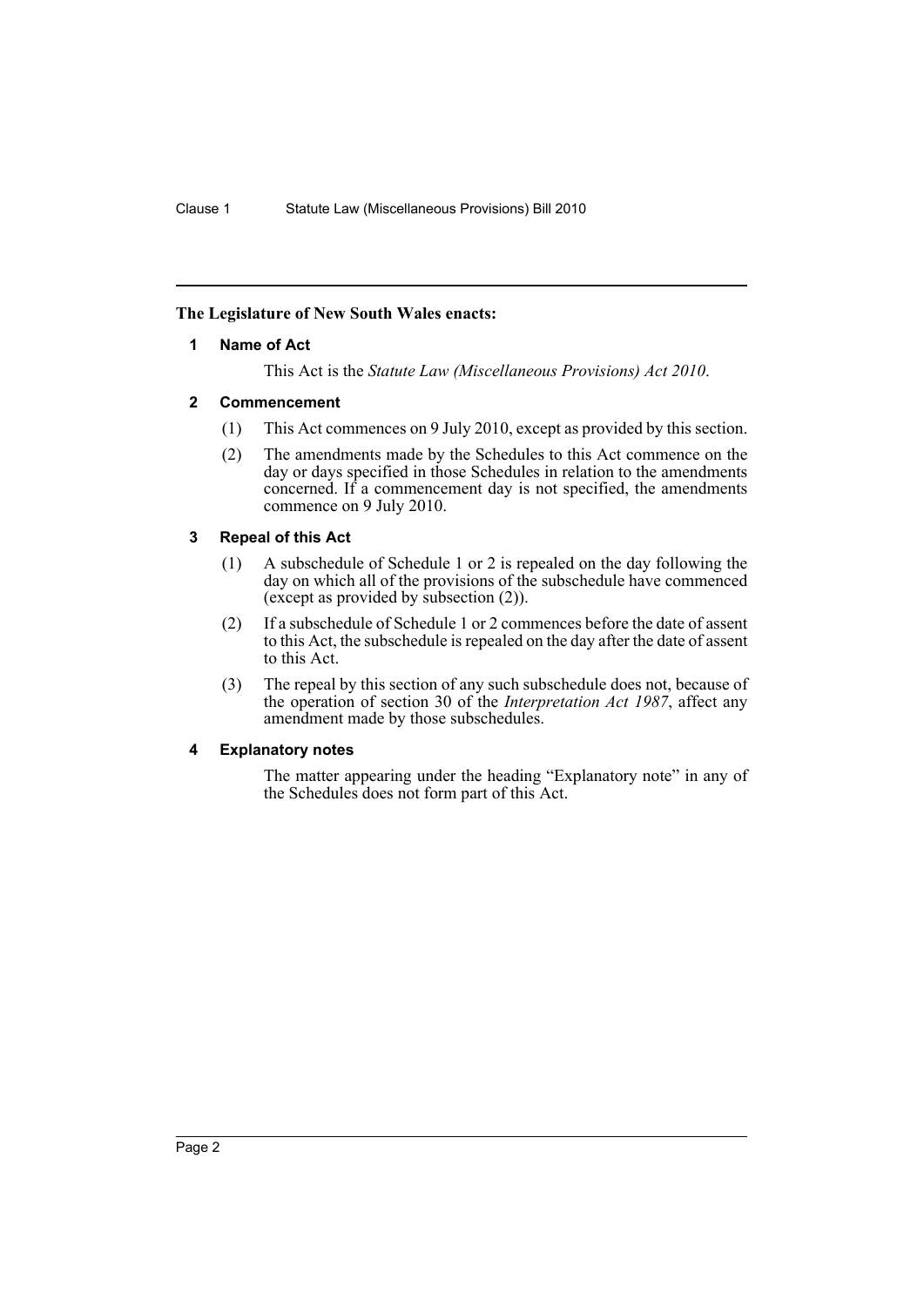**The Legislature of New South Wales enacts:**

### 1 Name of Act

This Act is the *Statute Law (Miscellaneous Provisions) Act 2010*.

### 2 Commencement

(1) This Act commences on 9 July 2010, except as provided by this section.

(2) The amendments made by the Schedules to this Act commence on the day or days specified in those Schedules in relation to the amendments concerned. If a commencement day is not specified, the amendments commence on 9 July 2010.

### 3 Repeal of this Act

(1) A subschedule of Schedule 1 or 2 is repealed on the day following the day on which all of the provisions of the subschedule have commenced (except as provided by subsection (2)).

(2) If a subschedule of Schedule 1 or 2 commences before the date of assent to this Act, the subschedule is repealed on the day after the date of assent to this Act.

(3) The repeal by this section of any such subschedule does not, because of the operation of section 30 of the *Interpretation Act 1987*, affect any amendment made by those subschedules.

### 4 Explanatory notes

The matter appearing under the heading "Explanatory note" in any of the Schedules does not form part of this Act.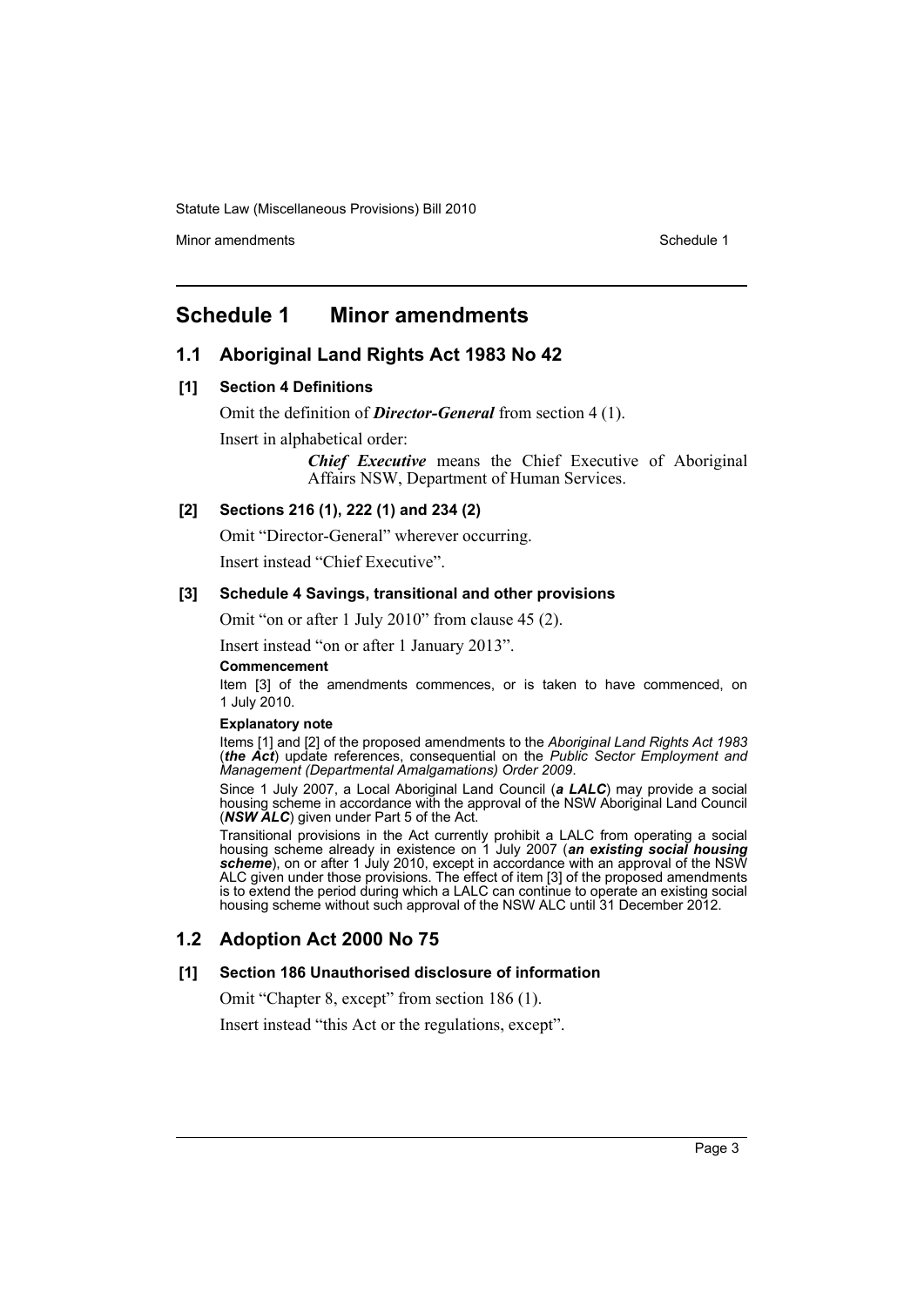# Schedule 1 Minor amendments

## 1.1 Aboriginal Land Rights Act 1983 No 42

### [1] Section 4 Definitions

Omit the definition of ***Director-General*** from section 4 (1).

Insert in alphabetical order:

> ***Chief Executive*** means the Chief Executive of Aboriginal Affairs NSW, Department of Human Services.

### [2] Sections 216 (1), 222 (1) and 234 (2)

Omit "Director-General" wherever occurring.

Insert instead "Chief Executive".

### [3] Schedule 4 Savings, transitional and other provisions

Omit "on or after 1 July 2010" from clause 45 (2).

Insert instead "on or after 1 January 2013".

**Commencement**

Item [3] of the amendments commences, or is taken to have commenced, on 1 July 2010.

**Explanatory note**

Items [1] and [2] of the proposed amendments to the *Aboriginal Land Rights Act 1983* (***the Act***) update references, consequential on the *Public Sector Employment and Management (Departmental Amalgamations) Order 2009*.

Since 1 July 2007, a Local Aboriginal Land Council (***a LALC***) may provide a social housing scheme in accordance with the approval of the NSW Aboriginal Land Council (***NSW ALC***) given under Part 5 of the Act.

Transitional provisions in the Act currently prohibit a LALC from operating a social housing scheme already in existence on 1 July 2007 (***an existing social housing scheme***), on or after 1 July 2010, except in accordance with an approval of the NSW ALC given under those provisions. The effect of item [3] of the proposed amendments is to extend the period during which a LALC can continue to operate an existing social housing scheme without such approval of the NSW ALC until 31 December 2012.

## 1.2 Adoption Act 2000 No 75

### [1] Section 186 Unauthorised disclosure of information

Omit "Chapter 8, except" from section 186 (1).

Insert instead "this Act or the regulations, except".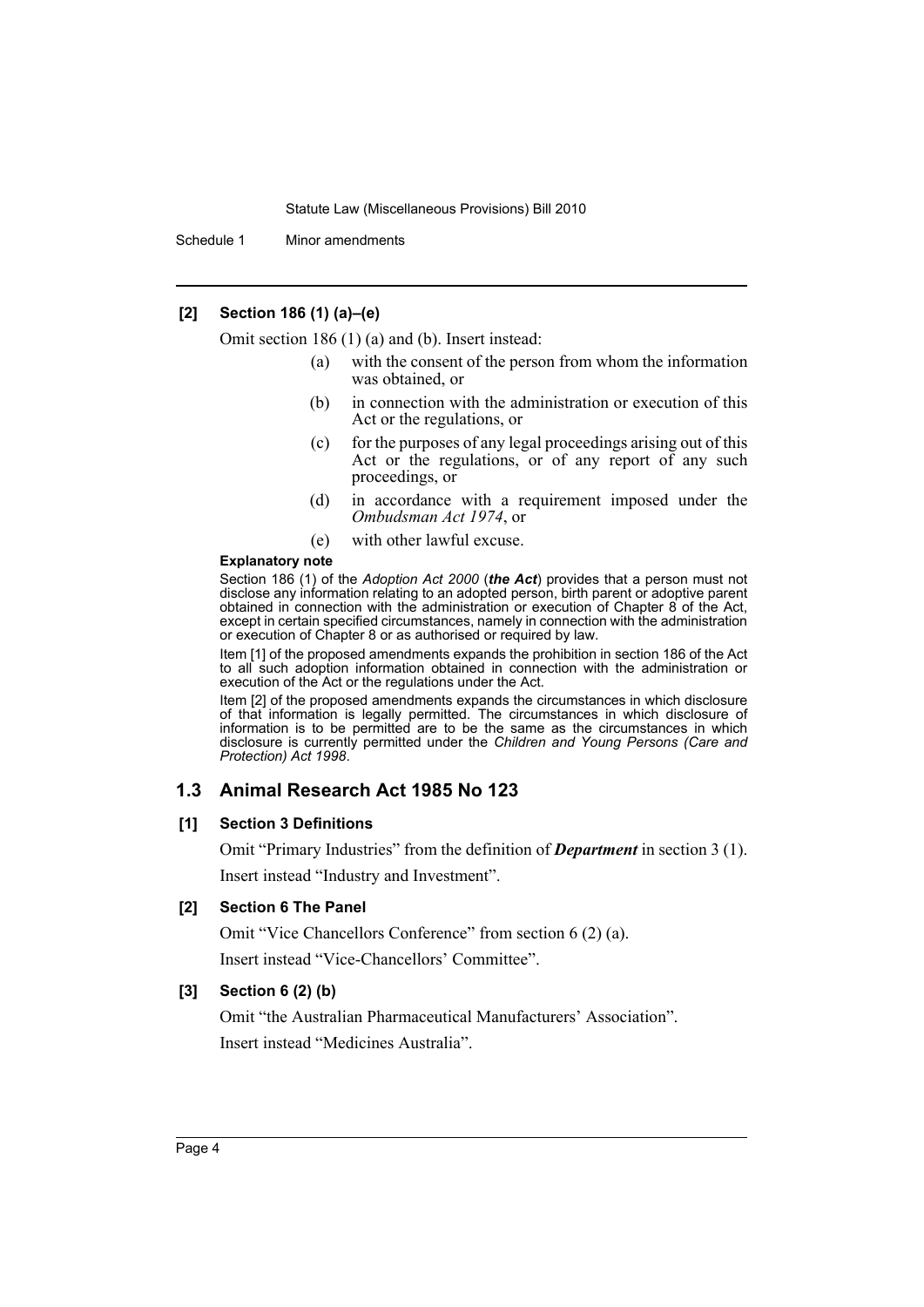**[2] Section 186 (1) (a)–(e)**

Omit section 186 (1) (a) and (b). Insert instead:

> (a) with the consent of the person from whom the information was obtained, or
>
> (b) in connection with the administration or execution of this Act or the regulations, or
>
> (c) for the purposes of any legal proceedings arising out of this Act or the regulations, or of any report of any such proceedings, or
>
> (d) in accordance with a requirement imposed under the *Ombudsman Act 1974*, or
>
> (e) with other lawful excuse.

**Explanatory note**

Section 186 (1) of the *Adoption Act 2000* (***the Act***) provides that a person must not disclose any information relating to an adopted person, birth parent or adoptive parent obtained in connection with the administration or execution of Chapter 8 of the Act, except in certain specified circumstances, namely in connection with the administration or execution of Chapter 8 or as authorised or required by law.

Item [1] of the proposed amendments expands the prohibition in section 186 of the Act to all such adoption information obtained in connection with the administration or execution of the Act or the regulations under the Act.

Item [2] of the proposed amendments expands the circumstances in which disclosure of that information is legally permitted. The circumstances in which disclosure of information is to be permitted are to be the same as the circumstances in which disclosure is currently permitted under the *Children and Young Persons (Care and Protection) Act 1998*.

## 1.3 Animal Research Act 1985 No 123

**[1] Section 3 Definitions**

Omit "Primary Industries" from the definition of ***Department*** in section 3 (1).

Insert instead "Industry and Investment".

**[2] Section 6 The Panel**

Omit "Vice Chancellors Conference" from section 6 (2) (a).

Insert instead "Vice-Chancellors' Committee".

**[3] Section 6 (2) (b)**

Omit "the Australian Pharmaceutical Manufacturers' Association".

Insert instead "Medicines Australia".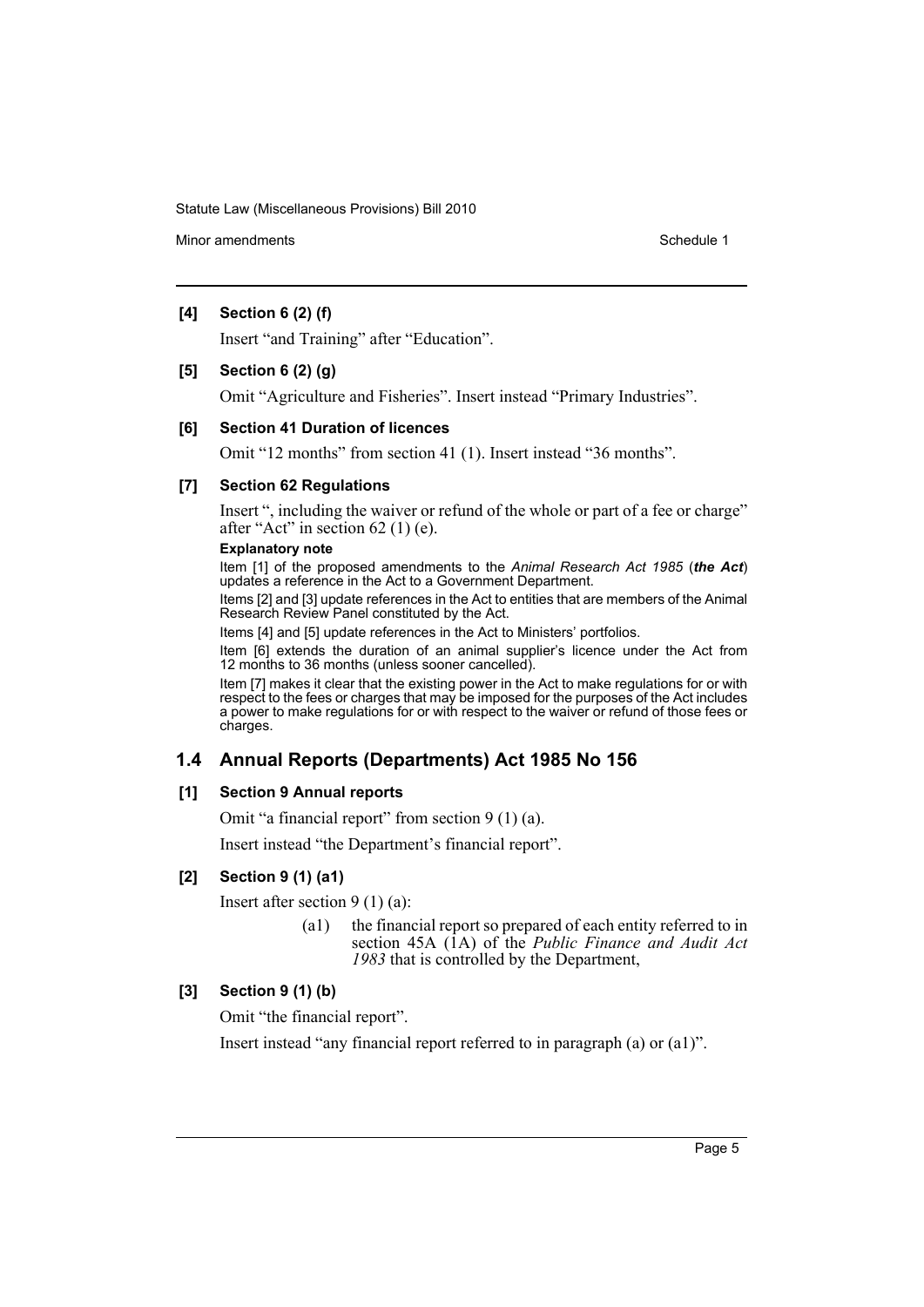**[4] Section 6 (2) (f)**

Insert "and Training" after "Education".

**[5] Section 6 (2) (g)**

Omit "Agriculture and Fisheries". Insert instead "Primary Industries".

**[6] Section 41 Duration of licences**

Omit "12 months" from section 41 (1). Insert instead "36 months".

**[7] Section 62 Regulations**

Insert ", including the waiver or refund of the whole or part of a fee or charge" after "Act" in section 62 (1) (e).

**Explanatory note**

Item [1] of the proposed amendments to the *Animal Research Act 1985* (***the Act***) updates a reference in the Act to a Government Department.

Items [2] and [3] update references in the Act to entities that are members of the Animal Research Review Panel constituted by the Act.

Items [4] and [5] update references in the Act to Ministers' portfolios.

Item [6] extends the duration of an animal supplier's licence under the Act from 12 months to 36 months (unless sooner cancelled).

Item [7] makes it clear that the existing power in the Act to make regulations for or with respect to the fees or charges that may be imposed for the purposes of the Act includes a power to make regulations for or with respect to the waiver or refund of those fees or charges.

## 1.4 Annual Reports (Departments) Act 1985 No 156

**[1] Section 9 Annual reports**

Omit "a financial report" from section 9 (1) (a).

Insert instead "the Department's financial report".

**[2] Section 9 (1) (a1)**

Insert after section 9 (1) (a):

> (a1) the financial report so prepared of each entity referred to in section 45A (1A) of the *Public Finance and Audit Act 1983* that is controlled by the Department,

**[3] Section 9 (1) (b)**

Omit "the financial report".

Insert instead "any financial report referred to in paragraph (a) or (a1)".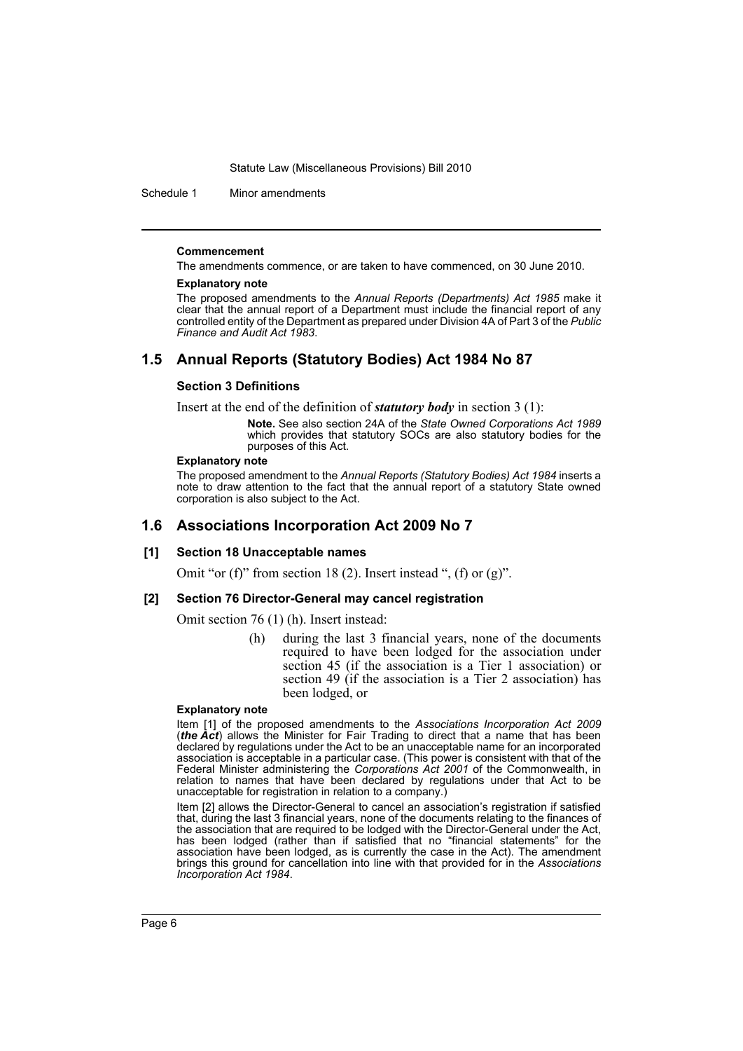#### Commencement

The amendments commence, or are taken to have commenced, on 30 June 2010.

#### Explanatory note

The proposed amendments to the *Annual Reports (Departments) Act 1985* make it clear that the annual report of a Department must include the financial report of any controlled entity of the Department as prepared under Division 4A of Part 3 of the *Public Finance and Audit Act 1983*.

## 1.5 Annual Reports (Statutory Bodies) Act 1984 No 87

### Section 3 Definitions

Insert at the end of the definition of ***statutory body*** in section 3 (1):

> **Note.** See also section 24A of the *State Owned Corporations Act 1989* which provides that statutory SOCs are also statutory bodies for the purposes of this Act.

#### Explanatory note

The proposed amendment to the *Annual Reports (Statutory Bodies) Act 1984* inserts a note to draw attention to the fact that the annual report of a statutory State owned corporation is also subject to the Act.

## 1.6 Associations Incorporation Act 2009 No 7

### [1] Section 18 Unacceptable names

Omit "or (f)" from section 18 (2). Insert instead ", (f) or (g)".

### [2] Section 76 Director-General may cancel registration

Omit section 76 (1) (h). Insert instead:

> (h) during the last 3 financial years, none of the documents required to have been lodged for the association under section 45 (if the association is a Tier 1 association) or section 49 (if the association is a Tier 2 association) has been lodged, or

#### Explanatory note

Item [1] of the proposed amendments to the *Associations Incorporation Act 2009* (***the Act***) allows the Minister for Fair Trading to direct that a name that has been declared by regulations under the Act to be an unacceptable name for an incorporated association is acceptable in a particular case. (This power is consistent with that of the Federal Minister administering the *Corporations Act 2001* of the Commonwealth, in relation to names that have been declared by regulations under that Act to be unacceptable for registration in relation to a company.)

Item [2] allows the Director-General to cancel an association's registration if satisfied that, during the last 3 financial years, none of the documents relating to the finances of the association that are required to be lodged with the Director-General under the Act, has been lodged (rather than if satisfied that no "financial statements" for the association have been lodged, as is currently the case in the Act). The amendment brings this ground for cancellation into line with that provided for in the *Associations Incorporation Act 1984*.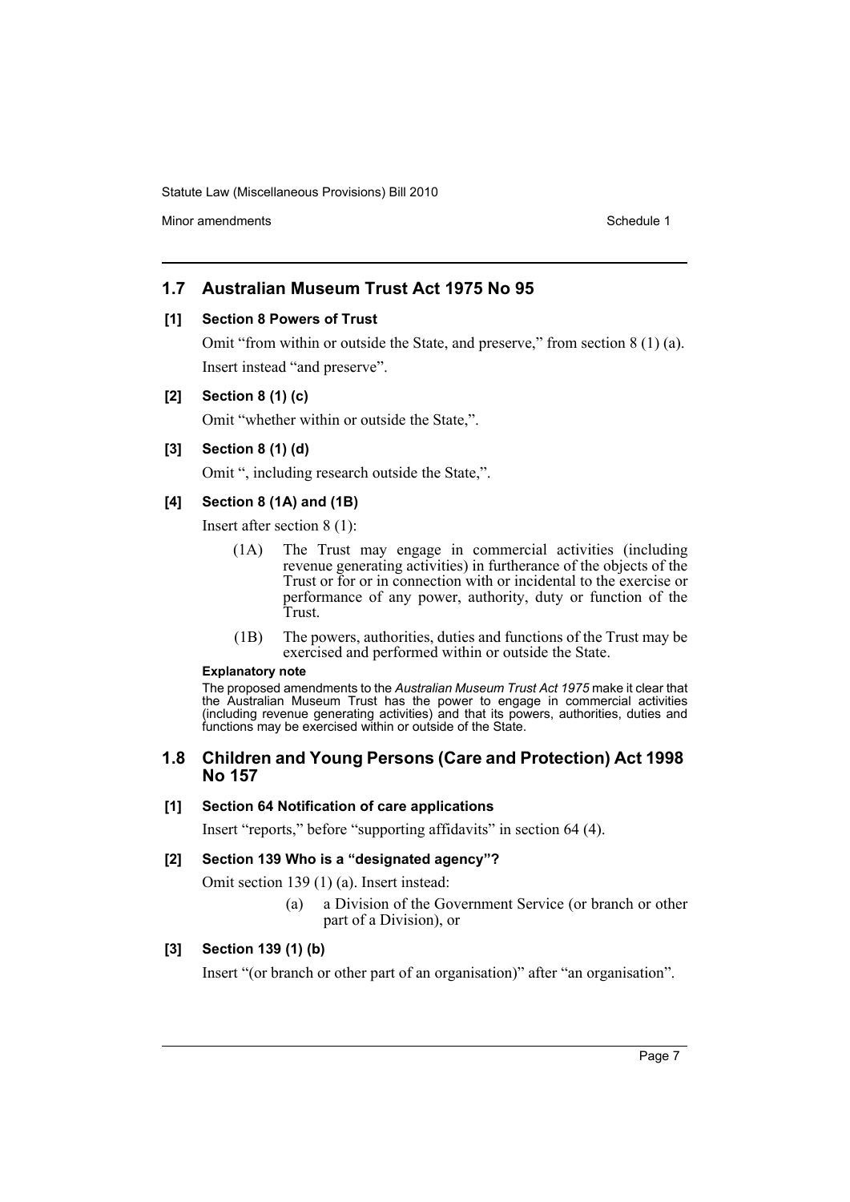## 1.7 Australian Museum Trust Act 1975 No 95

**[1] Section 8 Powers of Trust**

Omit "from within or outside the State, and preserve," from section 8 (1) (a). Insert instead "and preserve".

**[2] Section 8 (1) (c)**

Omit "whether within or outside the State,".

**[3] Section 8 (1) (d)**

Omit ", including research outside the State,".

**[4] Section 8 (1A) and (1B)**

Insert after section 8 (1):

> (1A) The Trust may engage in commercial activities (including revenue generating activities) in furtherance of the objects of the Trust or for or in connection with or incidental to the exercise or performance of any power, authority, duty or function of the Trust.
>
> (1B) The powers, authorities, duties and functions of the Trust may be exercised and performed within or outside the State.

**Explanatory note**

The proposed amendments to the *Australian Museum Trust Act 1975* make it clear that the Australian Museum Trust has the power to engage in commercial activities (including revenue generating activities) and that its powers, authorities, duties and functions may be exercised within or outside of the State.

## 1.8 Children and Young Persons (Care and Protection) Act 1998 No 157

**[1] Section 64 Notification of care applications**

Insert "reports," before "supporting affidavits" in section 64 (4).

**[2] Section 139 Who is a "designated agency"?**

Omit section 139 (1) (a). Insert instead:

> (a) a Division of the Government Service (or branch or other part of a Division), or

**[3] Section 139 (1) (b)**

Insert "(or branch or other part of an organisation)" after "an organisation".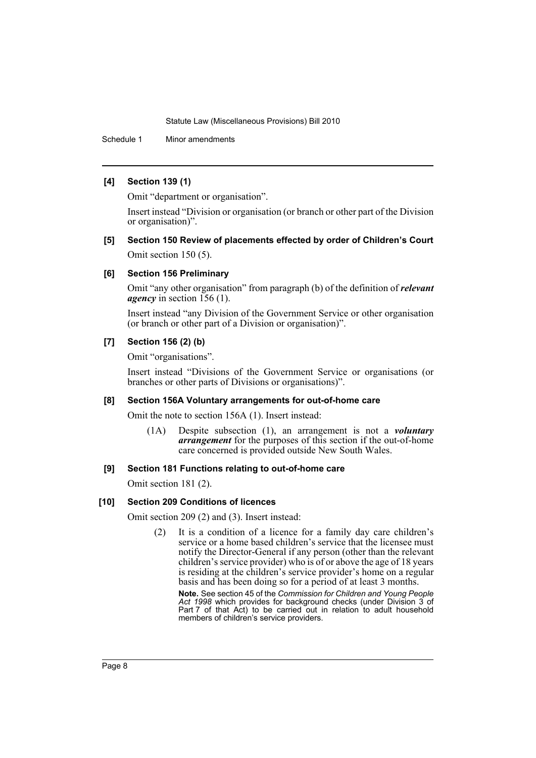**[4] Section 139 (1)**

Omit "department or organisation".

Insert instead "Division or organisation (or branch or other part of the Division or organisation)".

**[5] Section 150 Review of placements effected by order of Children's Court**

Omit section 150 (5).

**[6] Section 156 Preliminary**

Omit "any other organisation" from paragraph (b) of the definition of ***relevant agency*** in section 156 (1).

Insert instead "any Division of the Government Service or other organisation (or branch or other part of a Division or organisation)".

**[7] Section 156 (2) (b)**

Omit "organisations".

Insert instead "Divisions of the Government Service or organisations (or branches or other parts of Divisions or organisations)".

**[8] Section 156A Voluntary arrangements for out-of-home care**

Omit the note to section 156A (1). Insert instead:

> (1A) Despite subsection (1), an arrangement is not a ***voluntary arrangement*** for the purposes of this section if the out-of-home care concerned is provided outside New South Wales.

**[9] Section 181 Functions relating to out-of-home care**

Omit section 181 (2).

**[10] Section 209 Conditions of licences**

Omit section 209 (2) and (3). Insert instead:

> (2) It is a condition of a licence for a family day care children's service or a home based children's service that the licensee must notify the Director-General if any person (other than the relevant children's service provider) who is of or above the age of 18 years is residing at the children's service provider's home on a regular basis and has been doing so for a period of at least 3 months.
>
> **Note.** See section 45 of the *Commission for Children and Young People Act 1998* which provides for background checks (under Division 3 of Part 7 of that Act) to be carried out in relation to adult household members of children's service providers.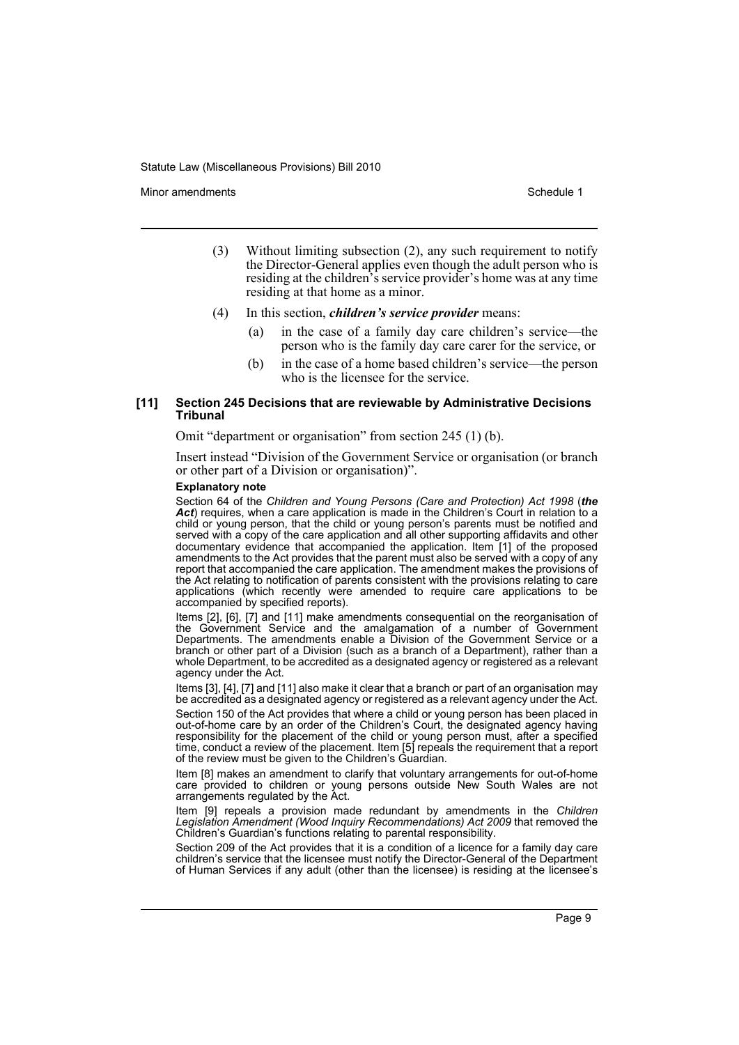(3) Without limiting subsection (2), any such requirement to notify the Director-General applies even though the adult person who is residing at the children's service provider's home was at any time residing at that home as a minor.

(4) In this section, ***children's service provider*** means:

(a) in the case of a family day care children's service—the person who is the family day care carer for the service, or

(b) in the case of a home based children's service—the person who is the licensee for the service.

#### [11] Section 245 Decisions that are reviewable by Administrative Decisions Tribunal

Omit "department or organisation" from section 245 (1) (b).

Insert instead "Division of the Government Service or organisation (or branch or other part of a Division or organisation)".

**Explanatory note**

Section 64 of the *Children and Young Persons (Care and Protection) Act 1998* (***the Act***) requires, when a care application is made in the Children's Court in relation to a child or young person, that the child or young person's parents must be notified and served with a copy of the care application and all other supporting affidavits and other documentary evidence that accompanied the application. Item [1] of the proposed amendments to the Act provides that the parent must also be served with a copy of any report that accompanied the care application. The amendment makes the provisions of the Act relating to notification of parents consistent with the provisions relating to care applications (which recently were amended to require care applications to be accompanied by specified reports).

Items [2], [6], [7] and [11] make amendments consequential on the reorganisation of the Government Service and the amalgamation of a number of Government Departments. The amendments enable a Division of the Government Service or a branch or other part of a Division (such as a branch of a Department), rather than a whole Department, to be accredited as a designated agency or registered as a relevant agency under the Act.

Items [3], [4], [7] and [11] also make it clear that a branch or part of an organisation may be accredited as a designated agency or registered as a relevant agency under the Act.

Section 150 of the Act provides that where a child or young person has been placed in out-of-home care by an order of the Children's Court, the designated agency having responsibility for the placement of the child or young person must, after a specified time, conduct a review of the placement. Item [5] repeals the requirement that a report of the review must be given to the Children's Guardian.

Item [8] makes an amendment to clarify that voluntary arrangements for out-of-home care provided to children or young persons outside New South Wales are not arrangements regulated by the Act.

Item [9] repeals a provision made redundant by amendments in the *Children Legislation Amendment (Wood Inquiry Recommendations) Act 2009* that removed the Children's Guardian's functions relating to parental responsibility.

Section 209 of the Act provides that it is a condition of a licence for a family day care children's service that the licensee must notify the Director-General of the Department of Human Services if any adult (other than the licensee) is residing at the licensee's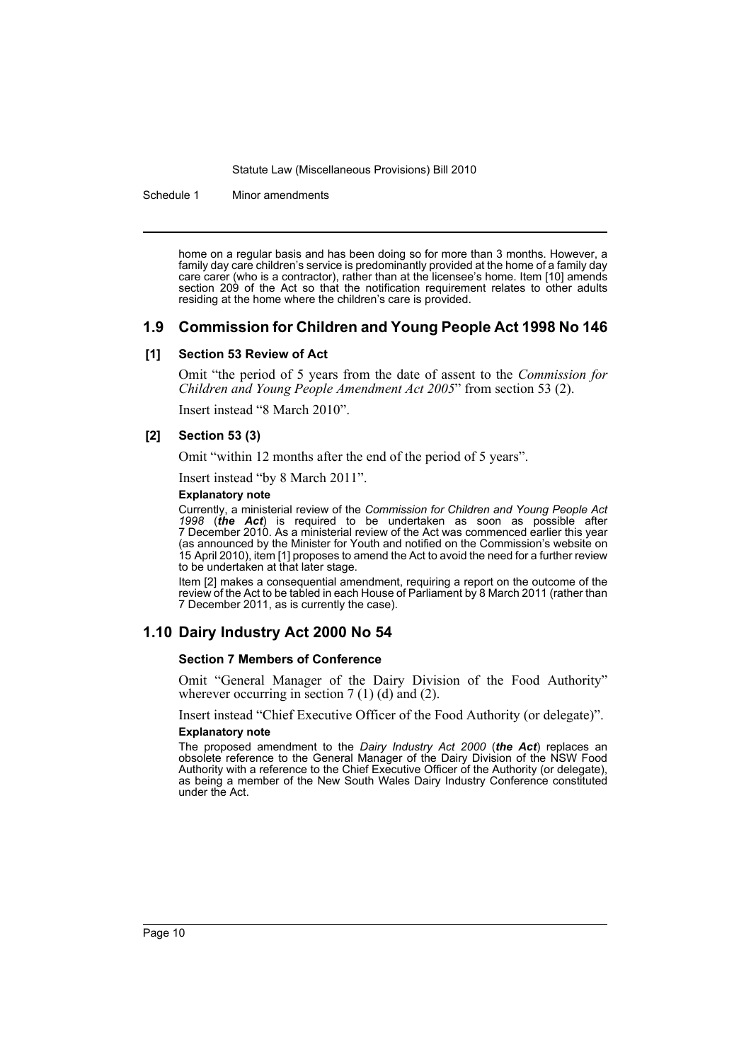home on a regular basis and has been doing so for more than 3 months. However, a family day care children's service is predominantly provided at the home of a family day care carer (who is a contractor), rather than at the licensee's home. Item [10] amends section 209 of the Act so that the notification requirement relates to other adults residing at the home where the children's care is provided.

## 1.9 Commission for Children and Young People Act 1998 No 146

### [1] Section 53 Review of Act

Omit "the period of 5 years from the date of assent to the *Commission for Children and Young People Amendment Act 2005*" from section 53 (2).

Insert instead "8 March 2010".

### [2] Section 53 (3)

Omit "within 12 months after the end of the period of 5 years".

Insert instead "by 8 March 2011".

**Explanatory note**

Currently, a ministerial review of the *Commission for Children and Young People Act 1998* (***the Act***) is required to be undertaken as soon as possible after 7 December 2010. As a ministerial review of the Act was commenced earlier this year (as announced by the Minister for Youth and notified on the Commission's website on 15 April 2010), item [1] proposes to amend the Act to avoid the need for a further review to be undertaken at that later stage.

Item [2] makes a consequential amendment, requiring a report on the outcome of the review of the Act to be tabled in each House of Parliament by 8 March 2011 (rather than 7 December 2011, as is currently the case).

## 1.10 Dairy Industry Act 2000 No 54

### Section 7 Members of Conference

Omit "General Manager of the Dairy Division of the Food Authority" wherever occurring in section 7 (1) (d) and (2).

Insert instead "Chief Executive Officer of the Food Authority (or delegate)".

**Explanatory note**

The proposed amendment to the *Dairy Industry Act 2000* (***the Act***) replaces an obsolete reference to the General Manager of the Dairy Division of the NSW Food Authority with a reference to the Chief Executive Officer of the Authority (or delegate), as being a member of the New South Wales Dairy Industry Conference constituted under the Act.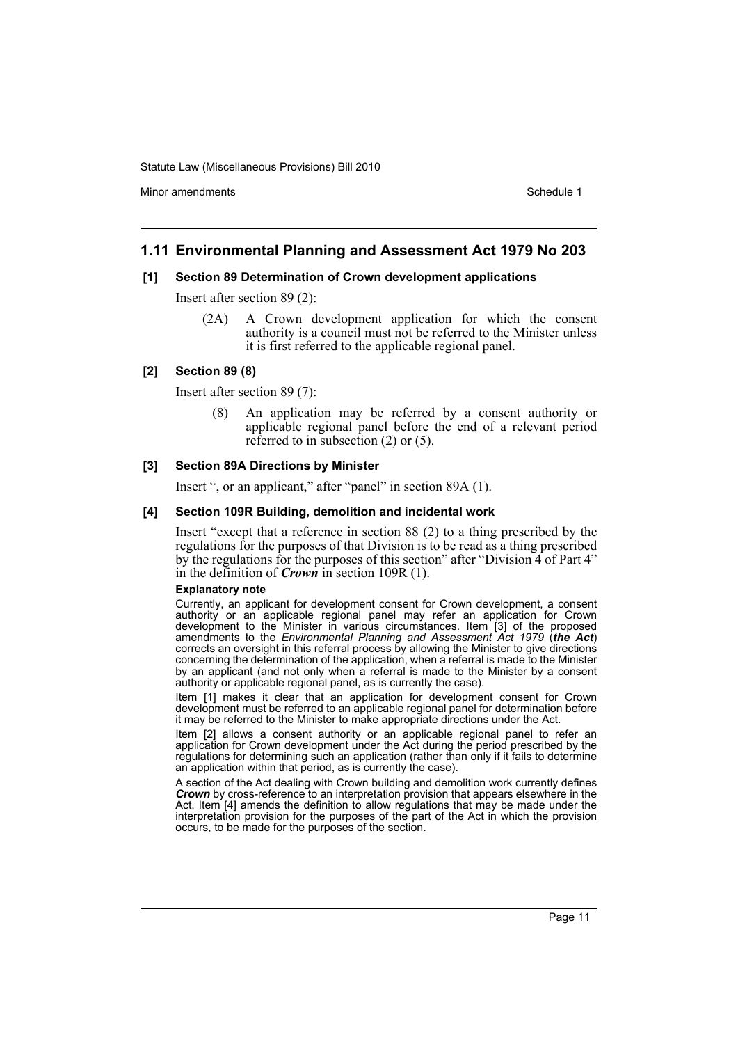## 1.11 Environmental Planning and Assessment Act 1979 No 203

### [1] Section 89 Determination of Crown development applications

Insert after section 89 (2):

> (2A) A Crown development application for which the consent authority is a council must not be referred to the Minister unless it is first referred to the applicable regional panel.

### [2] Section 89 (8)

Insert after section 89 (7):

> (8) An application may be referred by a consent authority or applicable regional panel before the end of a relevant period referred to in subsection (2) or (5).

### [3] Section 89A Directions by Minister

Insert ", or an applicant," after "panel" in section 89A (1).

### [4] Section 109R Building, demolition and incidental work

Insert "except that a reference in section 88 (2) to a thing prescribed by the regulations for the purposes of that Division is to be read as a thing prescribed by the regulations for the purposes of this section" after "Division 4 of Part 4" in the definition of ***Crown*** in section 109R (1).

**Explanatory note**

Currently, an applicant for development consent for Crown development, a consent authority or an applicable regional panel may refer an application for Crown development to the Minister in various circumstances. Item [3] of the proposed amendments to the *Environmental Planning and Assessment Act 1979* (***the Act***) corrects an oversight in this referral process by allowing the Minister to give directions concerning the determination of the application, when a referral is made to the Minister by an applicant (and not only when a referral is made to the Minister by a consent authority or applicable regional panel, as is currently the case).

Item [1] makes it clear that an application for development consent for Crown development must be referred to an applicable regional panel for determination before it may be referred to the Minister to make appropriate directions under the Act.

Item [2] allows a consent authority or an applicable regional panel to refer an application for Crown development under the Act during the period prescribed by the regulations for determining such an application (rather than only if it fails to determine an application within that period, as is currently the case).

A section of the Act dealing with Crown building and demolition work currently defines ***Crown*** by cross-reference to an interpretation provision that appears elsewhere in the Act. Item [4] amends the definition to allow regulations that may be made under the interpretation provision for the purposes of the part of the Act in which the provision occurs, to be made for the purposes of the section.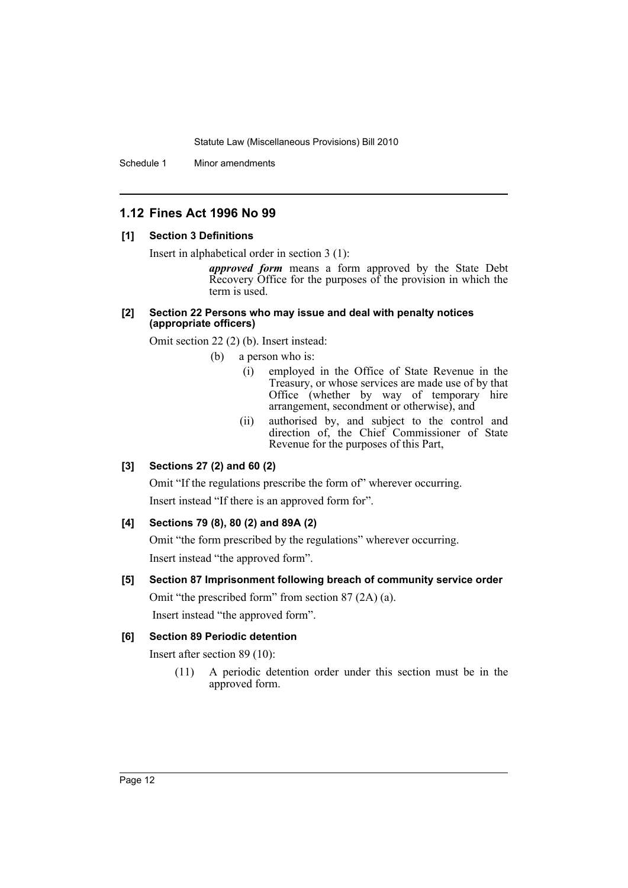## 1.12 Fines Act 1996 No 99

### [1] Section 3 Definitions

Insert in alphabetical order in section 3 (1):

> ***approved form*** means a form approved by the State Debt Recovery Office for the purposes of the provision in which the term is used.

### [2] Section 22 Persons who may issue and deal with penalty notices (appropriate officers)

Omit section 22 (2) (b). Insert instead:

> (b) a person who is:
>
> (i) employed in the Office of State Revenue in the Treasury, or whose services are made use of by that Office (whether by way of temporary hire arrangement, secondment or otherwise), and
>
> (ii) authorised by, and subject to the control and direction of, the Chief Commissioner of State Revenue for the purposes of this Part,

### [3] Sections 27 (2) and 60 (2)

Omit "If the regulations prescribe the form of" wherever occurring.

Insert instead "If there is an approved form for".

### [4] Sections 79 (8), 80 (2) and 89A (2)

Omit "the form prescribed by the regulations" wherever occurring.

Insert instead "the approved form".

### [5] Section 87 Imprisonment following breach of community service order

Omit "the prescribed form" from section 87 (2A) (a).

Insert instead "the approved form".

### [6] Section 89 Periodic detention

Insert after section 89 (10):

> (11) A periodic detention order under this section must be in the approved form.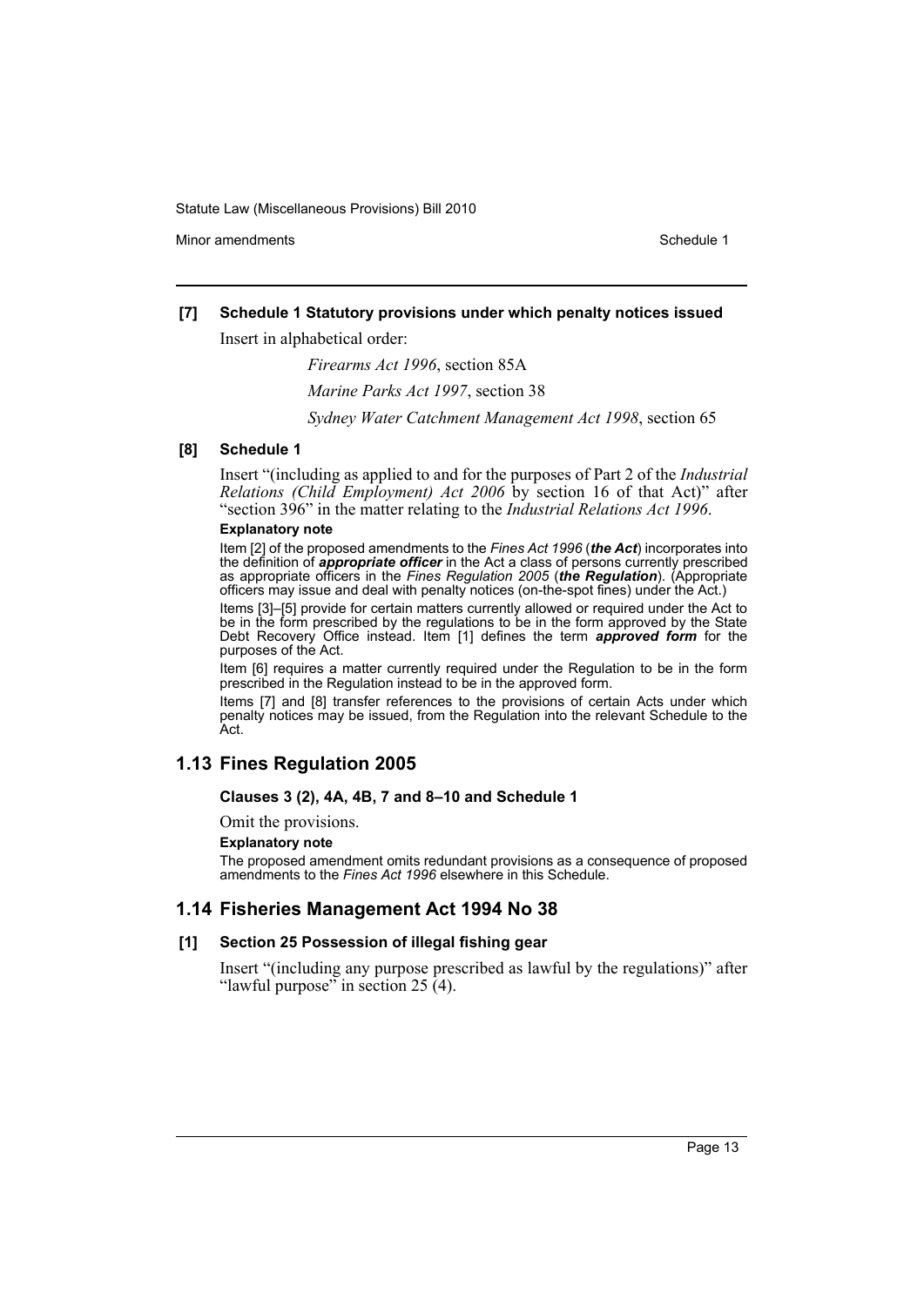### [7] Schedule 1 Statutory provisions under which penalty notices issued

Insert in alphabetical order:

*Firearms Act 1996*, section 85A

*Marine Parks Act 1997*, section 38

*Sydney Water Catchment Management Act 1998*, section 65

### [8] Schedule 1

Insert "(including as applied to and for the purposes of Part 2 of the *Industrial Relations (Child Employment) Act 2006* by section 16 of that Act)" after "section 396" in the matter relating to the *Industrial Relations Act 1996*.

**Explanatory note**

Item [2] of the proposed amendments to the *Fines Act 1996* (***the Act***) incorporates into the definition of ***appropriate officer*** in the Act a class of persons currently prescribed as appropriate officers in the *Fines Regulation 2005* (***the Regulation***). (Appropriate officers may issue and deal with penalty notices (on-the-spot fines) under the Act.)

Items [3]–[5] provide for certain matters currently allowed or required under the Act to be in the form prescribed by the regulations to be in the form approved by the State Debt Recovery Office instead. Item [1] defines the term ***approved form*** for the purposes of the Act.

Item [6] requires a matter currently required under the Regulation to be in the form prescribed in the Regulation instead to be in the approved form.

Items [7] and [8] transfer references to the provisions of certain Acts under which penalty notices may be issued, from the Regulation into the relevant Schedule to the Act.

## 1.13 Fines Regulation 2005

### Clauses 3 (2), 4A, 4B, 7 and 8–10 and Schedule 1

Omit the provisions.

**Explanatory note**

The proposed amendment omits redundant provisions as a consequence of proposed amendments to the *Fines Act 1996* elsewhere in this Schedule.

## 1.14 Fisheries Management Act 1994 No 38

### [1] Section 25 Possession of illegal fishing gear

Insert "(including any purpose prescribed as lawful by the regulations)" after "lawful purpose" in section 25 (4).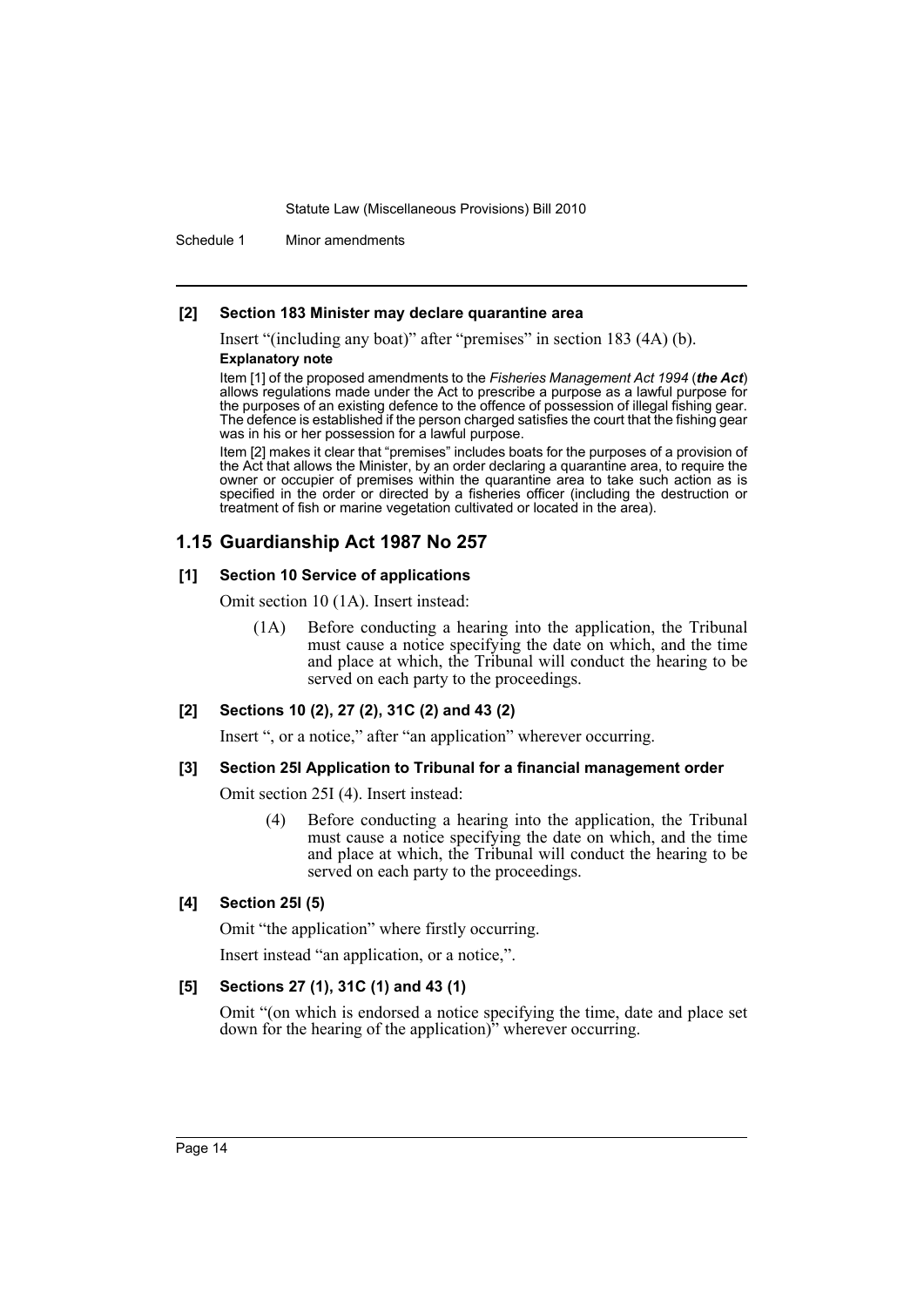#### [2] Section 183 Minister may declare quarantine area

Insert "(including any boat)" after "premises" in section 183 (4A) (b).

**Explanatory note**

Item [1] of the proposed amendments to the *Fisheries Management Act 1994* (***the Act***) allows regulations made under the Act to prescribe a purpose as a lawful purpose for the purposes of an existing defence to the offence of possession of illegal fishing gear. The defence is established if the person charged satisfies the court that the fishing gear was in his or her possession for a lawful purpose.

Item [2] makes it clear that "premises" includes boats for the purposes of a provision of the Act that allows the Minister, by an order declaring a quarantine area, to require the owner or occupier of premises within the quarantine area to take such action as is specified in the order or directed by a fisheries officer (including the destruction or treatment of fish or marine vegetation cultivated or located in the area).

## 1.15 Guardianship Act 1987 No 257

#### [1] Section 10 Service of applications

Omit section 10 (1A). Insert instead:

> (1A) Before conducting a hearing into the application, the Tribunal must cause a notice specifying the date on which, and the time and place at which, the Tribunal will conduct the hearing to be served on each party to the proceedings.

#### [2] Sections 10 (2), 27 (2), 31C (2) and 43 (2)

Insert ", or a notice," after "an application" wherever occurring.

#### [3] Section 25I Application to Tribunal for a financial management order

Omit section 25I (4). Insert instead:

> (4) Before conducting a hearing into the application, the Tribunal must cause a notice specifying the date on which, and the time and place at which, the Tribunal will conduct the hearing to be served on each party to the proceedings.

#### [4] Section 25I (5)

Omit "the application" where firstly occurring.

Insert instead "an application, or a notice,".

#### [5] Sections 27 (1), 31C (1) and 43 (1)

Omit "(on which is endorsed a notice specifying the time, date and place set down for the hearing of the application)" wherever occurring.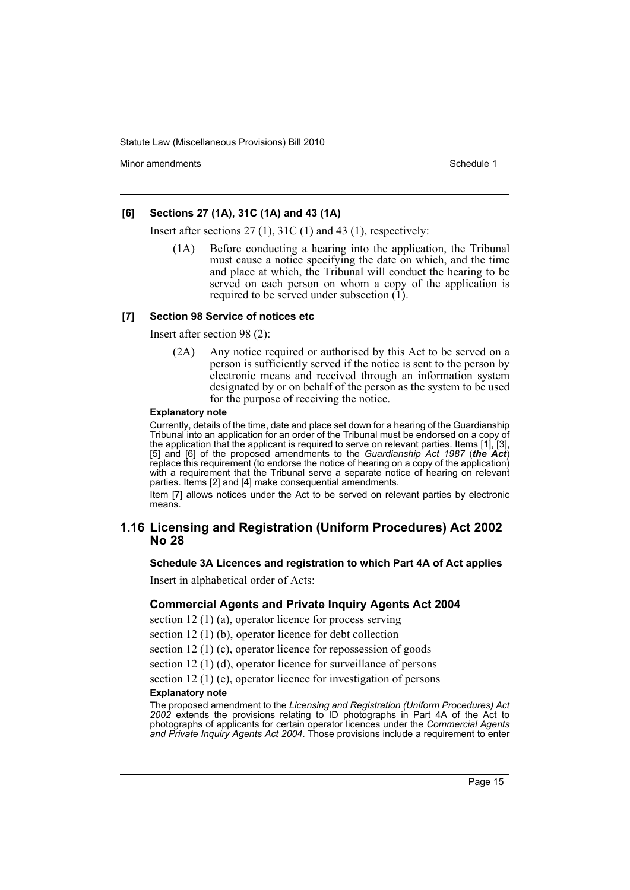**[6] Sections 27 (1A), 31C (1A) and 43 (1A)**

Insert after sections 27 (1), 31C (1) and 43 (1), respectively:

> (1A) Before conducting a hearing into the application, the Tribunal must cause a notice specifying the date on which, and the time and place at which, the Tribunal will conduct the hearing to be served on each person on whom a copy of the application is required to be served under subsection (1).

**[7] Section 98 Service of notices etc**

Insert after section 98 (2):

> (2A) Any notice required or authorised by this Act to be served on a person is sufficiently served if the notice is sent to the person by electronic means and received through an information system designated by or on behalf of the person as the system to be used for the purpose of receiving the notice.

**Explanatory note**

Currently, details of the time, date and place set down for a hearing of the Guardianship Tribunal into an application for an order of the Tribunal must be endorsed on a copy of the application that the applicant is required to serve on relevant parties. Items [1], [3], [5] and [6] of the proposed amendments to the *Guardianship Act 1987* (***the Act***) replace this requirement (to endorse the notice of hearing on a copy of the application) with a requirement that the Tribunal serve a separate notice of hearing on relevant parties. Items [2] and [4] make consequential amendments.

Item [7] allows notices under the Act to be served on relevant parties by electronic means.

## 1.16 Licensing and Registration (Uniform Procedures) Act 2002 No 28

**Schedule 3A Licences and registration to which Part 4A of Act applies**

Insert in alphabetical order of Acts:

### Commercial Agents and Private Inquiry Agents Act 2004

section 12 (1) (a), operator licence for process serving

section 12 (1) (b), operator licence for debt collection

section 12 (1) (c), operator licence for repossession of goods

section 12 (1) (d), operator licence for surveillance of persons

section 12 (1) (e), operator licence for investigation of persons

**Explanatory note**

The proposed amendment to the *Licensing and Registration (Uniform Procedures) Act 2002* extends the provisions relating to ID photographs in Part 4A of the Act to photographs of applicants for certain operator licences under the *Commercial Agents and Private Inquiry Agents Act 2004*. Those provisions include a requirement to enter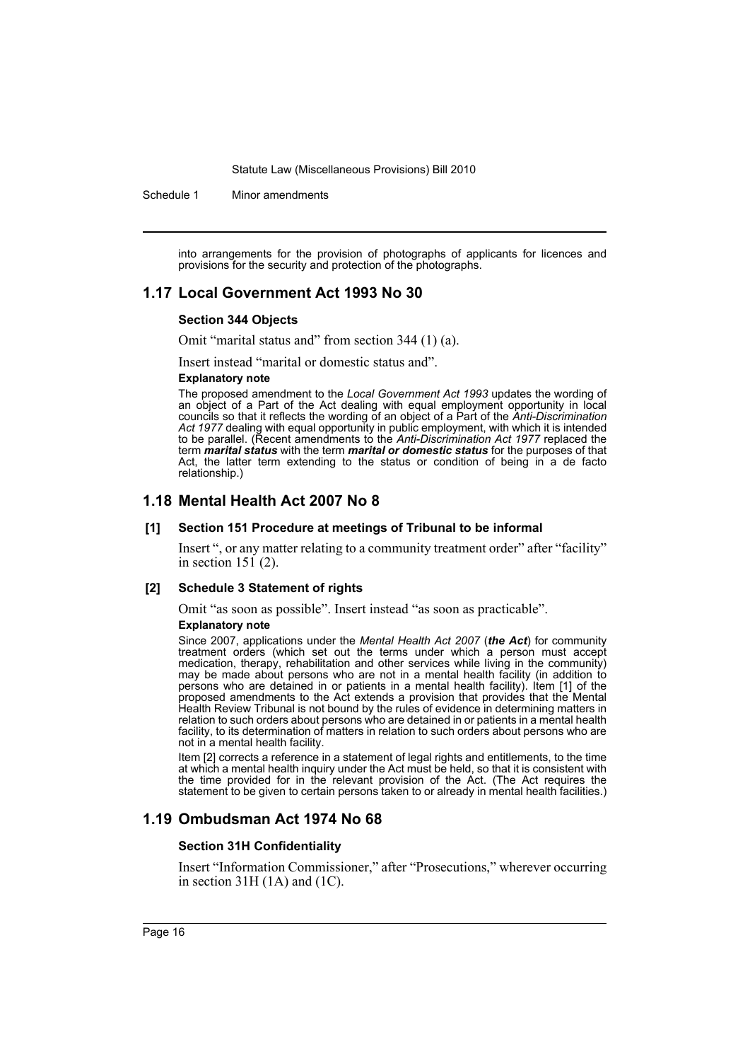into arrangements for the provision of photographs of applicants for licences and provisions for the security and protection of the photographs.

## 1.17 Local Government Act 1993 No 30

### Section 344 Objects

Omit "marital status and" from section 344 (1) (a).

Insert instead "marital or domestic status and".

**Explanatory note**

The proposed amendment to the *Local Government Act 1993* updates the wording of an object of a Part of the Act dealing with equal employment opportunity in local councils so that it reflects the wording of an object of a Part of the *Anti-Discrimination Act 1977* dealing with equal opportunity in public employment, with which it is intended to be parallel. (Recent amendments to the *Anti-Discrimination Act 1977* replaced the term ***marital status*** with the term ***marital or domestic status*** for the purposes of that Act, the latter term extending to the status or condition of being in a de facto relationship.)

## 1.18 Mental Health Act 2007 No 8

### [1] Section 151 Procedure at meetings of Tribunal to be informal

Insert ", or any matter relating to a community treatment order" after "facility" in section 151 (2).

### [2] Schedule 3 Statement of rights

Omit "as soon as possible". Insert instead "as soon as practicable".

**Explanatory note**

Since 2007, applications under the *Mental Health Act 2007* (***the Act***) for community treatment orders (which set out the terms under which a person must accept medication, therapy, rehabilitation and other services while living in the community) may be made about persons who are not in a mental health facility (in addition to persons who are detained in or patients in a mental health facility). Item [1] of the proposed amendments to the Act extends a provision that provides that the Mental Health Review Tribunal is not bound by the rules of evidence in determining matters in relation to such orders about persons who are detained in or patients in a mental health facility, to its determination of matters in relation to such orders about persons who are not in a mental health facility.

Item [2] corrects a reference in a statement of legal rights and entitlements, to the time at which a mental health inquiry under the Act must be held, so that it is consistent with the time provided for in the relevant provision of the Act. (The Act requires the statement to be given to certain persons taken to or already in mental health facilities.)

## 1.19 Ombudsman Act 1974 No 68

### Section 31H Confidentiality

Insert "Information Commissioner," after "Prosecutions," wherever occurring in section 31H (1A) and (1C).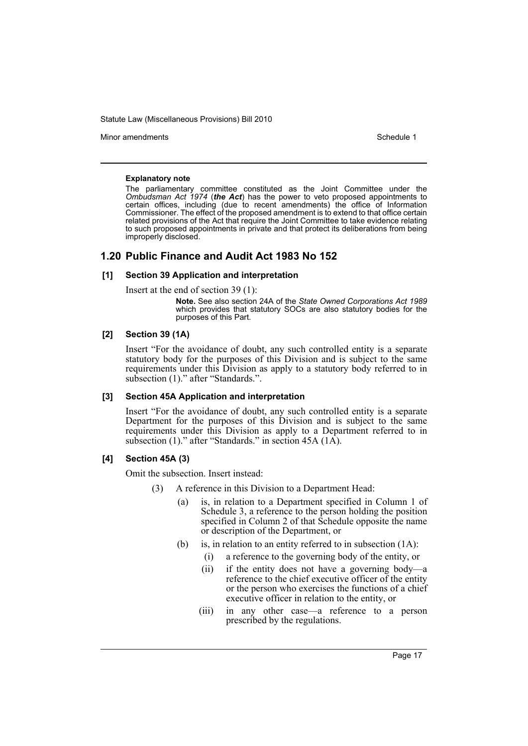**Explanatory note**

The parliamentary committee constituted as the Joint Committee under the *Ombudsman Act 1974* (***the Act***) has the power to veto proposed appointments to certain offices, including (due to recent amendments) the office of Information Commissioner. The effect of the proposed amendment is to extend to that office certain related provisions of the Act that require the Joint Committee to take evidence relating to such proposed appointments in private and that protect its deliberations from being improperly disclosed.

## 1.20 Public Finance and Audit Act 1983 No 152

### [1] Section 39 Application and interpretation

Insert at the end of section 39 (1):

> **Note.** See also section 24A of the *State Owned Corporations Act 1989* which provides that statutory SOCs are also statutory bodies for the purposes of this Part.

### [2] Section 39 (1A)

Insert "For the avoidance of doubt, any such controlled entity is a separate statutory body for the purposes of this Division and is subject to the same requirements under this Division as apply to a statutory body referred to in subsection (1)." after "Standards.".

### [3] Section 45A Application and interpretation

Insert "For the avoidance of doubt, any such controlled entity is a separate Department for the purposes of this Division and is subject to the same requirements under this Division as apply to a Department referred to in subsection (1)." after "Standards." in section 45A (1A).

### [4] Section 45A (3)

Omit the subsection. Insert instead:

(3) A reference in this Division to a Department Head:

- (a) is, in relation to a Department specified in Column 1 of Schedule 3, a reference to the person holding the position specified in Column 2 of that Schedule opposite the name or description of the Department, or
- (b) is, in relation to an entity referred to in subsection (1A):
  - (i) a reference to the governing body of the entity, or
  - (ii) if the entity does not have a governing body—a reference to the chief executive officer of the entity or the person who exercises the functions of a chief executive officer in relation to the entity, or
  - (iii) in any other case—a reference to a person prescribed by the regulations.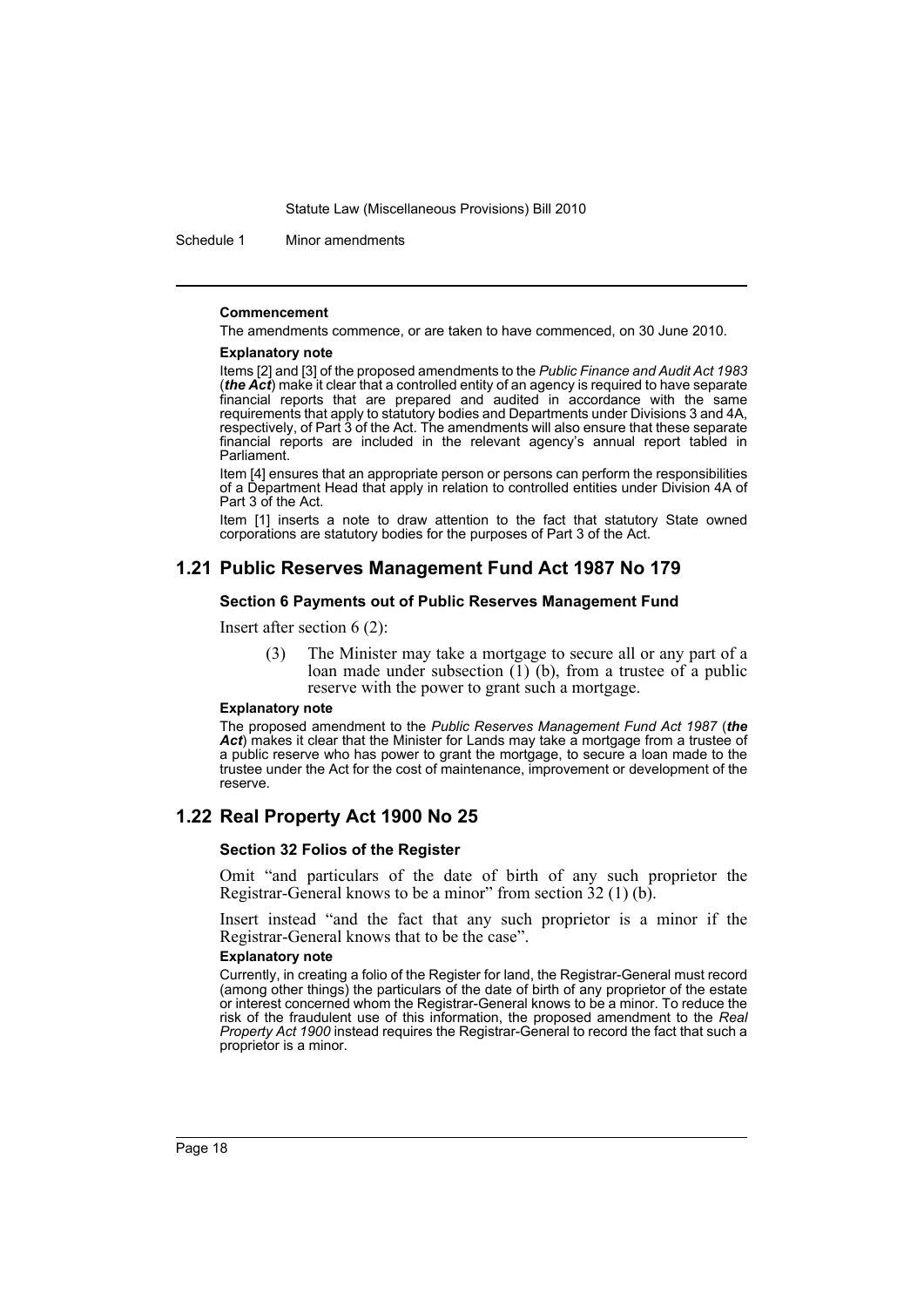#### Commencement

The amendments commence, or are taken to have commenced, on 30 June 2010.

#### Explanatory note

Items [2] and [3] of the proposed amendments to the *Public Finance and Audit Act 1983* (***the Act***) make it clear that a controlled entity of an agency is required to have separate financial reports that are prepared and audited in accordance with the same requirements that apply to statutory bodies and Departments under Divisions 3 and 4A, respectively, of Part 3 of the Act. The amendments will also ensure that these separate financial reports are included in the relevant agency's annual report tabled in Parliament.

Item [4] ensures that an appropriate person or persons can perform the responsibilities of a Department Head that apply in relation to controlled entities under Division 4A of Part 3 of the Act.

Item [1] inserts a note to draw attention to the fact that statutory State owned corporations are statutory bodies for the purposes of Part 3 of the Act.

## 1.21 Public Reserves Management Fund Act 1987 No 179

### Section 6 Payments out of Public Reserves Management Fund

Insert after section 6 (2):

> (3) The Minister may take a mortgage to secure all or any part of a loan made under subsection (1) (b), from a trustee of a public reserve with the power to grant such a mortgage.

#### Explanatory note

The proposed amendment to the *Public Reserves Management Fund Act 1987* (***the Act***) makes it clear that the Minister for Lands may take a mortgage from a trustee of a public reserve who has power to grant the mortgage, to secure a loan made to the trustee under the Act for the cost of maintenance, improvement or development of the reserve.

## 1.22 Real Property Act 1900 No 25

### Section 32 Folios of the Register

Omit "and particulars of the date of birth of any such proprietor the Registrar-General knows to be a minor" from section 32 (1) (b).

Insert instead "and the fact that any such proprietor is a minor if the Registrar-General knows that to be the case".

#### Explanatory note

Currently, in creating a folio of the Register for land, the Registrar-General must record (among other things) the particulars of the date of birth of any proprietor of the estate or interest concerned whom the Registrar-General knows to be a minor. To reduce the risk of the fraudulent use of this information, the proposed amendment to the *Real Property Act 1900* instead requires the Registrar-General to record the fact that such a proprietor is a minor.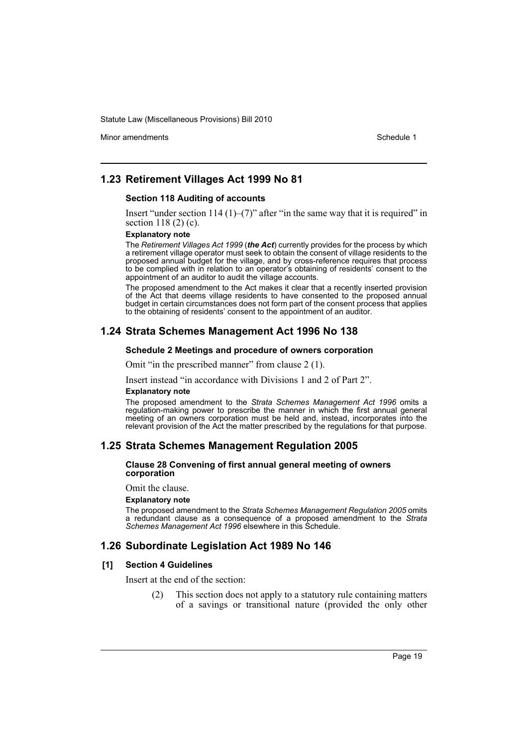## 1.23 Retirement Villages Act 1999 No 81

### Section 118 Auditing of accounts

Insert "under section 114 (1)–(7)" after "in the same way that it is required" in section 118 (2) (c).

**Explanatory note**

The *Retirement Villages Act 1999* (***the Act***) currently provides for the process by which a retirement village operator must seek to obtain the consent of village residents to the proposed annual budget for the village, and by cross-reference requires that process to be complied with in relation to an operator's obtaining of residents' consent to the appointment of an auditor to audit the village accounts.

The proposed amendment to the Act makes it clear that a recently inserted provision of the Act that deems village residents to have consented to the proposed annual budget in certain circumstances does not form part of the consent process that applies to the obtaining of residents' consent to the appointment of an auditor.

## 1.24 Strata Schemes Management Act 1996 No 138

### Schedule 2 Meetings and procedure of owners corporation

Omit "in the prescribed manner" from clause 2 (1).

Insert instead "in accordance with Divisions 1 and 2 of Part 2".

**Explanatory note**

The proposed amendment to the *Strata Schemes Management Act 1996* omits a regulation-making power to prescribe the manner in which the first annual general meeting of an owners corporation must be held and, instead, incorporates into the relevant provision of the Act the matter prescribed by the regulations for that purpose.

## 1.25 Strata Schemes Management Regulation 2005

### Clause 28 Convening of first annual general meeting of owners corporation

Omit the clause.

**Explanatory note**

The proposed amendment to the *Strata Schemes Management Regulation 2005* omits a redundant clause as a consequence of a proposed amendment to the *Strata Schemes Management Act 1996* elsewhere in this Schedule.

## 1.26 Subordinate Legislation Act 1989 No 146

### [1] Section 4 Guidelines

Insert at the end of the section:

(2) This section does not apply to a statutory rule containing matters of a savings or transitional nature (provided the only other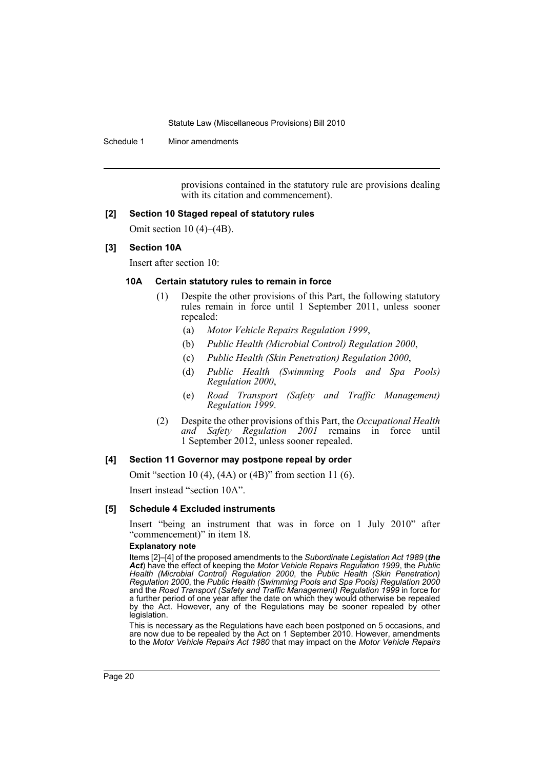provisions contained in the statutory rule are provisions dealing with its citation and commencement).

**[2] Section 10 Staged repeal of statutory rules**

Omit section 10 (4)–(4B).

**[3] Section 10A**

Insert after section 10:

**10A Certain statutory rules to remain in force**

(1) Despite the other provisions of this Part, the following statutory rules remain in force until 1 September 2011, unless sooner repealed:

(a) *Motor Vehicle Repairs Regulation 1999*,

(b) *Public Health (Microbial Control) Regulation 2000*,

(c) *Public Health (Skin Penetration) Regulation 2000*,

(d) *Public Health (Swimming Pools and Spa Pools) Regulation 2000*,

(e) *Road Transport (Safety and Traffic Management) Regulation 1999*.

(2) Despite the other provisions of this Part, the *Occupational Health and Safety Regulation 2001* remains in force until 1 September 2012, unless sooner repealed.

**[4] Section 11 Governor may postpone repeal by order**

Omit "section 10 (4), (4A) or (4B)" from section 11 (6).

Insert instead "section 10A".

**[5] Schedule 4 Excluded instruments**

Insert "being an instrument that was in force on 1 July 2010" after "commencement)" in item 18.

**Explanatory note**

Items [2]–[4] of the proposed amendments to the *Subordinate Legislation Act 1989* (***the Act***) have the effect of keeping the *Motor Vehicle Repairs Regulation 1999*, the *Public Health (Microbial Control) Regulation 2000*, the *Public Health (Skin Penetration) Regulation 2000*, the *Public Health (Swimming Pools and Spa Pools) Regulation 2000* and the *Road Transport (Safety and Traffic Management) Regulation 1999* in force for a further period of one year after the date on which they would otherwise be repealed by the Act. However, any of the Regulations may be sooner repealed by other legislation.

This is necessary as the Regulations have each been postponed on 5 occasions, and are now due to be repealed by the Act on 1 September 2010. However, amendments to the *Motor Vehicle Repairs Act 1980* that may impact on the *Motor Vehicle Repairs*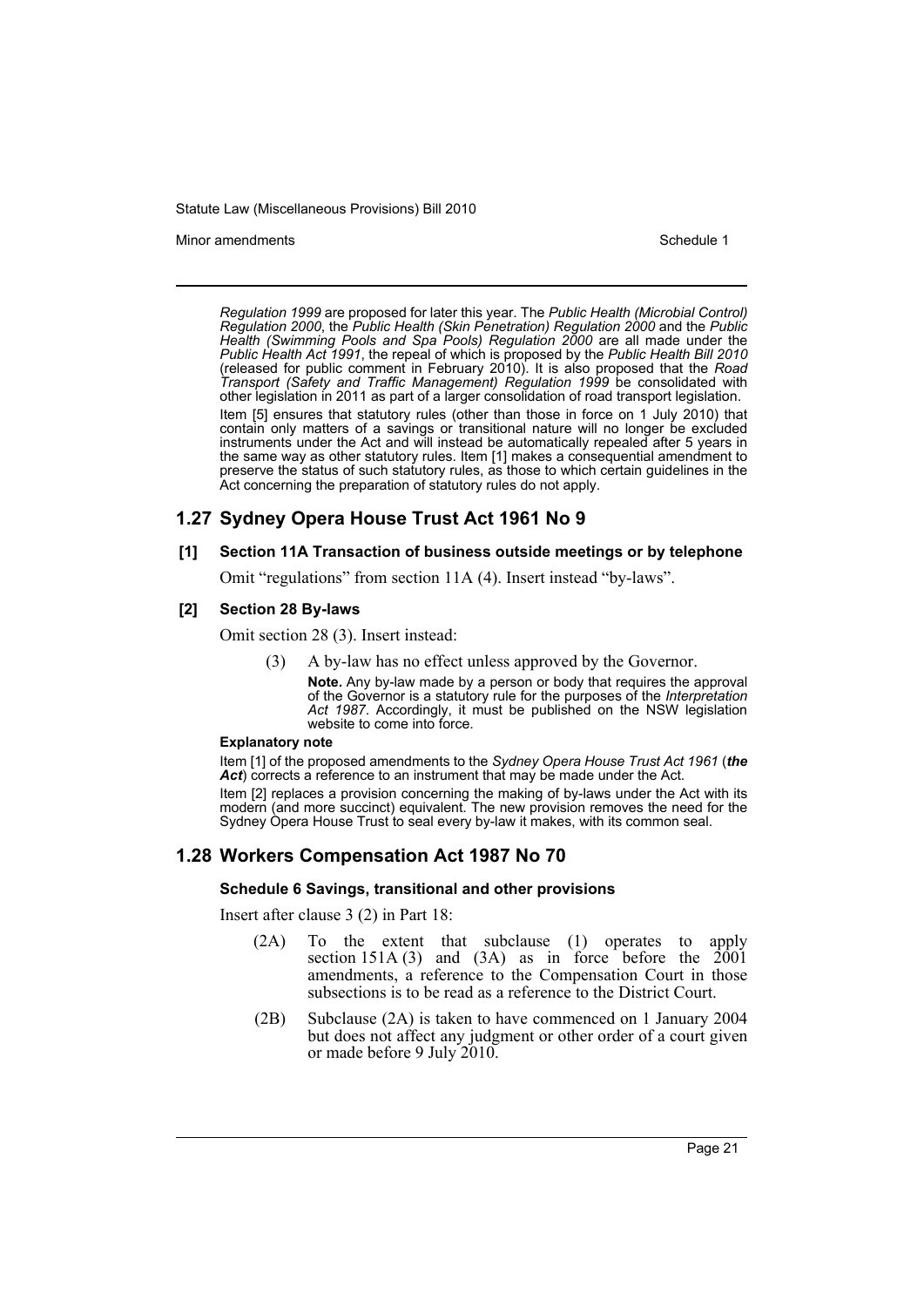*Regulation 1999* are proposed for later this year. The *Public Health (Microbial Control) Regulation 2000*, the *Public Health (Skin Penetration) Regulation 2000* and the *Public Health (Swimming Pools and Spa Pools) Regulation 2000* are all made under the *Public Health Act 1991*, the repeal of which is proposed by the *Public Health Bill 2010* (released for public comment in February 2010). It is also proposed that the *Road Transport (Safety and Traffic Management) Regulation 1999* be consolidated with other legislation in 2011 as part of a larger consolidation of road transport legislation.

Item [5] ensures that statutory rules (other than those in force on 1 July 2010) that contain only matters of a savings or transitional nature will no longer be excluded instruments under the Act and will instead be automatically repealed after 5 years in the same way as other statutory rules. Item [1] makes a consequential amendment to preserve the status of such statutory rules, as those to which certain guidelines in the Act concerning the preparation of statutory rules do not apply.

## 1.27 Sydney Opera House Trust Act 1961 No 9

### [1] Section 11A Transaction of business outside meetings or by telephone

Omit "regulations" from section 11A (4). Insert instead "by-laws".

### [2] Section 28 By-laws

Omit section 28 (3). Insert instead:

(3) A by-law has no effect unless approved by the Governor.

**Note.** Any by-law made by a person or body that requires the approval of the Governor is a statutory rule for the purposes of the *Interpretation Act 1987*. Accordingly, it must be published on the NSW legislation website to come into force.

**Explanatory note**

Item [1] of the proposed amendments to the *Sydney Opera House Trust Act 1961* (***the Act***) corrects a reference to an instrument that may be made under the Act.

Item [2] replaces a provision concerning the making of by-laws under the Act with its modern (and more succinct) equivalent. The new provision removes the need for the Sydney Opera House Trust to seal every by-law it makes, with its common seal.

## 1.28 Workers Compensation Act 1987 No 70

### Schedule 6 Savings, transitional and other provisions

Insert after clause 3 (2) in Part 18:

(2A) To the extent that subclause (1) operates to apply section 151A (3) and (3A) as in force before the 2001 amendments, a reference to the Compensation Court in those subsections is to be read as a reference to the District Court.

(2B) Subclause (2A) is taken to have commenced on 1 January 2004 but does not affect any judgment or other order of a court given or made before 9 July 2010.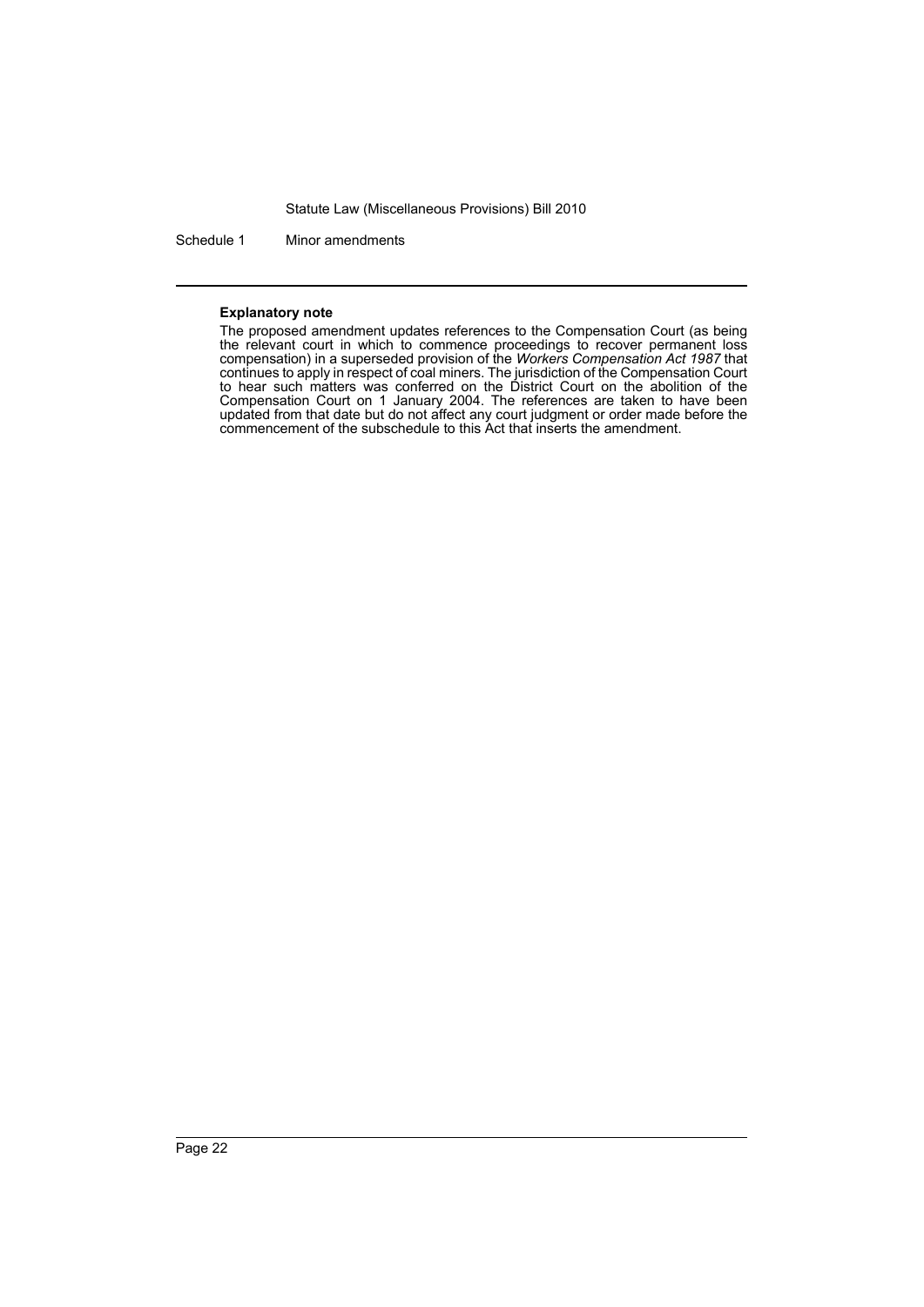#### Explanatory note

The proposed amendment updates references to the Compensation Court (as being the relevant court in which to commence proceedings to recover permanent loss compensation) in a superseded provision of the *Workers Compensation Act 1987* that continues to apply in respect of coal miners. The jurisdiction of the Compensation Court to hear such matters was conferred on the District Court on the abolition of the Compensation Court on 1 January 2004. The references are taken to have been updated from that date but do not affect any court judgment or order made before the commencement of the subschedule to this Act that inserts the amendment.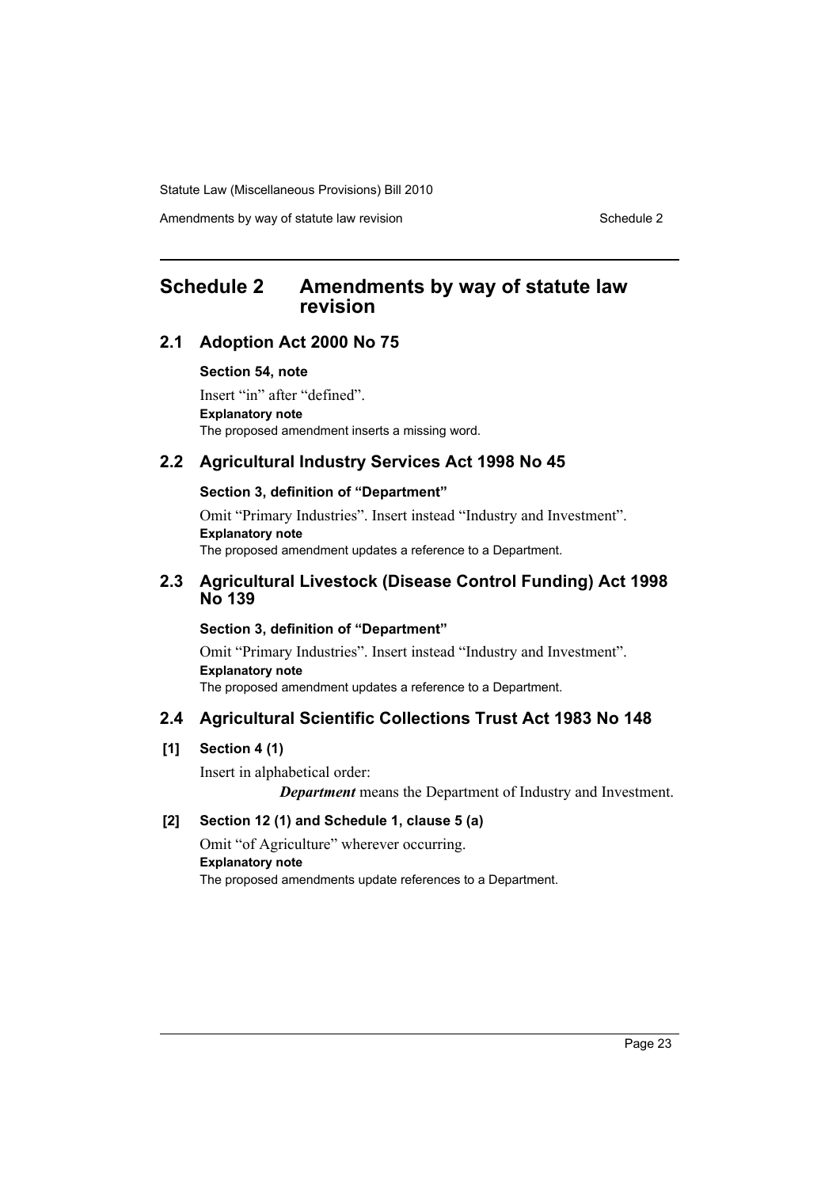# Schedule 2 Amendments by way of statute law revision

## 2.1 Adoption Act 2000 No 75

**Section 54, note**

Insert "in" after "defined".

**Explanatory note**

The proposed amendment inserts a missing word.

## 2.2 Agricultural Industry Services Act 1998 No 45

**Section 3, definition of "Department"**

Omit "Primary Industries". Insert instead "Industry and Investment".

**Explanatory note**

The proposed amendment updates a reference to a Department.

## 2.3 Agricultural Livestock (Disease Control Funding) Act 1998 No 139

**Section 3, definition of "Department"**

Omit "Primary Industries". Insert instead "Industry and Investment".

**Explanatory note**

The proposed amendment updates a reference to a Department.

## 2.4 Agricultural Scientific Collections Trust Act 1983 No 148

**[1] Section 4 (1)**

Insert in alphabetical order:

***Department*** means the Department of Industry and Investment.

**[2] Section 12 (1) and Schedule 1, clause 5 (a)**

Omit "of Agriculture" wherever occurring.

**Explanatory note**

The proposed amendments update references to a Department.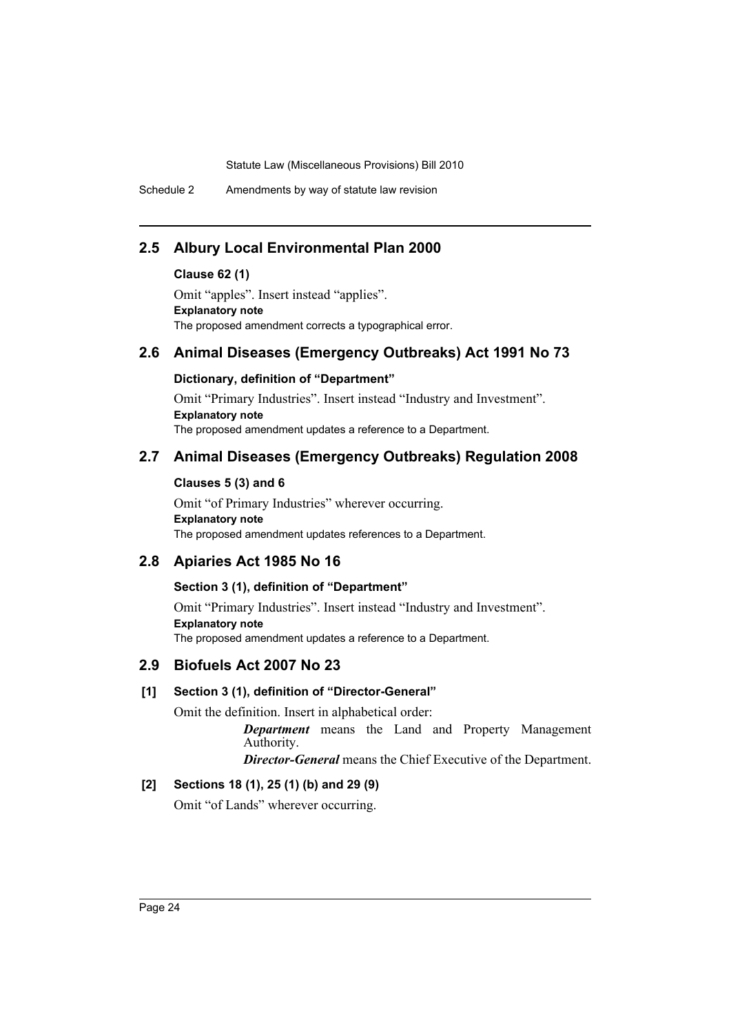## 2.5 Albury Local Environmental Plan 2000

**Clause 62 (1)**

Omit “apples”. Insert instead “applies”.

**Explanatory note**

The proposed amendment corrects a typographical error.

## 2.6 Animal Diseases (Emergency Outbreaks) Act 1991 No 73

**Dictionary, definition of “Department”**

Omit “Primary Industries”. Insert instead “Industry and Investment”.

**Explanatory note**

The proposed amendment updates a reference to a Department.

## 2.7 Animal Diseases (Emergency Outbreaks) Regulation 2008

**Clauses 5 (3) and 6**

Omit “of Primary Industries” wherever occurring.

**Explanatory note**

The proposed amendment updates references to a Department.

## 2.8 Apiaries Act 1985 No 16

**Section 3 (1), definition of “Department”**

Omit “Primary Industries”. Insert instead “Industry and Investment”.

**Explanatory note**

The proposed amendment updates a reference to a Department.

## 2.9 Biofuels Act 2007 No 23

**[1] Section 3 (1), definition of “Director-General”**

Omit the definition. Insert in alphabetical order:

> ***Department*** means the Land and Property Management Authority.
>
> ***Director-General*** means the Chief Executive of the Department.

**[2] Sections 18 (1), 25 (1) (b) and 29 (9)**

Omit “of Lands” wherever occurring.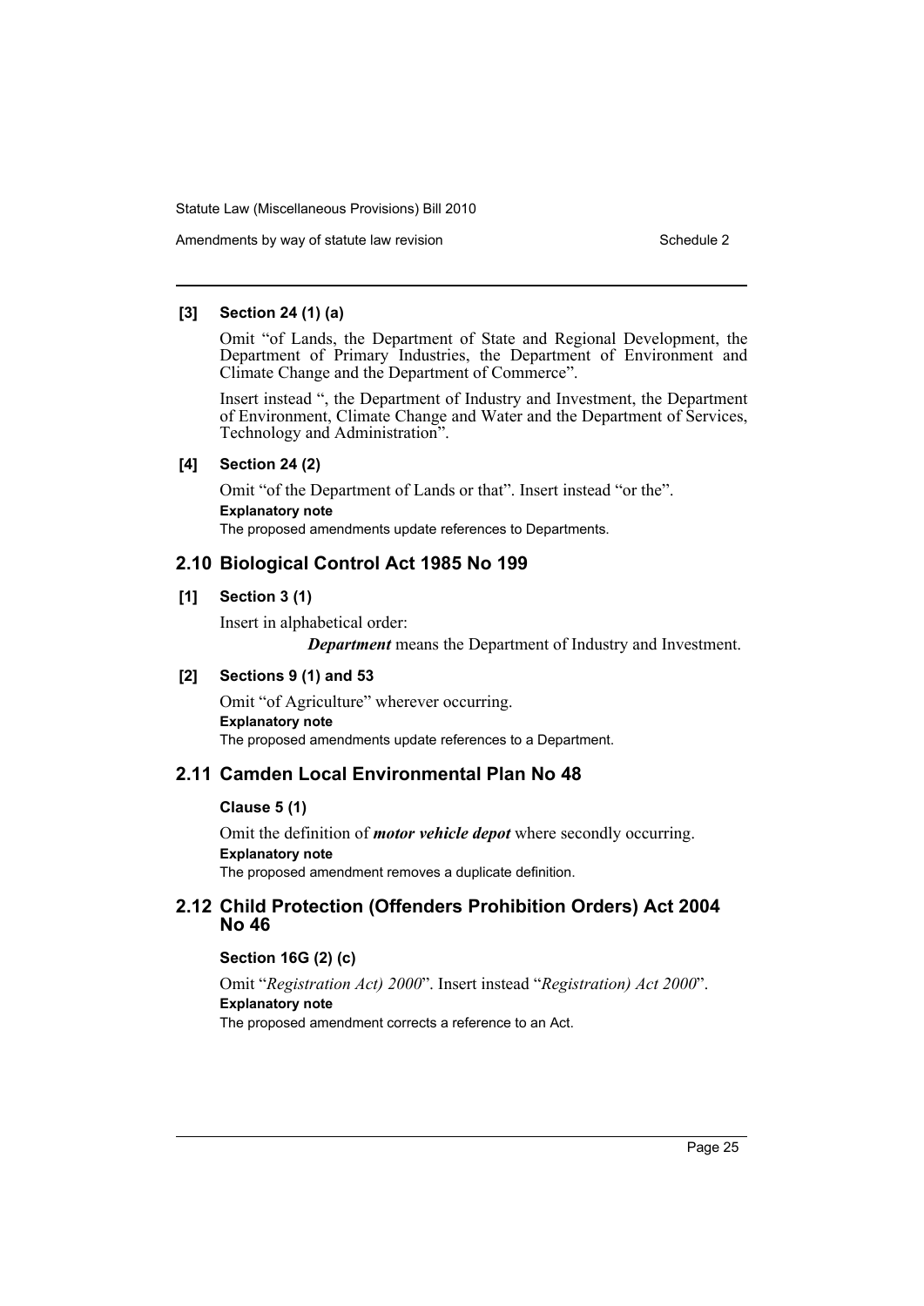### [3] Section 24 (1) (a)

Omit "of Lands, the Department of State and Regional Development, the Department of Primary Industries, the Department of Environment and Climate Change and the Department of Commerce".

Insert instead ", the Department of Industry and Investment, the Department of Environment, Climate Change and Water and the Department of Services, Technology and Administration".

### [4] Section 24 (2)

Omit "of the Department of Lands or that". Insert instead "or the".

**Explanatory note**

The proposed amendments update references to Departments.

## 2.10 Biological Control Act 1985 No 199

### [1] Section 3 (1)

Insert in alphabetical order:

***Department*** means the Department of Industry and Investment.

### [2] Sections 9 (1) and 53

Omit "of Agriculture" wherever occurring.

**Explanatory note**

The proposed amendments update references to a Department.

## 2.11 Camden Local Environmental Plan No 48

### Clause 5 (1)

Omit the definition of ***motor vehicle depot*** where secondly occurring.

**Explanatory note**

The proposed amendment removes a duplicate definition.

## 2.12 Child Protection (Offenders Prohibition Orders) Act 2004 No 46

### Section 16G (2) (c)

Omit "*Registration Act) 2000*". Insert instead "*Registration) Act 2000*".

**Explanatory note**

The proposed amendment corrects a reference to an Act.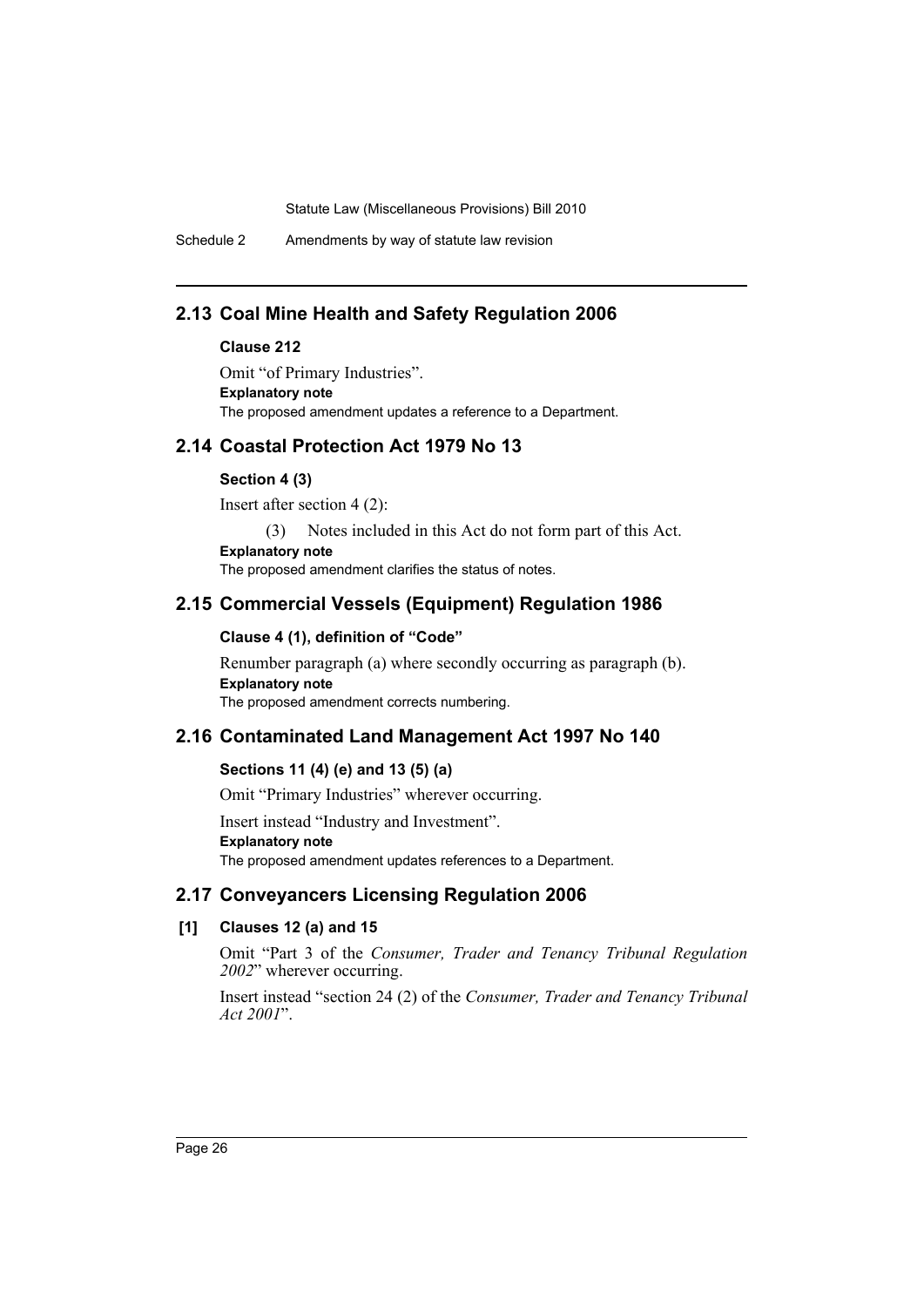## 2.13 Coal Mine Health and Safety Regulation 2006

### Clause 212

Omit "of Primary Industries".

**Explanatory note**

The proposed amendment updates a reference to a Department.

## 2.14 Coastal Protection Act 1979 No 13

### Section 4 (3)

Insert after section 4 (2):

(3) Notes included in this Act do not form part of this Act.

**Explanatory note**

The proposed amendment clarifies the status of notes.

## 2.15 Commercial Vessels (Equipment) Regulation 1986

### Clause 4 (1), definition of "Code"

Renumber paragraph (a) where secondly occurring as paragraph (b).

**Explanatory note**

The proposed amendment corrects numbering.

## 2.16 Contaminated Land Management Act 1997 No 140

### Sections 11 (4) (e) and 13 (5) (a)

Omit "Primary Industries" wherever occurring.

Insert instead "Industry and Investment".

**Explanatory note**

The proposed amendment updates references to a Department.

## 2.17 Conveyancers Licensing Regulation 2006

### [1] Clauses 12 (a) and 15

Omit "Part 3 of the *Consumer, Trader and Tenancy Tribunal Regulation 2002*" wherever occurring.

Insert instead "section 24 (2) of the *Consumer, Trader and Tenancy Tribunal Act 2001*".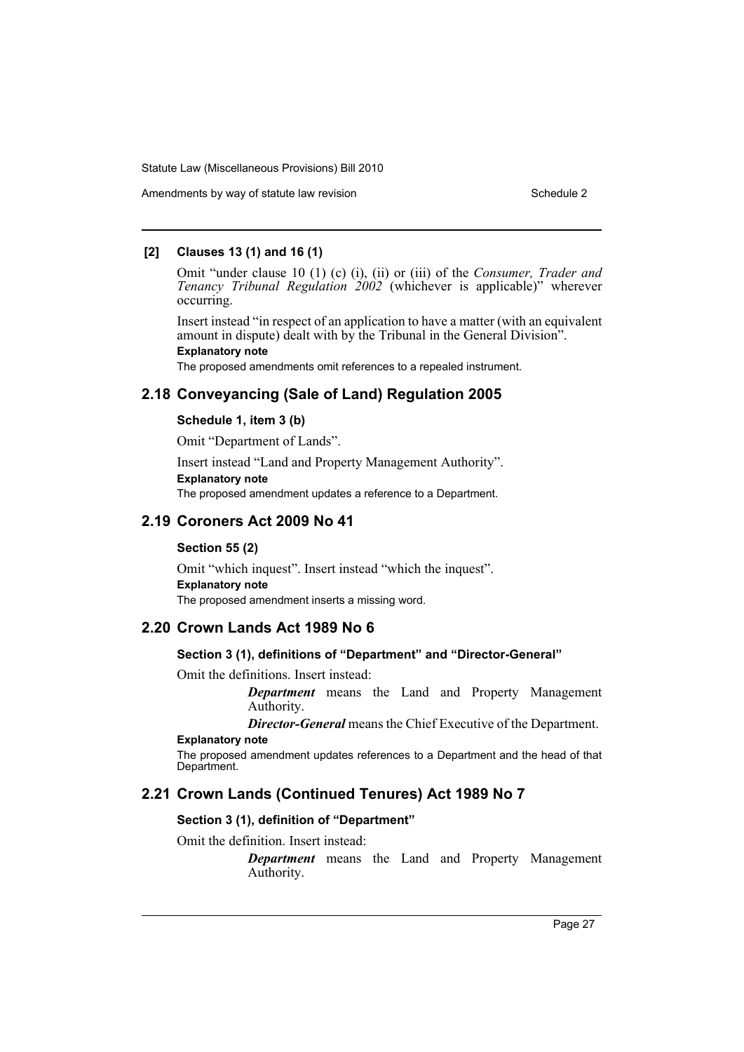**[2] Clauses 13 (1) and 16 (1)**

Omit "under clause 10 (1) (c) (i), (ii) or (iii) of the *Consumer, Trader and Tenancy Tribunal Regulation 2002* (whichever is applicable)" wherever occurring.

Insert instead "in respect of an application to have a matter (with an equivalent amount in dispute) dealt with by the Tribunal in the General Division".

**Explanatory note**

The proposed amendments omit references to a repealed instrument.

## 2.18 Conveyancing (Sale of Land) Regulation 2005

**Schedule 1, item 3 (b)**

Omit "Department of Lands".

Insert instead "Land and Property Management Authority".

**Explanatory note**

The proposed amendment updates a reference to a Department.

## 2.19 Coroners Act 2009 No 41

**Section 55 (2)**

Omit "which inquest". Insert instead "which the inquest".

**Explanatory note**

The proposed amendment inserts a missing word.

## 2.20 Crown Lands Act 1989 No 6

**Section 3 (1), definitions of "Department" and "Director-General"**

Omit the definitions. Insert instead:

> ***Department*** means the Land and Property Management Authority.
>
> ***Director-General*** means the Chief Executive of the Department.

**Explanatory note**

The proposed amendment updates references to a Department and the head of that Department.

## 2.21 Crown Lands (Continued Tenures) Act 1989 No 7

**Section 3 (1), definition of "Department"**

Omit the definition. Insert instead:

> ***Department*** means the Land and Property Management Authority.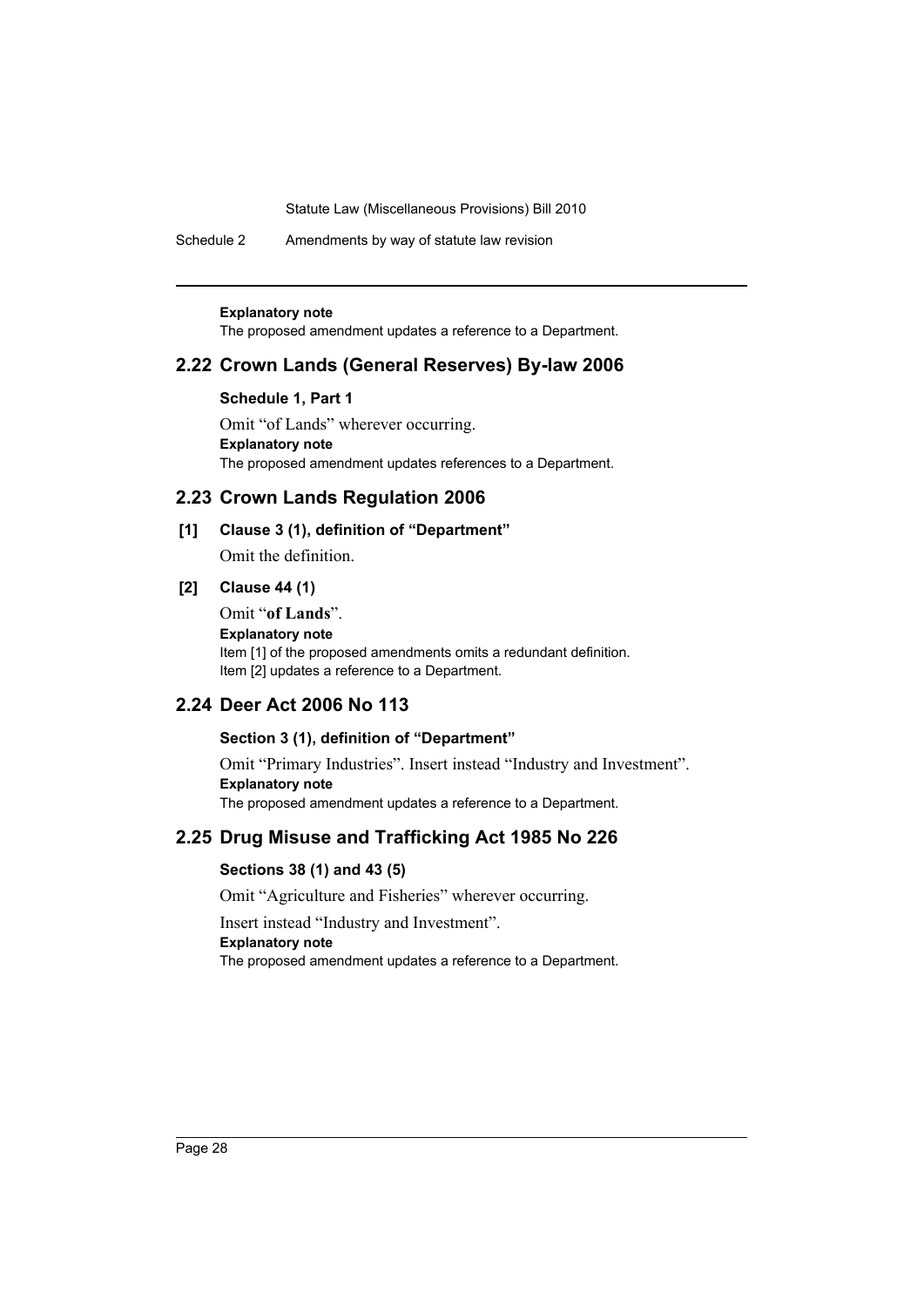**Explanatory note**

The proposed amendment updates a reference to a Department.

## 2.22 Crown Lands (General Reserves) By-law 2006

### Schedule 1, Part 1

Omit "of Lands" wherever occurring.

**Explanatory note**

The proposed amendment updates references to a Department.

## 2.23 Crown Lands Regulation 2006

### [1] Clause 3 (1), definition of "Department"

Omit the definition.

### [2] Clause 44 (1)

Omit "**of Lands**".

**Explanatory note**

Item [1] of the proposed amendments omits a redundant definition.
Item [2] updates a reference to a Department.

## 2.24 Deer Act 2006 No 113

### Section 3 (1), definition of "Department"

Omit "Primary Industries". Insert instead "Industry and Investment".

**Explanatory note**

The proposed amendment updates a reference to a Department.

## 2.25 Drug Misuse and Trafficking Act 1985 No 226

### Sections 38 (1) and 43 (5)

Omit "Agriculture and Fisheries" wherever occurring.

Insert instead "Industry and Investment".

**Explanatory note**

The proposed amendment updates a reference to a Department.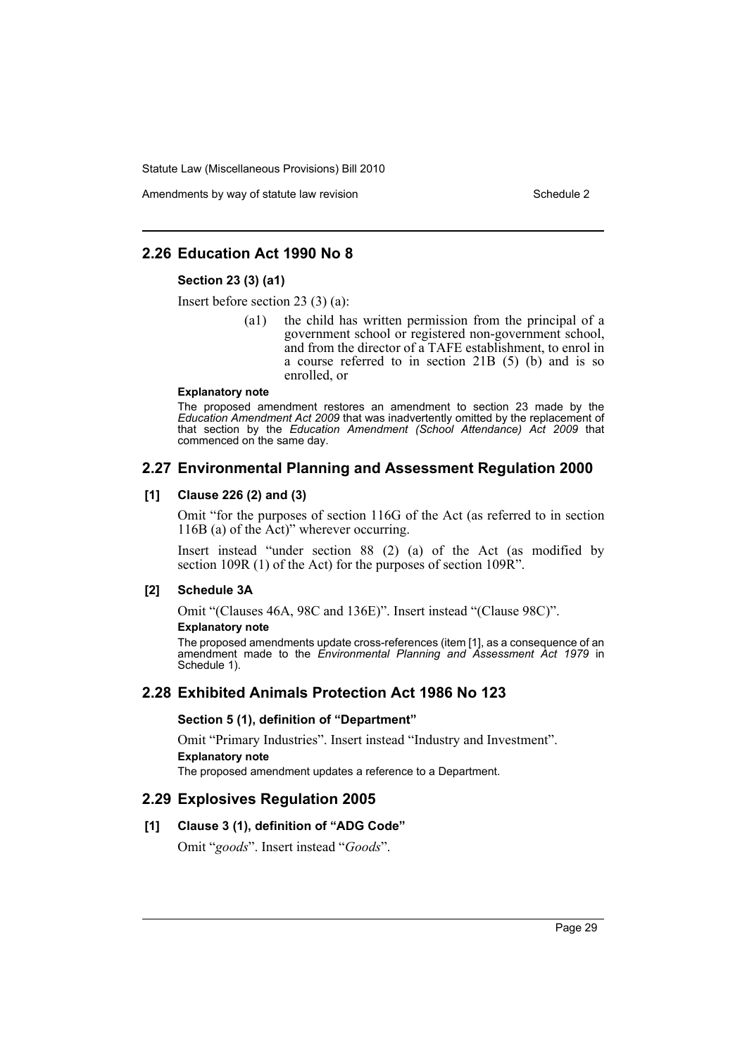## 2.26 Education Act 1990 No 8

### Section 23 (3) (a1)

Insert before section 23 (3) (a):

> (a1) the child has written permission from the principal of a government school or registered non-government school, and from the director of a TAFE establishment, to enrol in a course referred to in section 21B (5) (b) and is so enrolled, or

**Explanatory note**

The proposed amendment restores an amendment to section 23 made by the *Education Amendment Act 2009* that was inadvertently omitted by the replacement of that section by the *Education Amendment (School Attendance) Act 2009* that commenced on the same day.

## 2.27 Environmental Planning and Assessment Regulation 2000

### [1] Clause 226 (2) and (3)

Omit "for the purposes of section 116G of the Act (as referred to in section 116B (a) of the Act)" wherever occurring.

Insert instead "under section 88 (2) (a) of the Act (as modified by section 109R (1) of the Act) for the purposes of section 109R".

### [2] Schedule 3A

Omit "(Clauses 46A, 98C and 136E)". Insert instead "(Clause 98C)".

**Explanatory note**

The proposed amendments update cross-references (item [1], as a consequence of an amendment made to the *Environmental Planning and Assessment Act 1979* in Schedule 1).

## 2.28 Exhibited Animals Protection Act 1986 No 123

### Section 5 (1), definition of "Department"

Omit "Primary Industries". Insert instead "Industry and Investment".

**Explanatory note**

The proposed amendment updates a reference to a Department.

## 2.29 Explosives Regulation 2005

### [1] Clause 3 (1), definition of "ADG Code"

Omit "*goods*". Insert instead "*Goods*".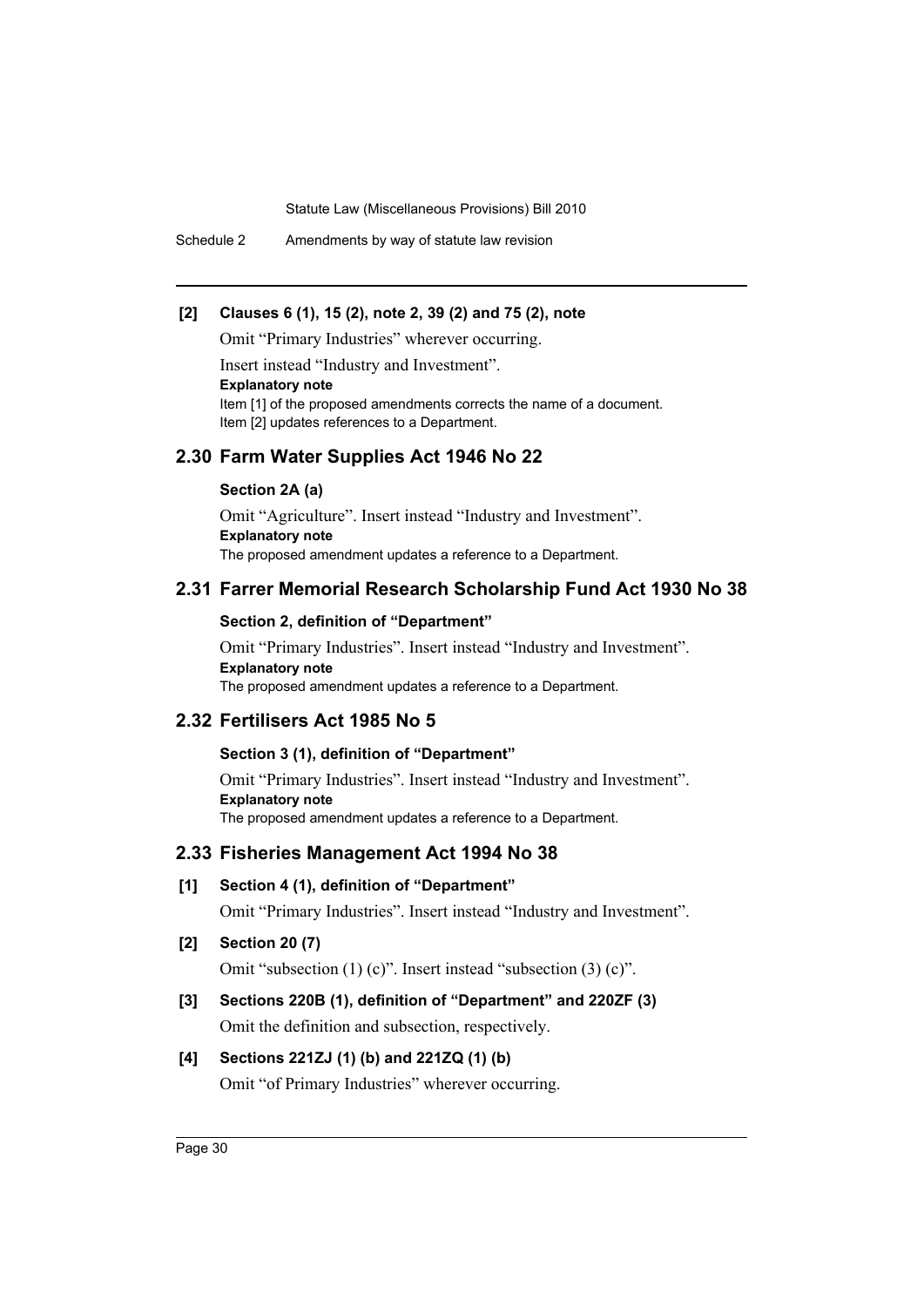**[2] Clauses 6 (1), 15 (2), note 2, 39 (2) and 75 (2), note**

Omit "Primary Industries" wherever occurring.

Insert instead "Industry and Investment".

**Explanatory note**

Item [1] of the proposed amendments corrects the name of a document.

Item [2] updates references to a Department.

## 2.30 Farm Water Supplies Act 1946 No 22

**Section 2A (a)**

Omit "Agriculture". Insert instead "Industry and Investment".

**Explanatory note**

The proposed amendment updates a reference to a Department.

## 2.31 Farrer Memorial Research Scholarship Fund Act 1930 No 38

**Section 2, definition of "Department"**

Omit "Primary Industries". Insert instead "Industry and Investment".

**Explanatory note**

The proposed amendment updates a reference to a Department.

## 2.32 Fertilisers Act 1985 No 5

**Section 3 (1), definition of "Department"**

Omit "Primary Industries". Insert instead "Industry and Investment".

**Explanatory note**

The proposed amendment updates a reference to a Department.

## 2.33 Fisheries Management Act 1994 No 38

**[1] Section 4 (1), definition of "Department"**

Omit "Primary Industries". Insert instead "Industry and Investment".

**[2] Section 20 (7)**

Omit "subsection (1) (c)". Insert instead "subsection (3) (c)".

**[3] Sections 220B (1), definition of "Department" and 220ZF (3)**

Omit the definition and subsection, respectively.

**[4] Sections 221ZJ (1) (b) and 221ZQ (1) (b)**

Omit "of Primary Industries" wherever occurring.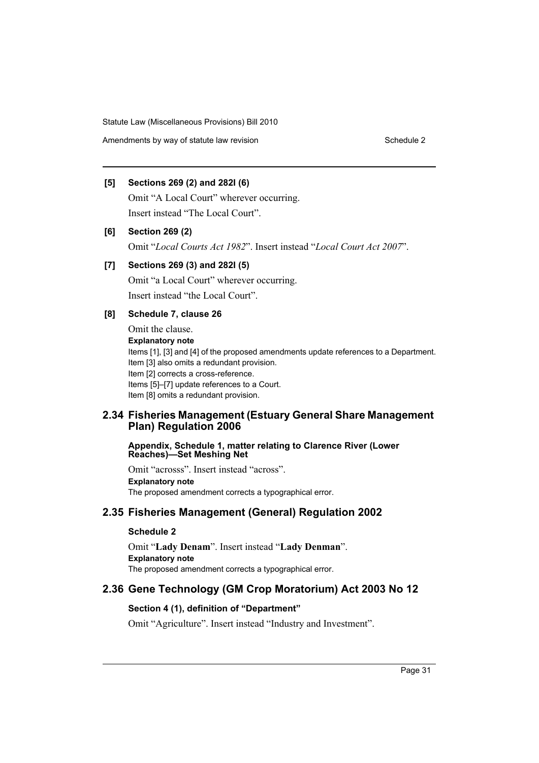**[5] Sections 269 (2) and 282I (6)**

Omit "A Local Court" wherever occurring.

Insert instead "The Local Court".

**[6] Section 269 (2)**

Omit "*Local Courts Act 1982*". Insert instead "*Local Court Act 2007*".

**[7] Sections 269 (3) and 282I (5)**

Omit "a Local Court" wherever occurring.

Insert instead "the Local Court".

**[8] Schedule 7, clause 26**

Omit the clause.

**Explanatory note**

Items [1], [3] and [4] of the proposed amendments update references to a Department.
Item [3] also omits a redundant provision.
Item [2] corrects a cross-reference.
Items [5]–[7] update references to a Court.
Item [8] omits a redundant provision.

## 2.34 Fisheries Management (Estuary General Share Management Plan) Regulation 2006

**Appendix, Schedule 1, matter relating to Clarence River (Lower Reaches)—Set Meshing Net**

Omit "acrosss". Insert instead "across".

**Explanatory note**

The proposed amendment corrects a typographical error.

## 2.35 Fisheries Management (General) Regulation 2002

**Schedule 2**

Omit "**Lady Denam**". Insert instead "**Lady Denman**".

**Explanatory note**

The proposed amendment corrects a typographical error.

## 2.36 Gene Technology (GM Crop Moratorium) Act 2003 No 12

**Section 4 (1), definition of "Department"**

Omit "Agriculture". Insert instead "Industry and Investment".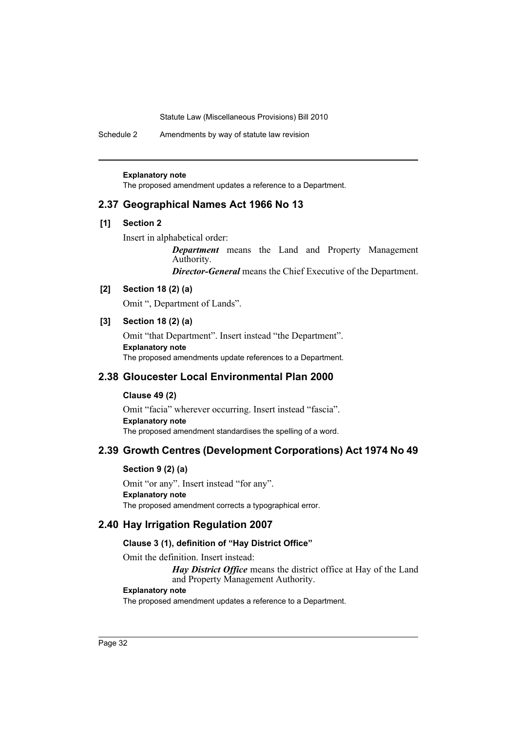**Explanatory note**

The proposed amendment updates a reference to a Department.

## 2.37 Geographical Names Act 1966 No 13

### [1] Section 2

Insert in alphabetical order:

> ***Department*** means the Land and Property Management Authority.
>
> ***Director-General*** means the Chief Executive of the Department.

### [2] Section 18 (2) (a)

Omit ", Department of Lands".

### [3] Section 18 (2) (a)

Omit "that Department". Insert instead "the Department".

**Explanatory note**

The proposed amendments update references to a Department.

## 2.38 Gloucester Local Environmental Plan 2000

### Clause 49 (2)

Omit "facia" wherever occurring. Insert instead "fascia".

**Explanatory note**

The proposed amendment standardises the spelling of a word.

## 2.39 Growth Centres (Development Corporations) Act 1974 No 49

### Section 9 (2) (a)

Omit "or any". Insert instead "for any".

**Explanatory note**

The proposed amendment corrects a typographical error.

## 2.40 Hay Irrigation Regulation 2007

### Clause 3 (1), definition of "Hay District Office"

Omit the definition. Insert instead:

> ***Hay District Office*** means the district office at Hay of the Land and Property Management Authority.

**Explanatory note**

The proposed amendment updates a reference to a Department.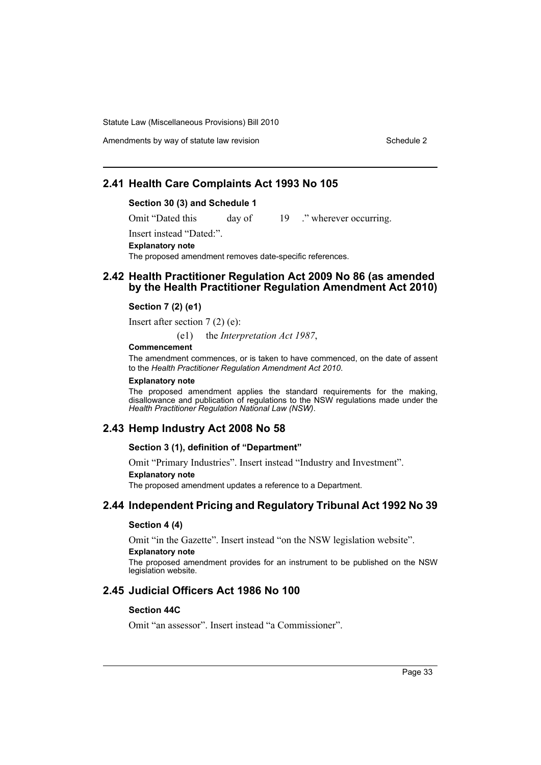## 2.41 Health Care Complaints Act 1993 No 105

### Section 30 (3) and Schedule 1

Omit "Dated this day of 19 ." wherever occurring.

Insert instead "Dated:".

**Explanatory note**

The proposed amendment removes date-specific references.

## 2.42 Health Practitioner Regulation Act 2009 No 86 (as amended by the Health Practitioner Regulation Amendment Act 2010)

### Section 7 (2) (e1)

Insert after section 7 (2) (e):

(e1) the *Interpretation Act 1987*,

**Commencement**

The amendment commences, or is taken to have commenced, on the date of assent to the *Health Practitioner Regulation Amendment Act 2010*.

**Explanatory note**

The proposed amendment applies the standard requirements for the making, disallowance and publication of regulations to the NSW regulations made under the *Health Practitioner Regulation National Law (NSW)*.

## 2.43 Hemp Industry Act 2008 No 58

### Section 3 (1), definition of "Department"

Omit "Primary Industries". Insert instead "Industry and Investment".

**Explanatory note**

The proposed amendment updates a reference to a Department.

## 2.44 Independent Pricing and Regulatory Tribunal Act 1992 No 39

### Section 4 (4)

Omit "in the Gazette". Insert instead "on the NSW legislation website".

**Explanatory note**

The proposed amendment provides for an instrument to be published on the NSW legislation website.

## 2.45 Judicial Officers Act 1986 No 100

### Section 44C

Omit "an assessor". Insert instead "a Commissioner".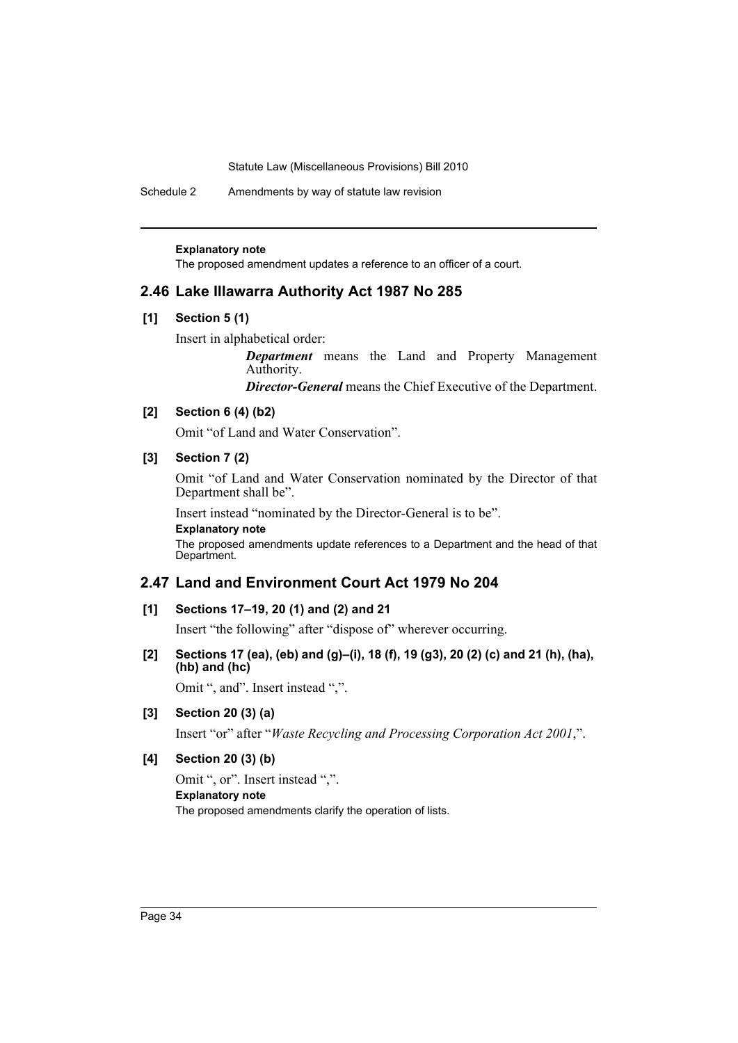**Explanatory note**

The proposed amendment updates a reference to an officer of a court.

## 2.46 Lake Illawarra Authority Act 1987 No 285

**[1] Section 5 (1)**

Insert in alphabetical order:

> ***Department*** means the Land and Property Management Authority.
>
> ***Director-General*** means the Chief Executive of the Department.

**[2] Section 6 (4) (b2)**

Omit "of Land and Water Conservation".

**[3] Section 7 (2)**

Omit "of Land and Water Conservation nominated by the Director of that Department shall be".

Insert instead "nominated by the Director-General is to be".

**Explanatory note**

The proposed amendments update references to a Department and the head of that Department.

## 2.47 Land and Environment Court Act 1979 No 204

**[1] Sections 17–19, 20 (1) and (2) and 21**

Insert "the following" after "dispose of" wherever occurring.

**[2] Sections 17 (ea), (eb) and (g)–(i), 18 (f), 19 (g3), 20 (2) (c) and 21 (h), (ha), (hb) and (hc)**

Omit ", and". Insert instead ",".

**[3] Section 20 (3) (a)**

Insert "or" after "*Waste Recycling and Processing Corporation Act 2001*,".

**[4] Section 20 (3) (b)**

Omit ", or". Insert instead ",".

**Explanatory note**

The proposed amendments clarify the operation of lists.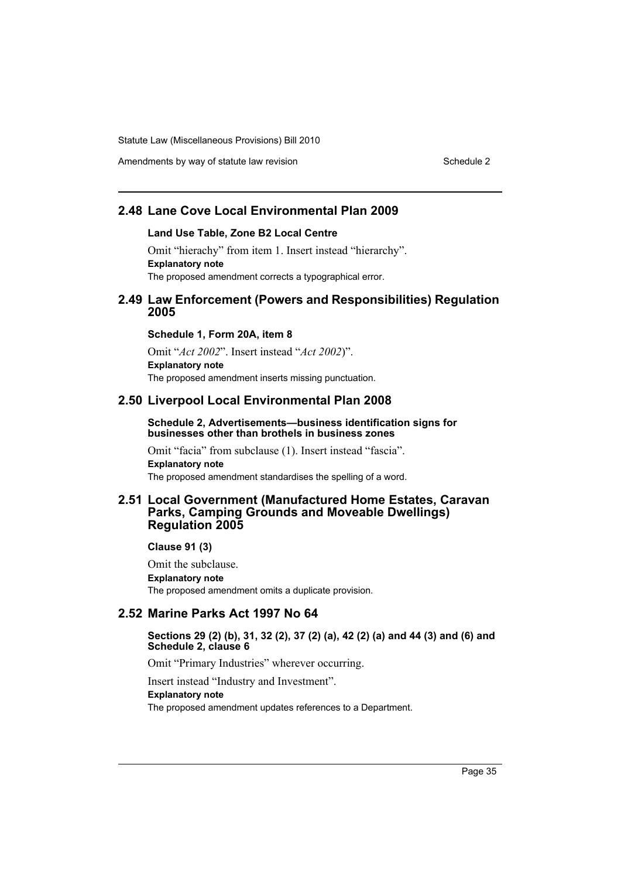## 2.48 Lane Cove Local Environmental Plan 2009

### Land Use Table, Zone B2 Local Centre

Omit "hierachy" from item 1. Insert instead "hierarchy".

**Explanatory note**

The proposed amendment corrects a typographical error.

## 2.49 Law Enforcement (Powers and Responsibilities) Regulation 2005

### Schedule 1, Form 20A, item 8

Omit "*Act 2002*". Insert instead "*Act 2002*)".

**Explanatory note**

The proposed amendment inserts missing punctuation.

## 2.50 Liverpool Local Environmental Plan 2008

### Schedule 2, Advertisements—business identification signs for businesses other than brothels in business zones

Omit "facia" from subclause (1). Insert instead "fascia".

**Explanatory note**

The proposed amendment standardises the spelling of a word.

## 2.51 Local Government (Manufactured Home Estates, Caravan Parks, Camping Grounds and Moveable Dwellings) Regulation 2005

### Clause 91 (3)

Omit the subclause.

**Explanatory note**

The proposed amendment omits a duplicate provision.

## 2.52 Marine Parks Act 1997 No 64

### Sections 29 (2) (b), 31, 32 (2), 37 (2) (a), 42 (2) (a) and 44 (3) and (6) and Schedule 2, clause 6

Omit "Primary Industries" wherever occurring.

Insert instead "Industry and Investment".

**Explanatory note**

The proposed amendment updates references to a Department.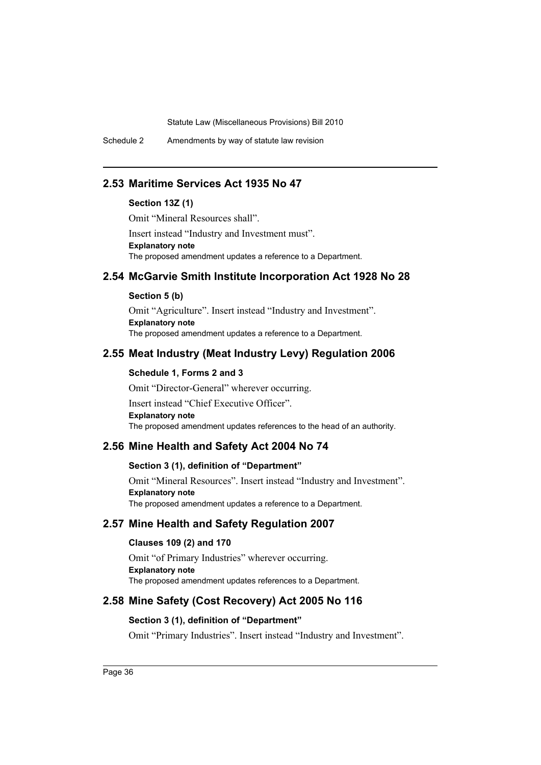## 2.53 Maritime Services Act 1935 No 47

**Section 13Z (1)**

Omit "Mineral Resources shall".

Insert instead "Industry and Investment must".

**Explanatory note**

The proposed amendment updates a reference to a Department.

## 2.54 McGarvie Smith Institute Incorporation Act 1928 No 28

**Section 5 (b)**

Omit "Agriculture". Insert instead "Industry and Investment".

**Explanatory note**

The proposed amendment updates a reference to a Department.

## 2.55 Meat Industry (Meat Industry Levy) Regulation 2006

**Schedule 1, Forms 2 and 3**

Omit "Director-General" wherever occurring.

Insert instead "Chief Executive Officer".

**Explanatory note**

The proposed amendment updates references to the head of an authority.

## 2.56 Mine Health and Safety Act 2004 No 74

**Section 3 (1), definition of "Department"**

Omit "Mineral Resources". Insert instead "Industry and Investment".

**Explanatory note**

The proposed amendment updates a reference to a Department.

## 2.57 Mine Health and Safety Regulation 2007

**Clauses 109 (2) and 170**

Omit "of Primary Industries" wherever occurring.

**Explanatory note**

The proposed amendment updates references to a Department.

## 2.58 Mine Safety (Cost Recovery) Act 2005 No 116

**Section 3 (1), definition of "Department"**

Omit "Primary Industries". Insert instead "Industry and Investment".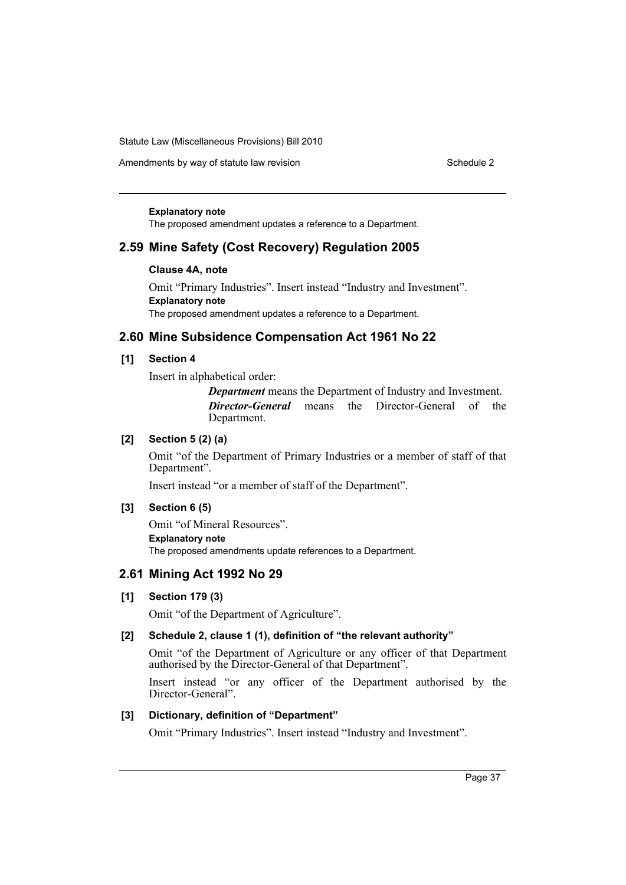**Explanatory note**

The proposed amendment updates a reference to a Department.

## 2.59 Mine Safety (Cost Recovery) Regulation 2005

### Clause 4A, note

Omit "Primary Industries". Insert instead "Industry and Investment".

**Explanatory note**

The proposed amendment updates a reference to a Department.

## 2.60 Mine Subsidence Compensation Act 1961 No 22

### [1] Section 4

Insert in alphabetical order:

> ***Department*** means the Department of Industry and Investment.
>
> ***Director-General*** means the Director-General of the Department.

### [2] Section 5 (2) (a)

Omit "of the Department of Primary Industries or a member of staff of that Department".

Insert instead "or a member of staff of the Department".

### [3] Section 6 (5)

Omit "of Mineral Resources".

**Explanatory note**

The proposed amendments update references to a Department.

## 2.61 Mining Act 1992 No 29

### [1] Section 179 (3)

Omit "of the Department of Agriculture".

### [2] Schedule 2, clause 1 (1), definition of "the relevant authority"

Omit "of the Department of Agriculture or any officer of that Department authorised by the Director-General of that Department".

Insert instead "or any officer of the Department authorised by the Director-General".

### [3] Dictionary, definition of "Department"

Omit "Primary Industries". Insert instead "Industry and Investment".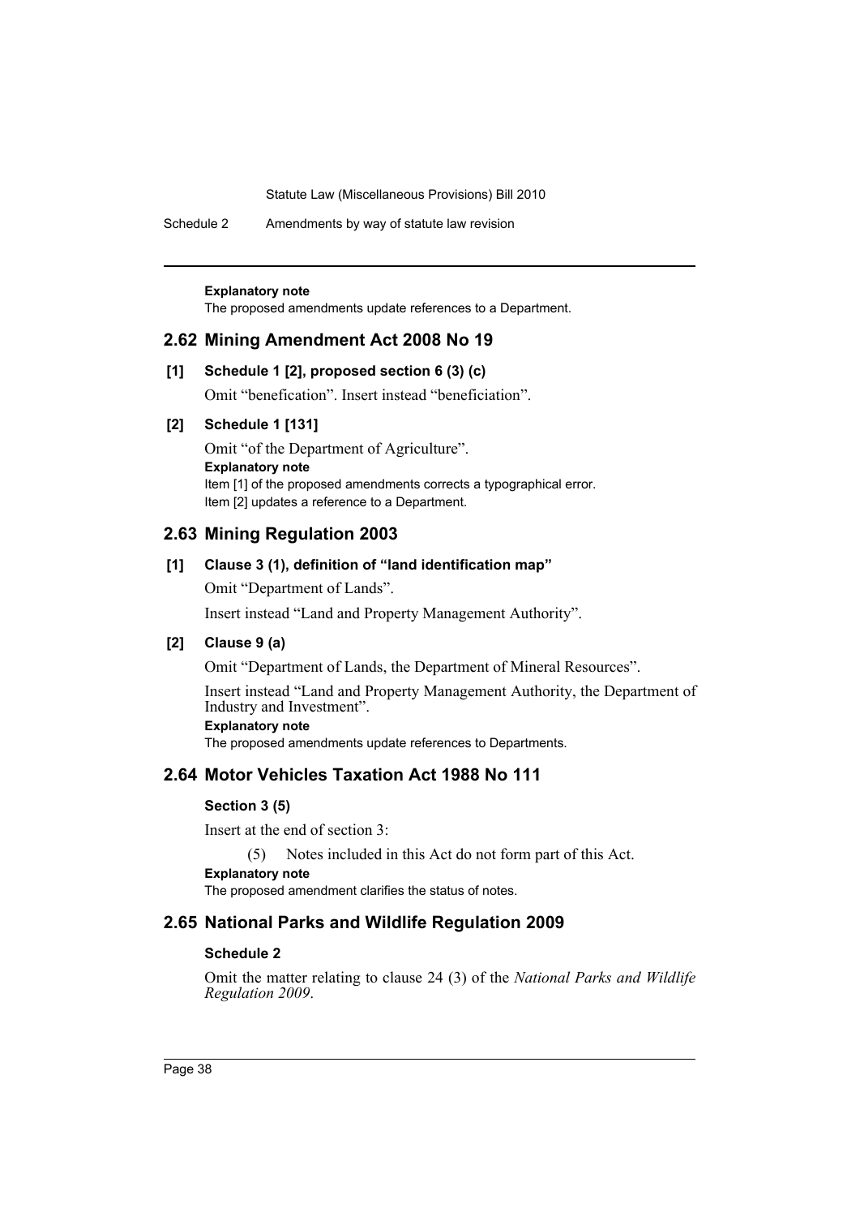**Explanatory note**

The proposed amendments update references to a Department.

## 2.62 Mining Amendment Act 2008 No 19

**[1] Schedule 1 [2], proposed section 6 (3) (c)**

Omit "benefication". Insert instead "beneficiation".

**[2] Schedule 1 [131]**

Omit "of the Department of Agriculture".

**Explanatory note**

Item [1] of the proposed amendments corrects a typographical error.

Item [2] updates a reference to a Department.

## 2.63 Mining Regulation 2003

**[1] Clause 3 (1), definition of "land identification map"**

Omit "Department of Lands".

Insert instead "Land and Property Management Authority".

**[2] Clause 9 (a)**

Omit "Department of Lands, the Department of Mineral Resources".

Insert instead "Land and Property Management Authority, the Department of Industry and Investment".

**Explanatory note**

The proposed amendments update references to Departments.

## 2.64 Motor Vehicles Taxation Act 1988 No 111

**Section 3 (5)**

Insert at the end of section 3:

(5) Notes included in this Act do not form part of this Act.

**Explanatory note**

The proposed amendment clarifies the status of notes.

## 2.65 National Parks and Wildlife Regulation 2009

**Schedule 2**

Omit the matter relating to clause 24 (3) of the *National Parks and Wildlife Regulation 2009*.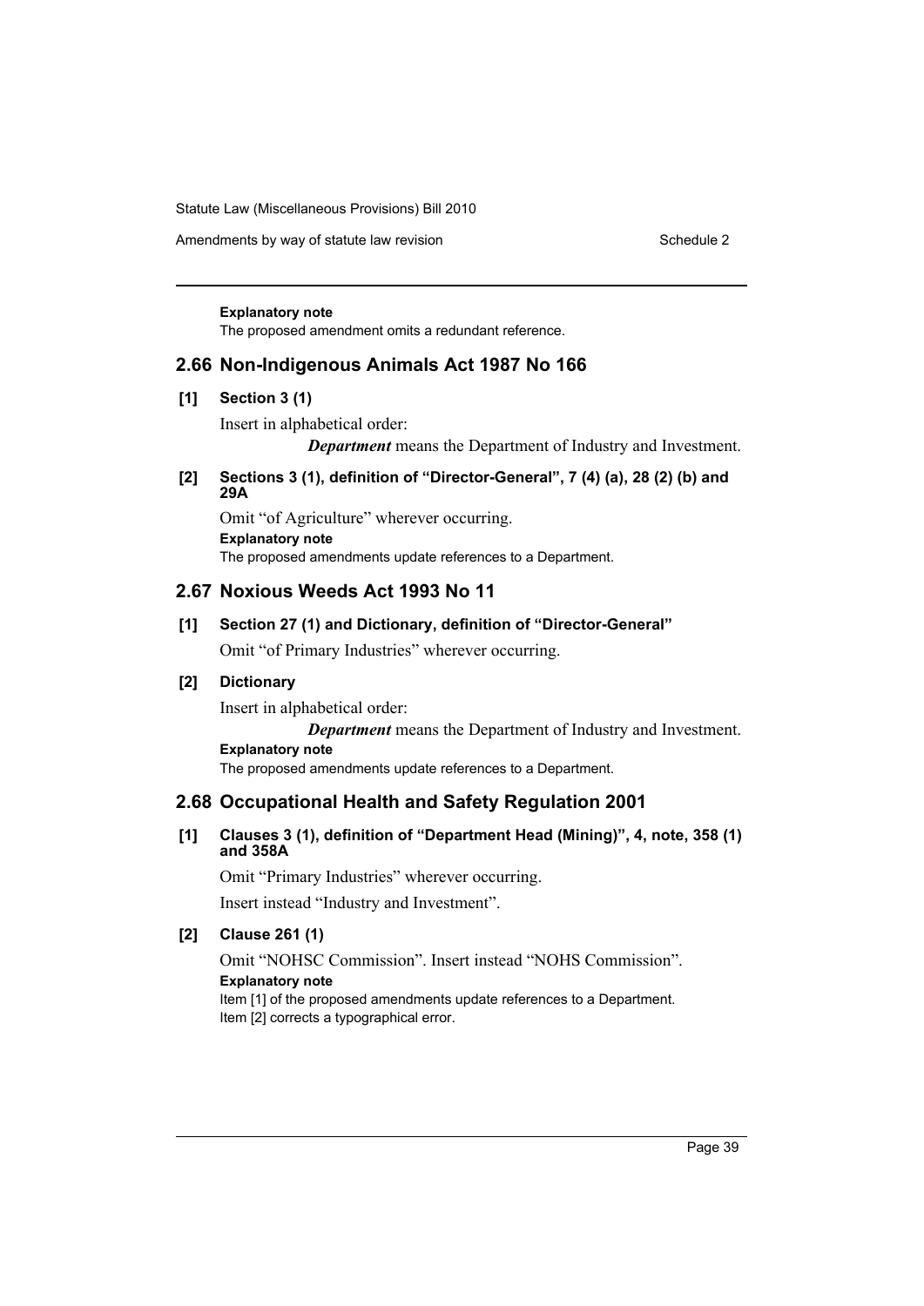**Explanatory note**

The proposed amendment omits a redundant reference.

## 2.66 Non-Indigenous Animals Act 1987 No 166

### [1] Section 3 (1)

Insert in alphabetical order:

> ***Department*** means the Department of Industry and Investment.

### [2] Sections 3 (1), definition of "Director-General", 7 (4) (a), 28 (2) (b) and 29A

Omit "of Agriculture" wherever occurring.

**Explanatory note**

The proposed amendments update references to a Department.

## 2.67 Noxious Weeds Act 1993 No 11

### [1] Section 27 (1) and Dictionary, definition of "Director-General"

Omit "of Primary Industries" wherever occurring.

### [2] Dictionary

Insert in alphabetical order:

> ***Department*** means the Department of Industry and Investment.

**Explanatory note**

The proposed amendments update references to a Department.

## 2.68 Occupational Health and Safety Regulation 2001

### [1] Clauses 3 (1), definition of "Department Head (Mining)", 4, note, 358 (1) and 358A

Omit "Primary Industries" wherever occurring.

Insert instead "Industry and Investment".

### [2] Clause 261 (1)

Omit "NOHSC Commission". Insert instead "NOHS Commission".

**Explanatory note**

Item [1] of the proposed amendments update references to a Department.

Item [2] corrects a typographical error.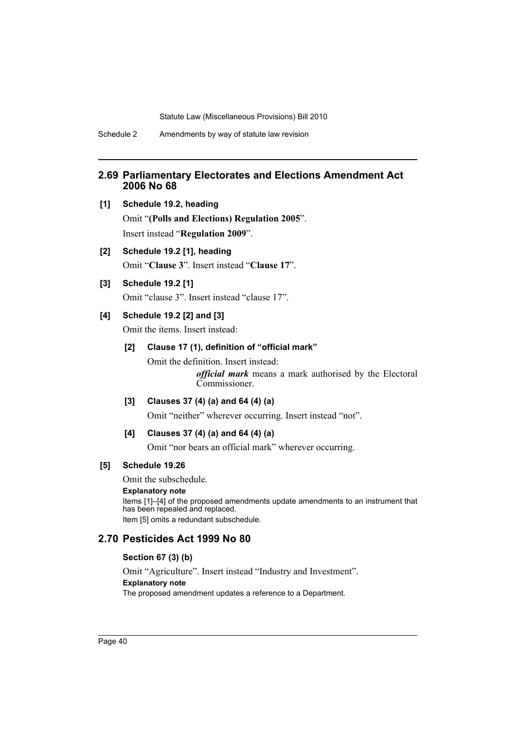## 2.69 Parliamentary Electorates and Elections Amendment Act 2006 No 68

**[1] Schedule 19.2, heading**

Omit "**(Polls and Elections) Regulation 2005**".

Insert instead "**Regulation 2009**".

**[2] Schedule 19.2 [1], heading**

Omit "**Clause 3**". Insert instead "**Clause 17**".

**[3] Schedule 19.2 [1]**

Omit "clause 3". Insert instead "clause 17".

**[4] Schedule 19.2 [2] and [3]**

Omit the items. Insert instead:

**[2] Clause 17 (1), definition of "official mark"**

Omit the definition. Insert instead:

> ***official mark*** means a mark authorised by the Electoral Commissioner.

**[3] Clauses 37 (4) (a) and 64 (4) (a)**

Omit "neither" wherever occurring. Insert instead "not".

**[4] Clauses 37 (4) (a) and 64 (4) (a)**

Omit "nor bears an official mark" wherever occurring.

**[5] Schedule 19.26**

Omit the subschedule.

**Explanatory note**

Items [1]–[4] of the proposed amendments update amendments to an instrument that has been repealed and replaced.

Item [5] omits a redundant subschedule.

## 2.70 Pesticides Act 1999 No 80

**Section 67 (3) (b)**

Omit "Agriculture". Insert instead "Industry and Investment".

**Explanatory note**

The proposed amendment updates a reference to a Department.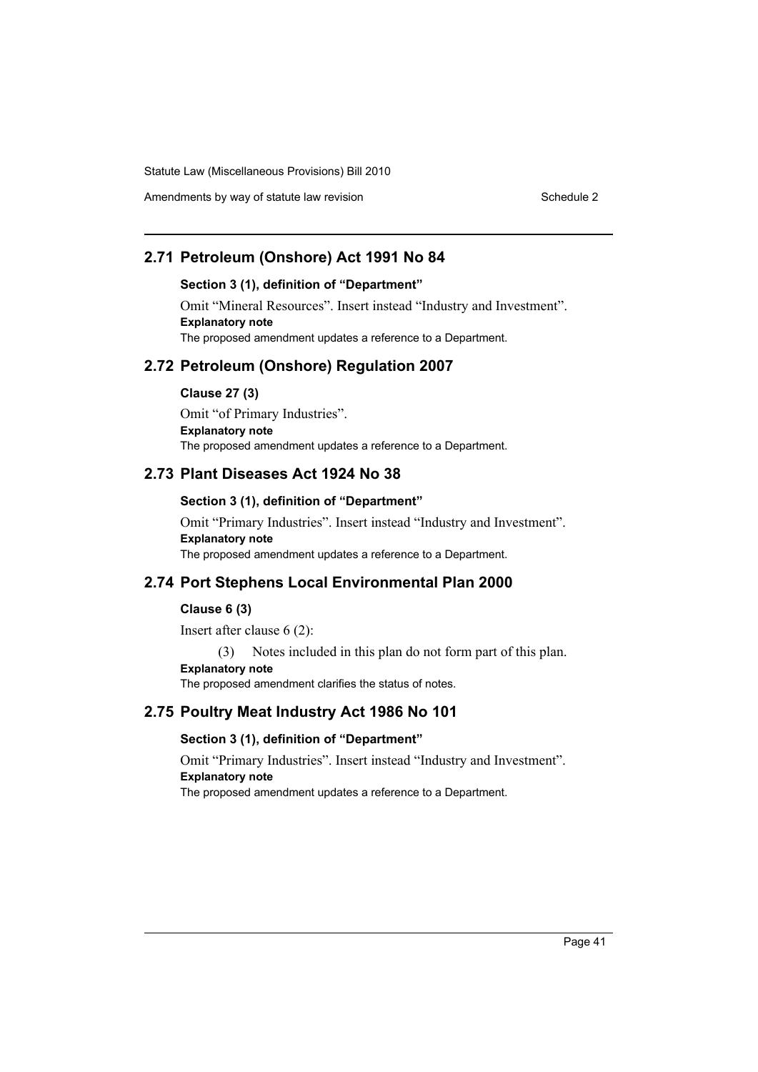## 2.71 Petroleum (Onshore) Act 1991 No 84

### Section 3 (1), definition of "Department"

Omit "Mineral Resources". Insert instead "Industry and Investment".

**Explanatory note**

The proposed amendment updates a reference to a Department.

## 2.72 Petroleum (Onshore) Regulation 2007

### Clause 27 (3)

Omit "of Primary Industries".

**Explanatory note**

The proposed amendment updates a reference to a Department.

## 2.73 Plant Diseases Act 1924 No 38

### Section 3 (1), definition of "Department"

Omit "Primary Industries". Insert instead "Industry and Investment".

**Explanatory note**

The proposed amendment updates a reference to a Department.

## 2.74 Port Stephens Local Environmental Plan 2000

### Clause 6 (3)

Insert after clause 6 (2):

(3) Notes included in this plan do not form part of this plan.

**Explanatory note**

The proposed amendment clarifies the status of notes.

## 2.75 Poultry Meat Industry Act 1986 No 101

### Section 3 (1), definition of "Department"

Omit "Primary Industries". Insert instead "Industry and Investment".

**Explanatory note**

The proposed amendment updates a reference to a Department.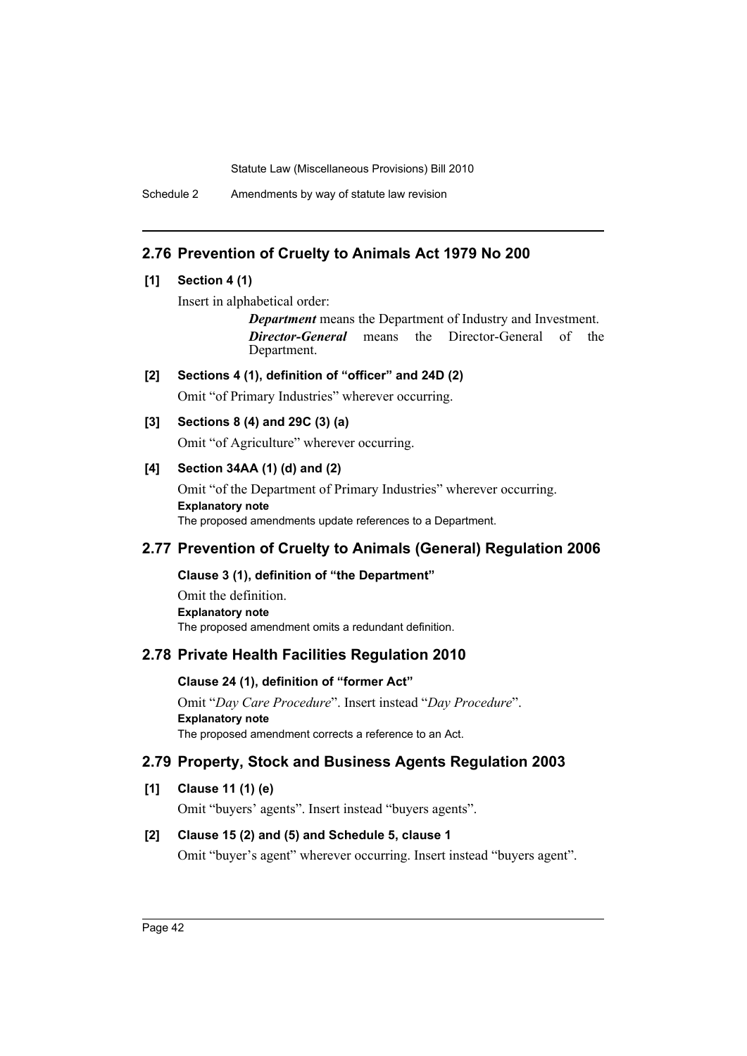## 2.76 Prevention of Cruelty to Animals Act 1979 No 200

### [1] Section 4 (1)

Insert in alphabetical order:

> ***Department*** means the Department of Industry and Investment.
>
> ***Director-General*** means the Director-General of the Department.

### [2] Sections 4 (1), definition of "officer" and 24D (2)

Omit "of Primary Industries" wherever occurring.

### [3] Sections 8 (4) and 29C (3) (a)

Omit "of Agriculture" wherever occurring.

### [4] Section 34AA (1) (d) and (2)

Omit "of the Department of Primary Industries" wherever occurring.

**Explanatory note**

The proposed amendments update references to a Department.

## 2.77 Prevention of Cruelty to Animals (General) Regulation 2006

### Clause 3 (1), definition of "the Department"

Omit the definition.

**Explanatory note**

The proposed amendment omits a redundant definition.

## 2.78 Private Health Facilities Regulation 2010

### Clause 24 (1), definition of "former Act"

Omit "*Day Care Procedure*". Insert instead "*Day Procedure*".

**Explanatory note**

The proposed amendment corrects a reference to an Act.

## 2.79 Property, Stock and Business Agents Regulation 2003

### [1] Clause 11 (1) (e)

Omit "buyers' agents". Insert instead "buyers agents".

### [2] Clause 15 (2) and (5) and Schedule 5, clause 1

Omit "buyer's agent" wherever occurring. Insert instead "buyers agent".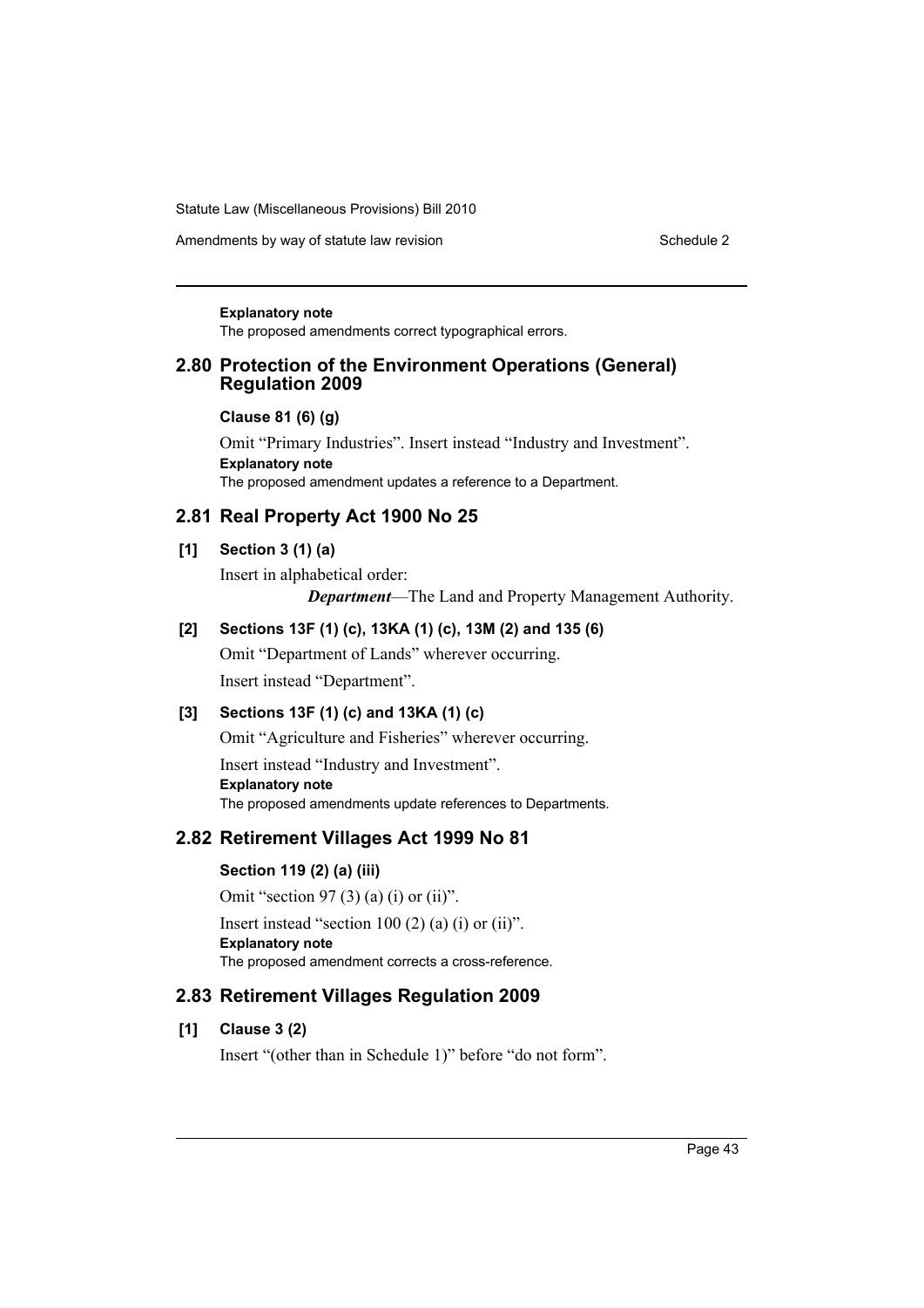**Explanatory note**

The proposed amendments correct typographical errors.

## 2.80 Protection of the Environment Operations (General) Regulation 2009

### Clause 81 (6) (g)

Omit "Primary Industries". Insert instead "Industry and Investment".

**Explanatory note**

The proposed amendment updates a reference to a Department.

## 2.81 Real Property Act 1900 No 25

### [1] Section 3 (1) (a)

Insert in alphabetical order:

***Department***—The Land and Property Management Authority.

### [2] Sections 13F (1) (c), 13KA (1) (c), 13M (2) and 135 (6)

Omit "Department of Lands" wherever occurring.

Insert instead "Department".

### [3] Sections 13F (1) (c) and 13KA (1) (c)

Omit "Agriculture and Fisheries" wherever occurring.

Insert instead "Industry and Investment".

**Explanatory note**

The proposed amendments update references to Departments.

## 2.82 Retirement Villages Act 1999 No 81

### Section 119 (2) (a) (iii)

Omit "section 97 (3) (a) (i) or (ii)".

Insert instead "section 100 (2) (a) (i) or (ii)".

**Explanatory note**

The proposed amendment corrects a cross-reference.

## 2.83 Retirement Villages Regulation 2009

### [1] Clause 3 (2)

Insert "(other than in Schedule 1)" before "do not form".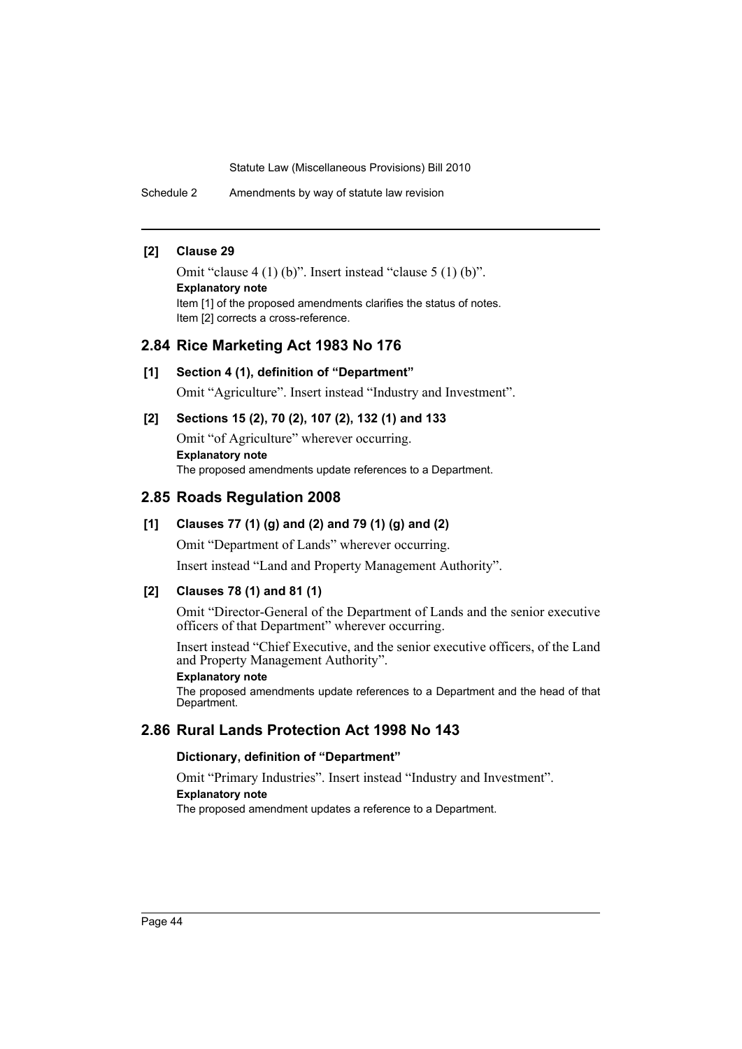**[2] Clause 29**

Omit "clause 4 (1) (b)". Insert instead "clause 5 (1) (b)".

**Explanatory note**

Item [1] of the proposed amendments clarifies the status of notes.

Item [2] corrects a cross-reference.

## 2.84 Rice Marketing Act 1983 No 176

**[1] Section 4 (1), definition of "Department"**

Omit "Agriculture". Insert instead "Industry and Investment".

**[2] Sections 15 (2), 70 (2), 107 (2), 132 (1) and 133**

Omit "of Agriculture" wherever occurring.

**Explanatory note**

The proposed amendments update references to a Department.

## 2.85 Roads Regulation 2008

**[1] Clauses 77 (1) (g) and (2) and 79 (1) (g) and (2)**

Omit "Department of Lands" wherever occurring.

Insert instead "Land and Property Management Authority".

**[2] Clauses 78 (1) and 81 (1)**

Omit "Director-General of the Department of Lands and the senior executive officers of that Department" wherever occurring.

Insert instead "Chief Executive, and the senior executive officers, of the Land and Property Management Authority".

**Explanatory note**

The proposed amendments update references to a Department and the head of that Department.

## 2.86 Rural Lands Protection Act 1998 No 143

**Dictionary, definition of "Department"**

Omit "Primary Industries". Insert instead "Industry and Investment".

**Explanatory note**

The proposed amendment updates a reference to a Department.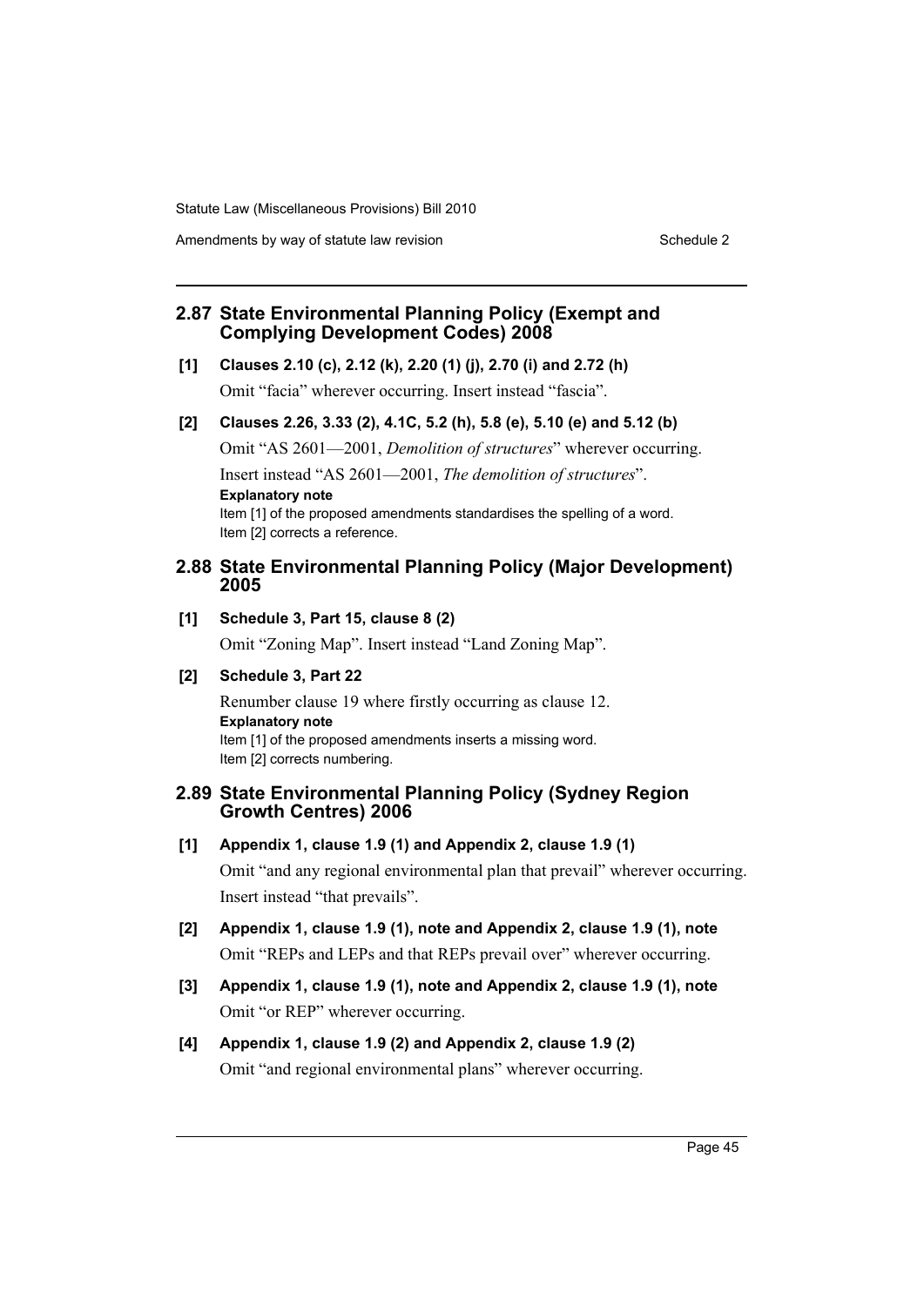## 2.87 State Environmental Planning Policy (Exempt and Complying Development Codes) 2008

**[1] Clauses 2.10 (c), 2.12 (k), 2.20 (1) (j), 2.70 (i) and 2.72 (h)**

Omit “facia” wherever occurring. Insert instead “fascia”.

**[2] Clauses 2.26, 3.33 (2), 4.1C, 5.2 (h), 5.8 (e), 5.10 (e) and 5.12 (b)**

Omit “AS 2601—2001, *Demolition of structures*” wherever occurring.

Insert instead “AS 2601—2001, *The demolition of structures*”.

**Explanatory note**

Item [1] of the proposed amendments standardises the spelling of a word.

Item [2] corrects a reference.

## 2.88 State Environmental Planning Policy (Major Development) 2005

**[1] Schedule 3, Part 15, clause 8 (2)**

Omit “Zoning Map”. Insert instead “Land Zoning Map”.

**[2] Schedule 3, Part 22**

Renumber clause 19 where firstly occurring as clause 12.

**Explanatory note**

Item [1] of the proposed amendments inserts a missing word.

Item [2] corrects numbering.

## 2.89 State Environmental Planning Policy (Sydney Region Growth Centres) 2006

**[1] Appendix 1, clause 1.9 (1) and Appendix 2, clause 1.9 (1)**

Omit “and any regional environmental plan that prevail” wherever occurring. Insert instead “that prevails”.

**[2] Appendix 1, clause 1.9 (1), note and Appendix 2, clause 1.9 (1), note**

Omit “REPs and LEPs and that REPs prevail over” wherever occurring.

**[3] Appendix 1, clause 1.9 (1), note and Appendix 2, clause 1.9 (1), note**

Omit “or REP” wherever occurring.

**[4] Appendix 1, clause 1.9 (2) and Appendix 2, clause 1.9 (2)**

Omit “and regional environmental plans” wherever occurring.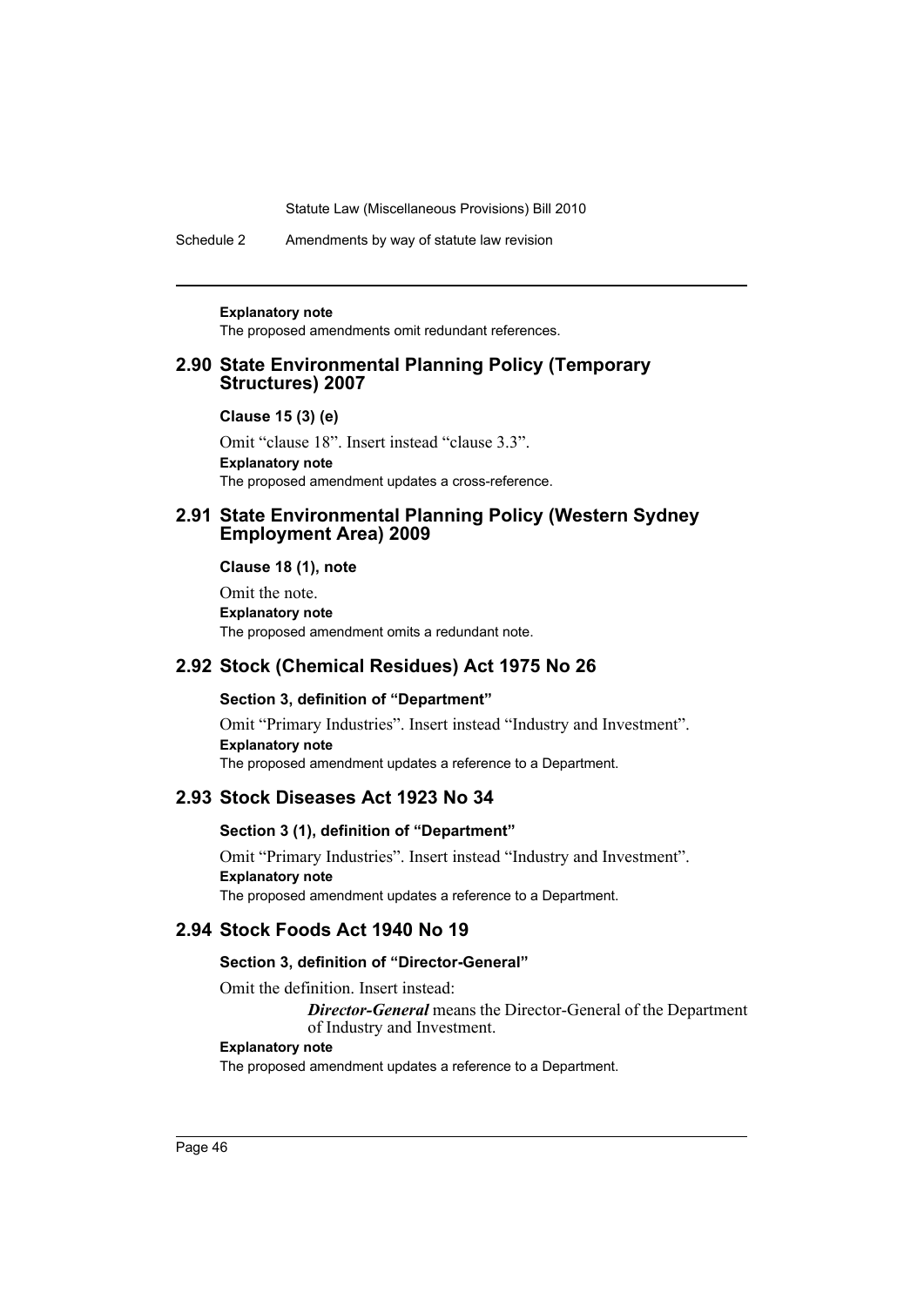**Explanatory note**

The proposed amendments omit redundant references.

## 2.90 State Environmental Planning Policy (Temporary Structures) 2007

### Clause 15 (3) (e)

Omit "clause 18". Insert instead "clause 3.3".

**Explanatory note**

The proposed amendment updates a cross-reference.

## 2.91 State Environmental Planning Policy (Western Sydney Employment Area) 2009

### Clause 18 (1), note

Omit the note.

**Explanatory note**

The proposed amendment omits a redundant note.

## 2.92 Stock (Chemical Residues) Act 1975 No 26

### Section 3, definition of "Department"

Omit "Primary Industries". Insert instead "Industry and Investment".

**Explanatory note**

The proposed amendment updates a reference to a Department.

## 2.93 Stock Diseases Act 1923 No 34

### Section 3 (1), definition of "Department"

Omit "Primary Industries". Insert instead "Industry and Investment".

**Explanatory note**

The proposed amendment updates a reference to a Department.

## 2.94 Stock Foods Act 1940 No 19

### Section 3, definition of "Director-General"

Omit the definition. Insert instead:

> ***Director-General*** means the Director-General of the Department of Industry and Investment.

**Explanatory note**

The proposed amendment updates a reference to a Department.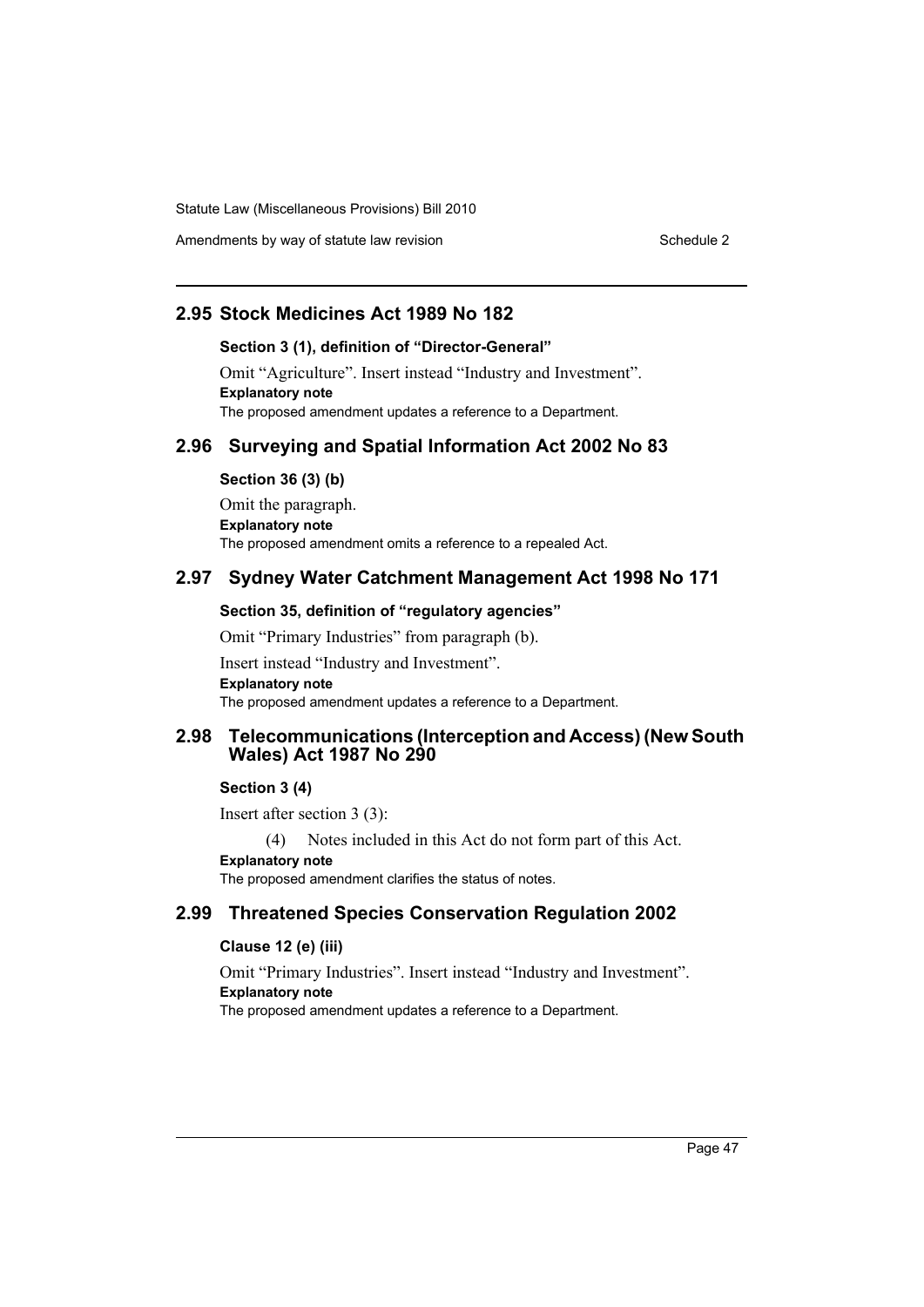## 2.95 Stock Medicines Act 1989 No 182

### Section 3 (1), definition of "Director-General"

Omit "Agriculture". Insert instead "Industry and Investment".

**Explanatory note**

The proposed amendment updates a reference to a Department.

## 2.96 Surveying and Spatial Information Act 2002 No 83

### Section 36 (3) (b)

Omit the paragraph.

**Explanatory note**

The proposed amendment omits a reference to a repealed Act.

## 2.97 Sydney Water Catchment Management Act 1998 No 171

### Section 35, definition of "regulatory agencies"

Omit "Primary Industries" from paragraph (b).

Insert instead "Industry and Investment".

**Explanatory note**

The proposed amendment updates a reference to a Department.

## 2.98 Telecommunications (Interception and Access) (New South Wales) Act 1987 No 290

### Section 3 (4)

Insert after section 3 (3):

(4) Notes included in this Act do not form part of this Act.

**Explanatory note**

The proposed amendment clarifies the status of notes.

## 2.99 Threatened Species Conservation Regulation 2002

### Clause 12 (e) (iii)

Omit "Primary Industries". Insert instead "Industry and Investment".

**Explanatory note**

The proposed amendment updates a reference to a Department.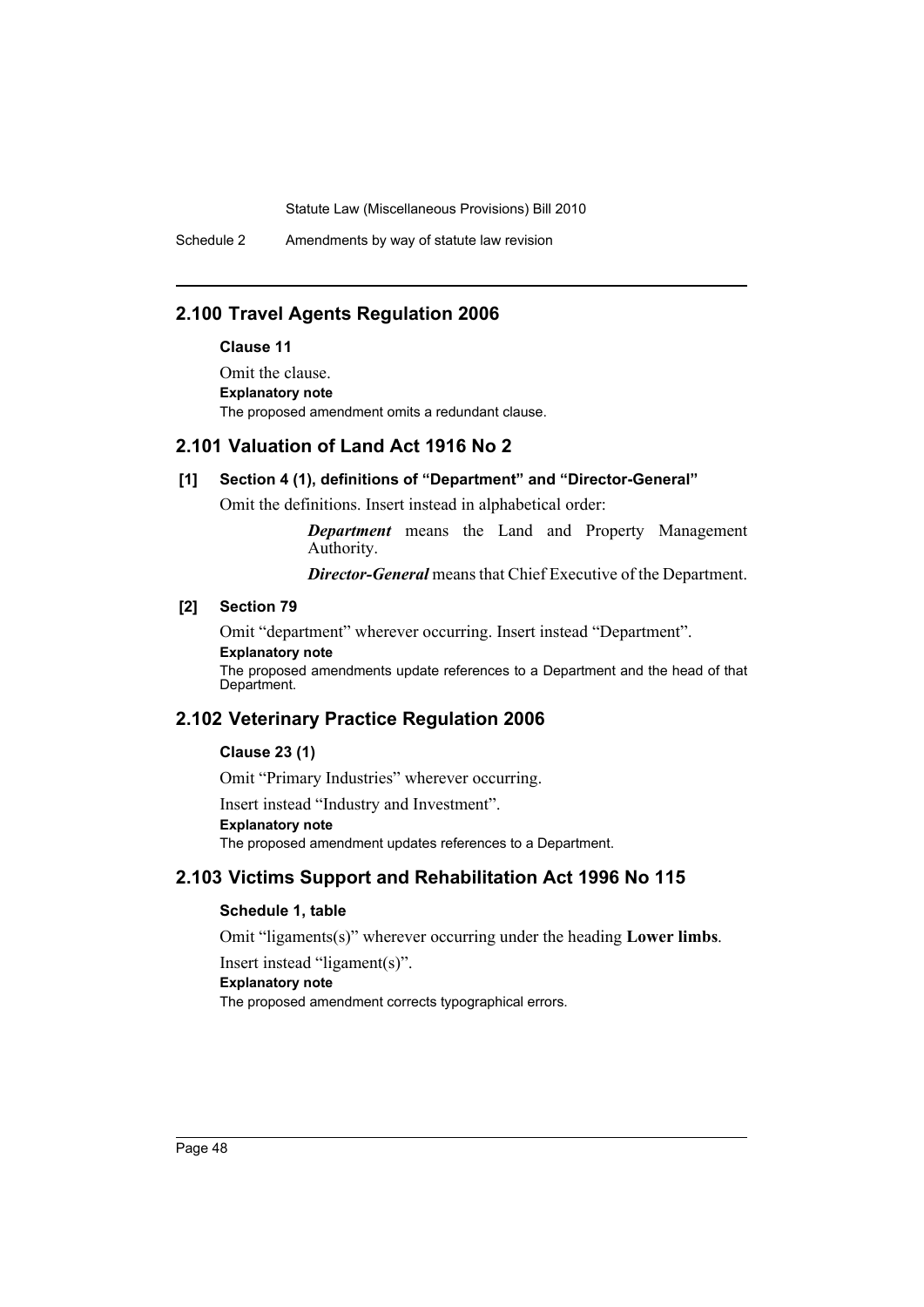## 2.100 Travel Agents Regulation 2006

**Clause 11**

Omit the clause.

**Explanatory note**

The proposed amendment omits a redundant clause.

## 2.101 Valuation of Land Act 1916 No 2

**[1] Section 4 (1), definitions of "Department" and "Director-General"**

Omit the definitions. Insert instead in alphabetical order:

> ***Department*** means the Land and Property Management Authority.
>
> ***Director-General*** means that Chief Executive of the Department.

**[2] Section 79**

Omit "department" wherever occurring. Insert instead "Department".

**Explanatory note**

The proposed amendments update references to a Department and the head of that Department.

## 2.102 Veterinary Practice Regulation 2006

**Clause 23 (1)**

Omit "Primary Industries" wherever occurring.

Insert instead "Industry and Investment".

**Explanatory note**

The proposed amendment updates references to a Department.

## 2.103 Victims Support and Rehabilitation Act 1996 No 115

**Schedule 1, table**

Omit "ligaments(s)" wherever occurring under the heading **Lower limbs**.

Insert instead "ligament(s)".

**Explanatory note**

The proposed amendment corrects typographical errors.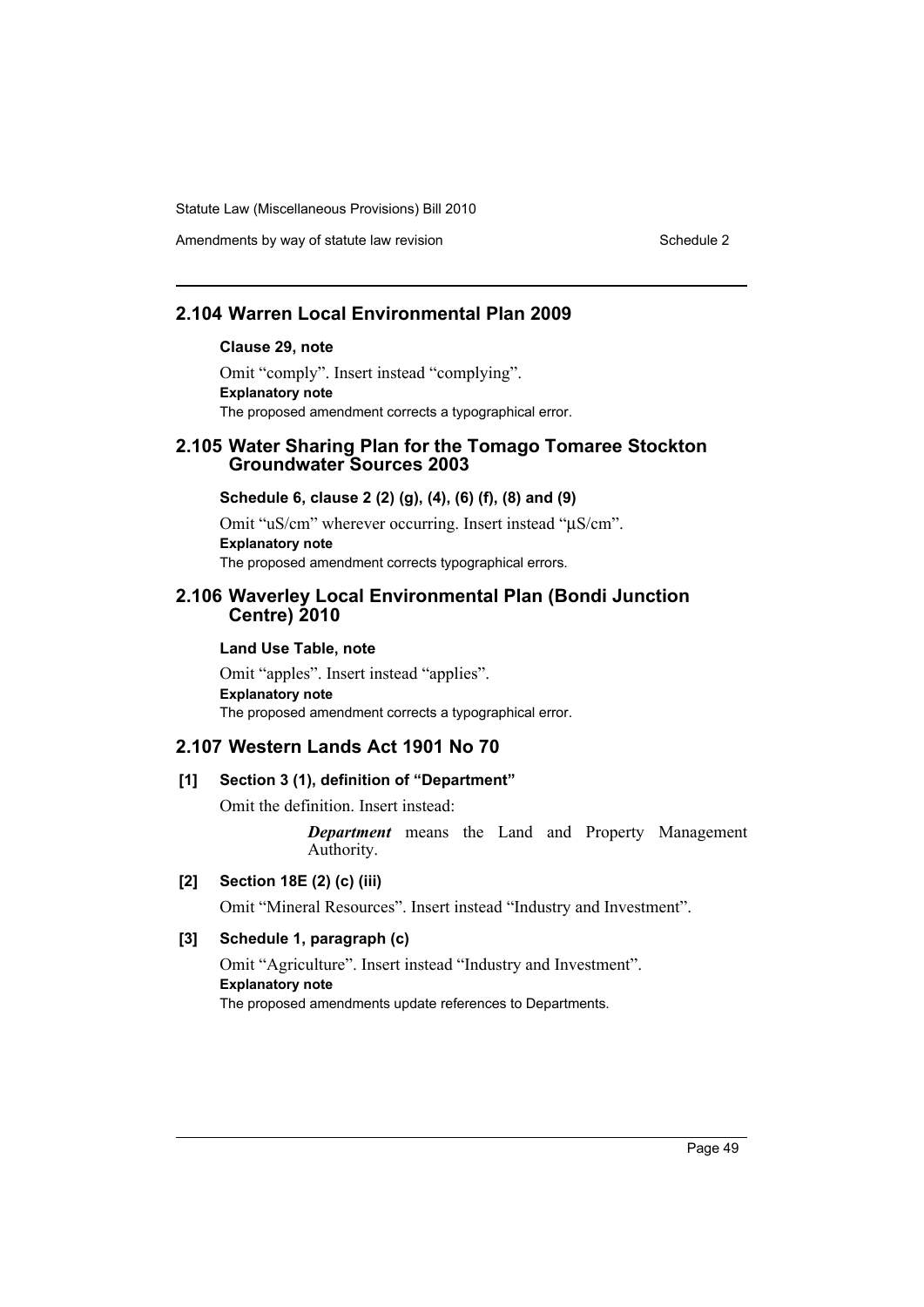## 2.104 Warren Local Environmental Plan 2009

**Clause 29, note**

Omit "comply". Insert instead "complying".

**Explanatory note**

The proposed amendment corrects a typographical error.

## 2.105 Water Sharing Plan for the Tomago Tomaree Stockton Groundwater Sources 2003

**Schedule 6, clause 2 (2) (g), (4), (6) (f), (8) and (9)**

Omit "uS/cm" wherever occurring. Insert instead "µS/cm".

**Explanatory note**

The proposed amendment corrects typographical errors.

## 2.106 Waverley Local Environmental Plan (Bondi Junction Centre) 2010

**Land Use Table, note**

Omit "apples". Insert instead "applies".

**Explanatory note**

The proposed amendment corrects a typographical error.

## 2.107 Western Lands Act 1901 No 70

**[1] Section 3 (1), definition of "Department"**

Omit the definition. Insert instead:

> ***Department*** means the Land and Property Management Authority.

**[2] Section 18E (2) (c) (iii)**

Omit "Mineral Resources". Insert instead "Industry and Investment".

**[3] Schedule 1, paragraph (c)**

Omit "Agriculture". Insert instead "Industry and Investment".

**Explanatory note**

The proposed amendments update references to Departments.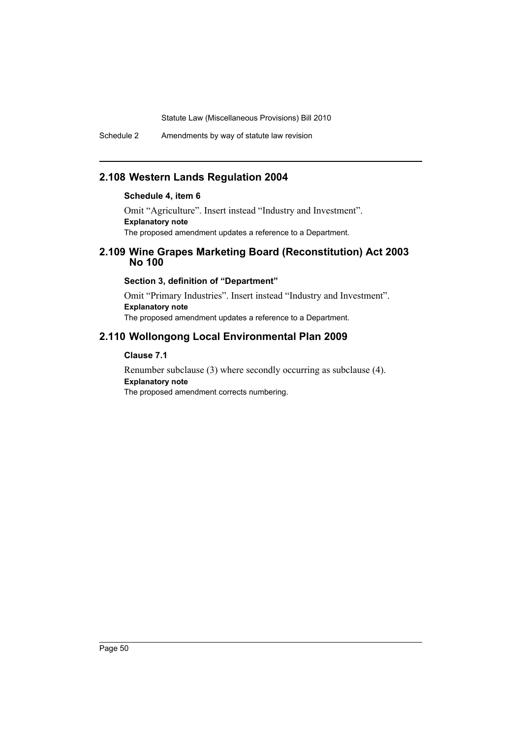## 2.108 Western Lands Regulation 2004

### Schedule 4, item 6

Omit "Agriculture". Insert instead "Industry and Investment".

**Explanatory note**

The proposed amendment updates a reference to a Department.

## 2.109 Wine Grapes Marketing Board (Reconstitution) Act 2003 No 100

### Section 3, definition of "Department"

Omit "Primary Industries". Insert instead "Industry and Investment".

**Explanatory note**

The proposed amendment updates a reference to a Department.

## 2.110 Wollongong Local Environmental Plan 2009

### Clause 7.1

Renumber subclause (3) where secondly occurring as subclause (4).

**Explanatory note**

The proposed amendment corrects numbering.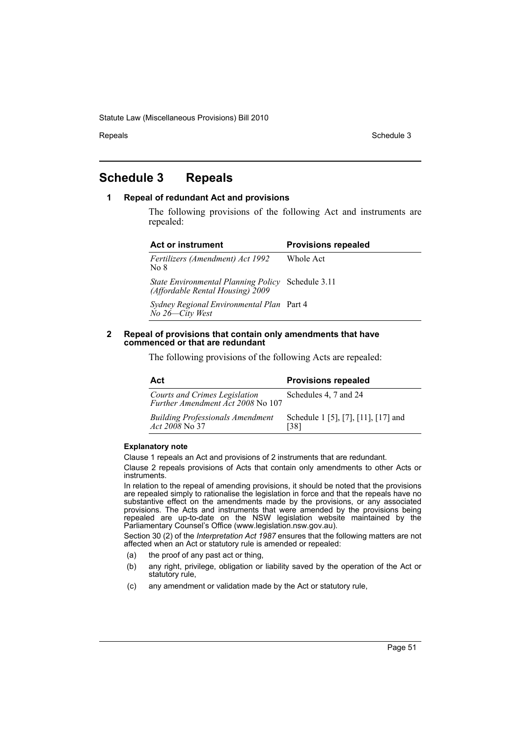# Schedule 3 Repeals

## 1 Repeal of redundant Act and provisions

The following provisions of the following Act and instruments are repealed:

| Act or instrument | Provisions repealed |
| --- | --- |
| *Fertilizers (Amendment) Act 1992* No 8 | Whole Act |
| *State Environmental Planning Policy (Affordable Rental Housing) 2009* | Schedule 3.11 |
| *Sydney Regional Environmental Plan No 26—City West* | Part 4 |

## 2 Repeal of provisions that contain only amendments that have commenced or that are redundant

The following provisions of the following Acts are repealed:

| Act | Provisions repealed |
| --- | --- |
| *Courts and Crimes Legislation Further Amendment Act 2008* No 107 | Schedules 4, 7 and 24 |
| *Building Professionals Amendment Act 2008* No 37 | Schedule 1 [5], [7], [11], [17] and [38] |

#### Explanatory note

Clause 1 repeals an Act and provisions of 2 instruments that are redundant.

Clause 2 repeals provisions of Acts that contain only amendments to other Acts or instruments.

In relation to the repeal of amending provisions, it should be noted that the provisions are repealed simply to rationalise the legislation in force and that the repeals have no substantive effect on the amendments made by the provisions, or any associated provisions. The Acts and instruments that were amended by the provisions being repealed are up-to-date on the NSW legislation website maintained by the Parliamentary Counsel's Office (www.legislation.nsw.gov.au).

Section 30 (2) of the *Interpretation Act 1987* ensures that the following matters are not affected when an Act or statutory rule is amended or repealed:

(a) the proof of any past act or thing,

(b) any right, privilege, obligation or liability saved by the operation of the Act or statutory rule,

(c) any amendment or validation made by the Act or statutory rule,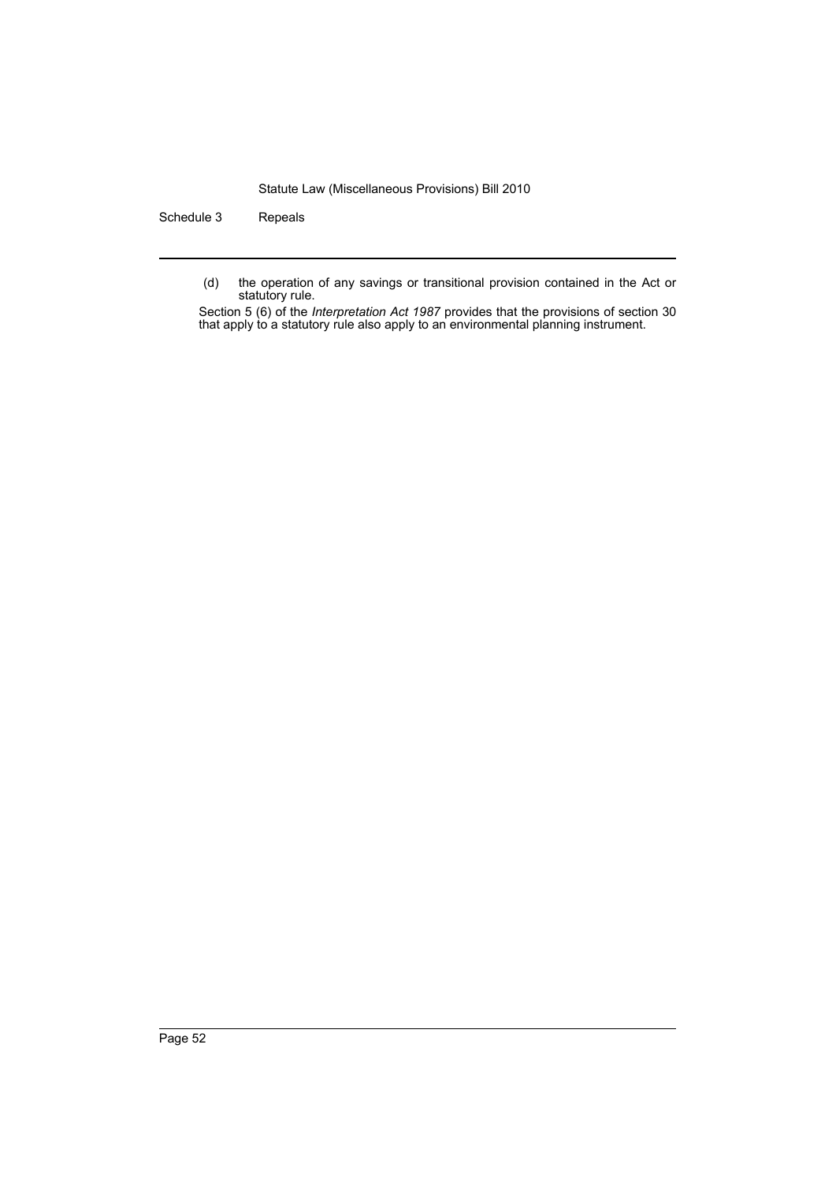(d) the operation of any savings or transitional provision contained in the Act or statutory rule.

Section 5 (6) of the *Interpretation Act 1987* provides that the provisions of section 30 that apply to a statutory rule also apply to an environmental planning instrument.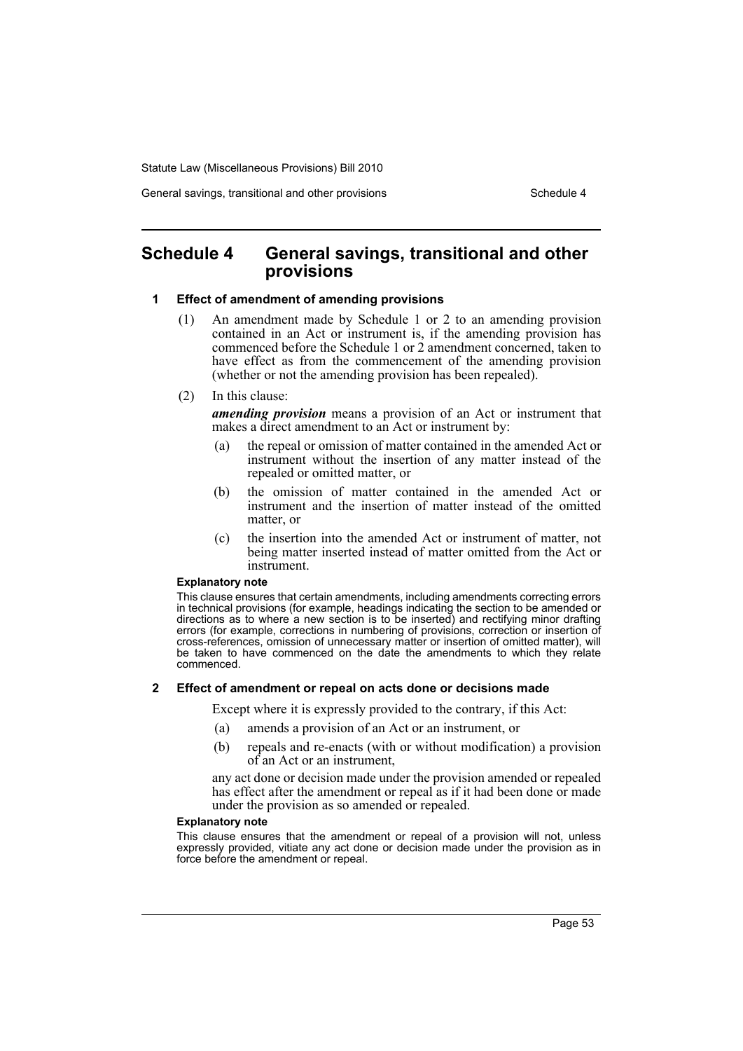# Schedule 4 General savings, transitional and other provisions

## 1 Effect of amendment of amending provisions

(1) An amendment made by Schedule 1 or 2 to an amending provision contained in an Act or instrument is, if the amending provision has commenced before the Schedule 1 or 2 amendment concerned, taken to have effect as from the commencement of the amending provision (whether or not the amending provision has been repealed).

(2) In this clause:

***amending provision*** means a provision of an Act or instrument that makes a direct amendment to an Act or instrument by:

(a) the repeal or omission of matter contained in the amended Act or instrument without the insertion of any matter instead of the repealed or omitted matter, or

(b) the omission of matter contained in the amended Act or instrument and the insertion of matter instead of the omitted matter, or

(c) the insertion into the amended Act or instrument of matter, not being matter inserted instead of matter omitted from the Act or instrument.

**Explanatory note**

This clause ensures that certain amendments, including amendments correcting errors in technical provisions (for example, headings indicating the section to be amended or directions as to where a new section is to be inserted) and rectifying minor drafting errors (for example, corrections in numbering of provisions, correction or insertion of cross-references, omission of unnecessary matter or insertion of omitted matter), will be taken to have commenced on the date the amendments to which they relate commenced.

## 2 Effect of amendment or repeal on acts done or decisions made

Except where it is expressly provided to the contrary, if this Act:

(a) amends a provision of an Act or an instrument, or

(b) repeals and re-enacts (with or without modification) a provision of an Act or an instrument,

any act done or decision made under the provision amended or repealed has effect after the amendment or repeal as if it had been done or made under the provision as so amended or repealed.

**Explanatory note**

This clause ensures that the amendment or repeal of a provision will not, unless expressly provided, vitiate any act done or decision made under the provision as in force before the amendment or repeal.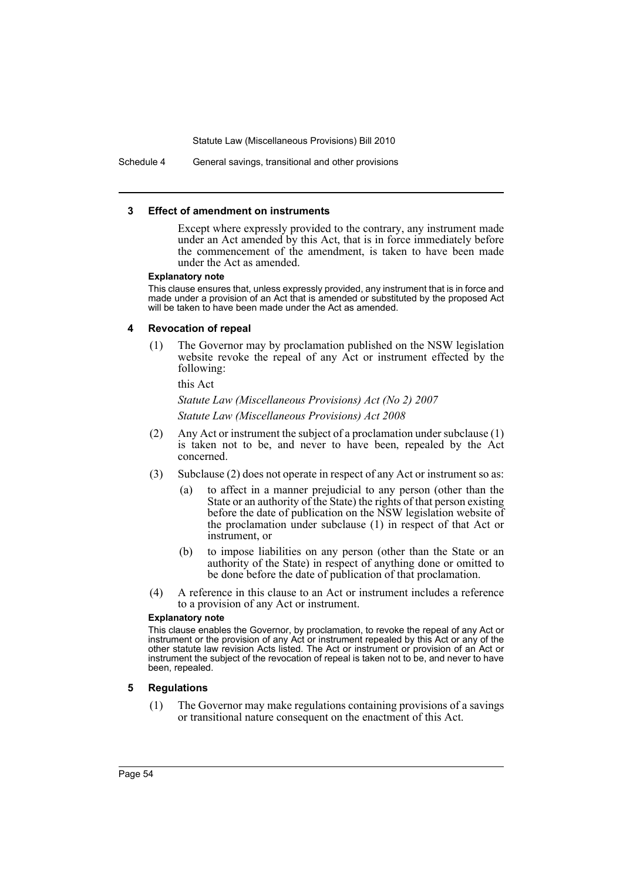### 3 Effect of amendment on instruments

Except where expressly provided to the contrary, any instrument made under an Act amended by this Act, that is in force immediately before the commencement of the amendment, is taken to have been made under the Act as amended.

**Explanatory note**

This clause ensures that, unless expressly provided, any instrument that is in force and made under a provision of an Act that is amended or substituted by the proposed Act will be taken to have been made under the Act as amended.

### 4 Revocation of repeal

(1) The Governor may by proclamation published on the NSW legislation website revoke the repeal of any Act or instrument effected by the following:

this Act

*Statute Law (Miscellaneous Provisions) Act (No 2) 2007*

*Statute Law (Miscellaneous Provisions) Act 2008*

(2) Any Act or instrument the subject of a proclamation under subclause (1) is taken not to be, and never to have been, repealed by the Act concerned.

(3) Subclause (2) does not operate in respect of any Act or instrument so as:

(a) to affect in a manner prejudicial to any person (other than the State or an authority of the State) the rights of that person existing before the date of publication on the NSW legislation website of the proclamation under subclause (1) in respect of that Act or instrument, or

(b) to impose liabilities on any person (other than the State or an authority of the State) in respect of anything done or omitted to be done before the date of publication of that proclamation.

(4) A reference in this clause to an Act or instrument includes a reference to a provision of any Act or instrument.

**Explanatory note**

This clause enables the Governor, by proclamation, to revoke the repeal of any Act or instrument or the provision of any Act or instrument repealed by this Act or any of the other statute law revision Acts listed. The Act or instrument or provision of an Act or instrument the subject of the revocation of repeal is taken not to be, and never to have been, repealed.

### 5 Regulations

(1) The Governor may make regulations containing provisions of a savings or transitional nature consequent on the enactment of this Act.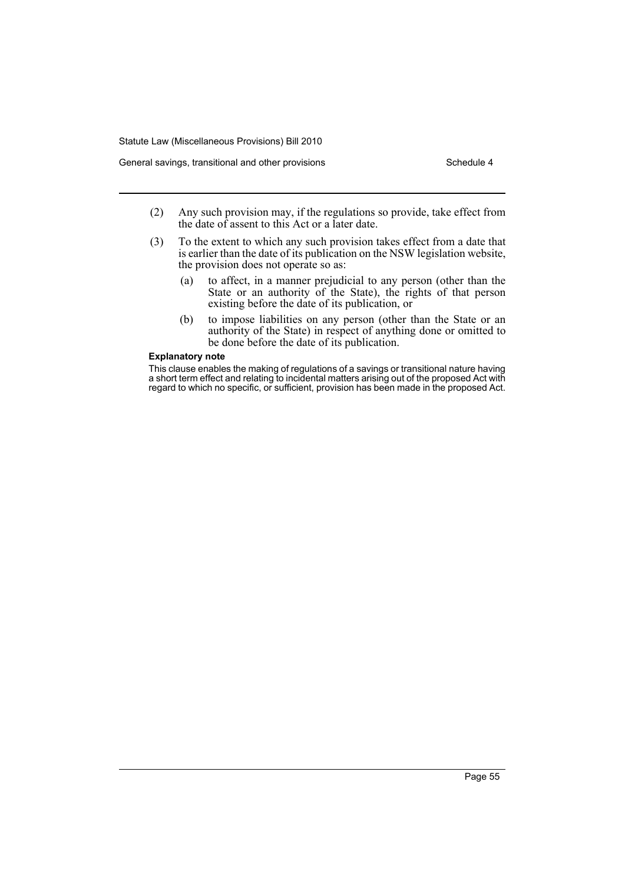(2) Any such provision may, if the regulations so provide, take effect from the date of assent to this Act or a later date.

(3) To the extent to which any such provision takes effect from a date that is earlier than the date of its publication on the NSW legislation website, the provision does not operate so as:

  (a) to affect, in a manner prejudicial to any person (other than the State or an authority of the State), the rights of that person existing before the date of its publication, or

  (b) to impose liabilities on any person (other than the State or an authority of the State) in respect of anything done or omitted to be done before the date of its publication.

**Explanatory note**

This clause enables the making of regulations of a savings or transitional nature having a short term effect and relating to incidental matters arising out of the proposed Act with regard to which no specific, or sufficient, provision has been made in the proposed Act.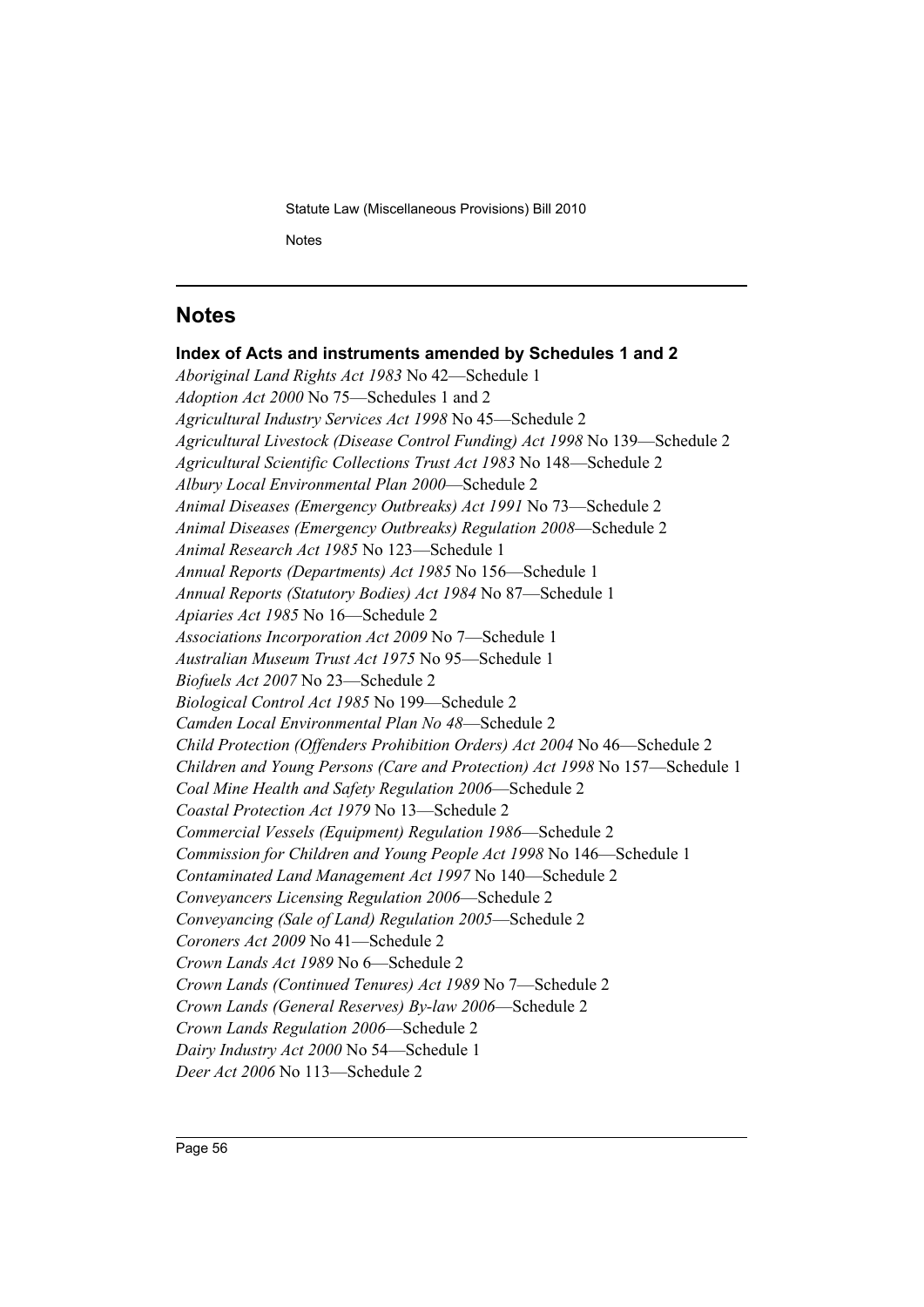## Notes

### Index of Acts and instruments amended by Schedules 1 and 2

*Aboriginal Land Rights Act 1983* No 42—Schedule 1
*Adoption Act 2000* No 75—Schedules 1 and 2
*Agricultural Industry Services Act 1998* No 45—Schedule 2
*Agricultural Livestock (Disease Control Funding) Act 1998* No 139—Schedule 2
*Agricultural Scientific Collections Trust Act 1983* No 148—Schedule 2
*Albury Local Environmental Plan 2000*—Schedule 2
*Animal Diseases (Emergency Outbreaks) Act 1991* No 73—Schedule 2
*Animal Diseases (Emergency Outbreaks) Regulation 2008*—Schedule 2
*Animal Research Act 1985* No 123—Schedule 1
*Annual Reports (Departments) Act 1985* No 156—Schedule 1
*Annual Reports (Statutory Bodies) Act 1984* No 87—Schedule 1
*Apiaries Act 1985* No 16—Schedule 2
*Associations Incorporation Act 2009* No 7—Schedule 1
*Australian Museum Trust Act 1975* No 95—Schedule 1
*Biofuels Act 2007* No 23—Schedule 2
*Biological Control Act 1985* No 199—Schedule 2
*Camden Local Environmental Plan No 48*—Schedule 2
*Child Protection (Offenders Prohibition Orders) Act 2004* No 46—Schedule 2
*Children and Young Persons (Care and Protection) Act 1998* No 157—Schedule 1
*Coal Mine Health and Safety Regulation 2006*—Schedule 2
*Coastal Protection Act 1979* No 13—Schedule 2
*Commercial Vessels (Equipment) Regulation 1986*—Schedule 2
*Commission for Children and Young People Act 1998* No 146—Schedule 1
*Contaminated Land Management Act 1997* No 140—Schedule 2
*Conveyancers Licensing Regulation 2006*—Schedule 2
*Conveyancing (Sale of Land) Regulation 2005*—Schedule 2
*Coroners Act 2009* No 41—Schedule 2
*Crown Lands Act 1989* No 6—Schedule 2
*Crown Lands (Continued Tenures) Act 1989* No 7—Schedule 2
*Crown Lands (General Reserves) By-law 2006*—Schedule 2
*Crown Lands Regulation 2006*—Schedule 2
*Dairy Industry Act 2000* No 54—Schedule 1
*Deer Act 2006* No 113—Schedule 2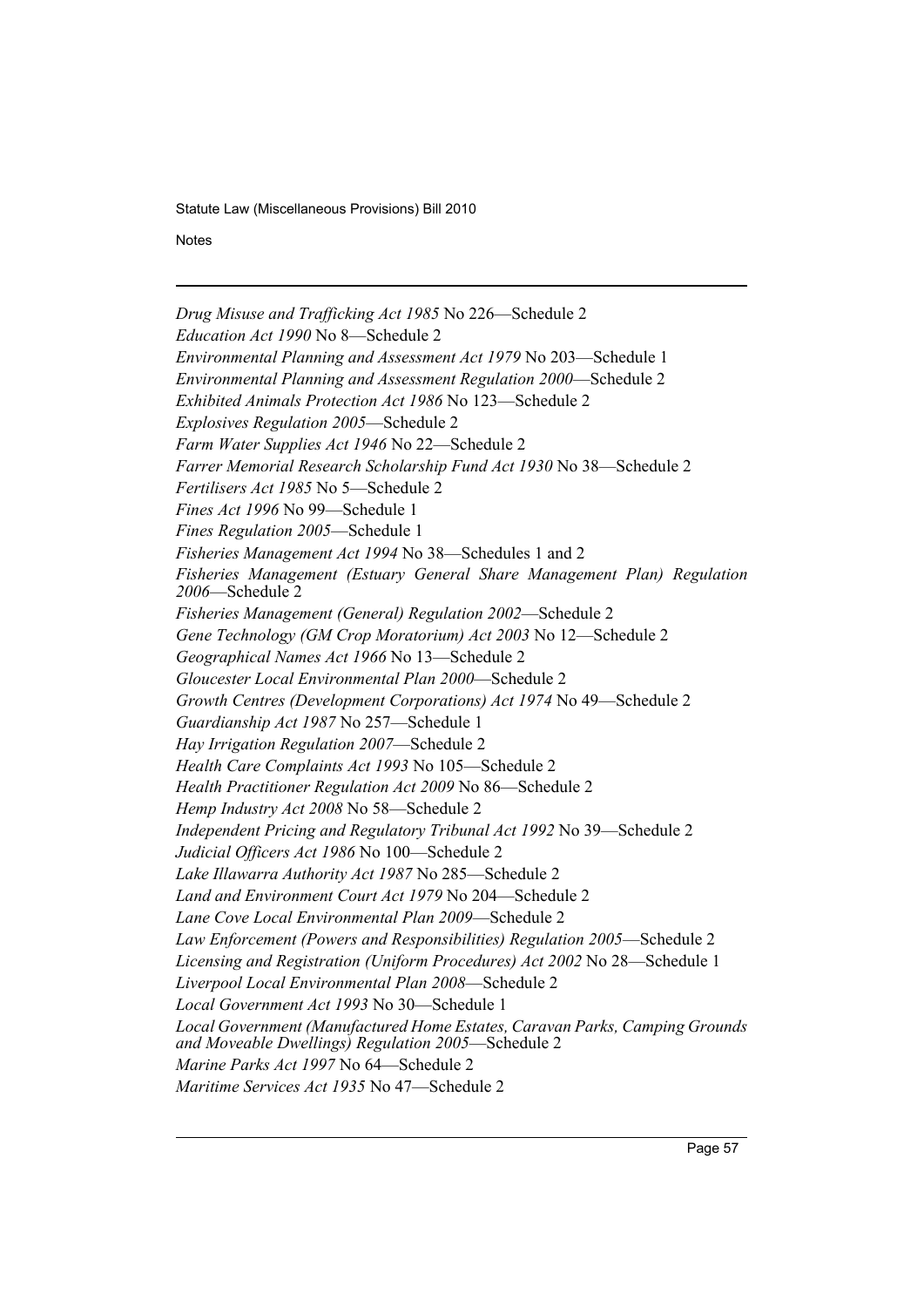*Drug Misuse and Trafficking Act 1985* No 226—Schedule 2

*Education Act 1990* No 8—Schedule 2

*Environmental Planning and Assessment Act 1979* No 203—Schedule 1

*Environmental Planning and Assessment Regulation 2000*—Schedule 2

*Exhibited Animals Protection Act 1986* No 123—Schedule 2

*Explosives Regulation 2005*—Schedule 2

*Farm Water Supplies Act 1946* No 22—Schedule 2

*Farrer Memorial Research Scholarship Fund Act 1930* No 38—Schedule 2

*Fertilisers Act 1985* No 5—Schedule 2

*Fines Act 1996* No 99—Schedule 1

*Fines Regulation 2005*—Schedule 1

*Fisheries Management Act 1994* No 38—Schedules 1 and 2

*Fisheries Management (Estuary General Share Management Plan) Regulation 2006*—Schedule 2

*Fisheries Management (General) Regulation 2002*—Schedule 2

*Gene Technology (GM Crop Moratorium) Act 2003* No 12—Schedule 2

*Geographical Names Act 1966* No 13—Schedule 2

*Gloucester Local Environmental Plan 2000*—Schedule 2

*Growth Centres (Development Corporations) Act 1974* No 49—Schedule 2

*Guardianship Act 1987* No 257—Schedule 1

*Hay Irrigation Regulation 2007*—Schedule 2

*Health Care Complaints Act 1993* No 105—Schedule 2

*Health Practitioner Regulation Act 2009* No 86—Schedule 2

*Hemp Industry Act 2008* No 58—Schedule 2

*Independent Pricing and Regulatory Tribunal Act 1992* No 39—Schedule 2

*Judicial Officers Act 1986* No 100—Schedule 2

*Lake Illawarra Authority Act 1987* No 285—Schedule 2

*Land and Environment Court Act 1979* No 204—Schedule 2

*Lane Cove Local Environmental Plan 2009*—Schedule 2

*Law Enforcement (Powers and Responsibilities) Regulation 2005*—Schedule 2

*Licensing and Registration (Uniform Procedures) Act 2002* No 28—Schedule 1

*Liverpool Local Environmental Plan 2008*—Schedule 2

*Local Government Act 1993* No 30—Schedule 1

*Local Government (Manufactured Home Estates, Caravan Parks, Camping Grounds and Moveable Dwellings) Regulation 2005*—Schedule 2

*Marine Parks Act 1997* No 64—Schedule 2

*Maritime Services Act 1935* No 47—Schedule 2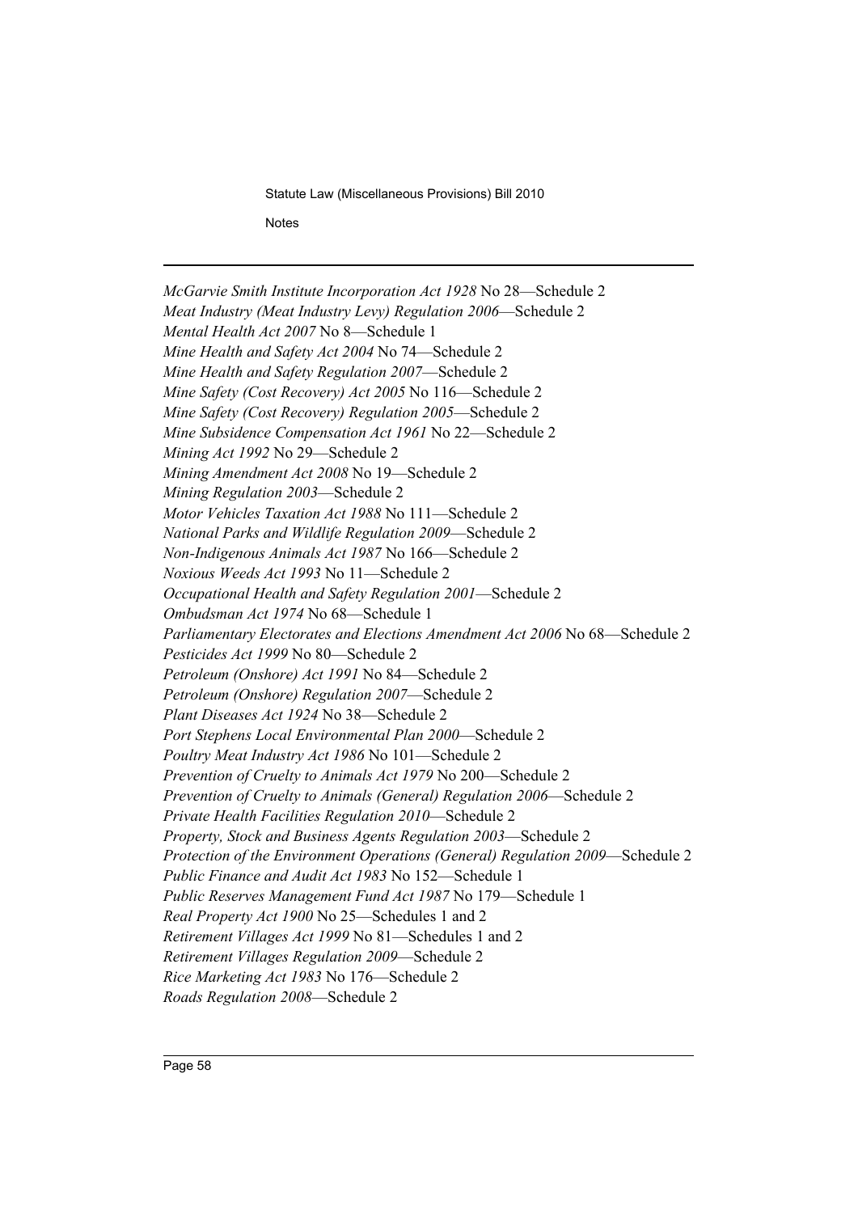*McGarvie Smith Institute Incorporation Act 1928* No 28—Schedule 2
*Meat Industry (Meat Industry Levy) Regulation 2006*—Schedule 2
*Mental Health Act 2007* No 8—Schedule 1
*Mine Health and Safety Act 2004* No 74—Schedule 2
*Mine Health and Safety Regulation 2007*—Schedule 2
*Mine Safety (Cost Recovery) Act 2005* No 116—Schedule 2
*Mine Safety (Cost Recovery) Regulation 2005*—Schedule 2
*Mine Subsidence Compensation Act 1961* No 22—Schedule 2
*Mining Act 1992* No 29—Schedule 2
*Mining Amendment Act 2008* No 19—Schedule 2
*Mining Regulation 2003*—Schedule 2
*Motor Vehicles Taxation Act 1988* No 111—Schedule 2
*National Parks and Wildlife Regulation 2009*—Schedule 2
*Non-Indigenous Animals Act 1987* No 166—Schedule 2
*Noxious Weeds Act 1993* No 11—Schedule 2
*Occupational Health and Safety Regulation 2001*—Schedule 2
*Ombudsman Act 1974* No 68—Schedule 1
*Parliamentary Electorates and Elections Amendment Act 2006* No 68—Schedule 2
*Pesticides Act 1999* No 80—Schedule 2
*Petroleum (Onshore) Act 1991* No 84—Schedule 2
*Petroleum (Onshore) Regulation 2007*—Schedule 2
*Plant Diseases Act 1924* No 38—Schedule 2
*Port Stephens Local Environmental Plan 2000*—Schedule 2
*Poultry Meat Industry Act 1986* No 101—Schedule 2
*Prevention of Cruelty to Animals Act 1979* No 200—Schedule 2
*Prevention of Cruelty to Animals (General) Regulation 2006*—Schedule 2
*Private Health Facilities Regulation 2010*—Schedule 2
*Property, Stock and Business Agents Regulation 2003*—Schedule 2
*Protection of the Environment Operations (General) Regulation 2009*—Schedule 2
*Public Finance and Audit Act 1983* No 152—Schedule 1
*Public Reserves Management Fund Act 1987* No 179—Schedule 1
*Real Property Act 1900* No 25—Schedules 1 and 2
*Retirement Villages Act 1999* No 81—Schedules 1 and 2
*Retirement Villages Regulation 2009*—Schedule 2
*Rice Marketing Act 1983* No 176—Schedule 2
*Roads Regulation 2008*—Schedule 2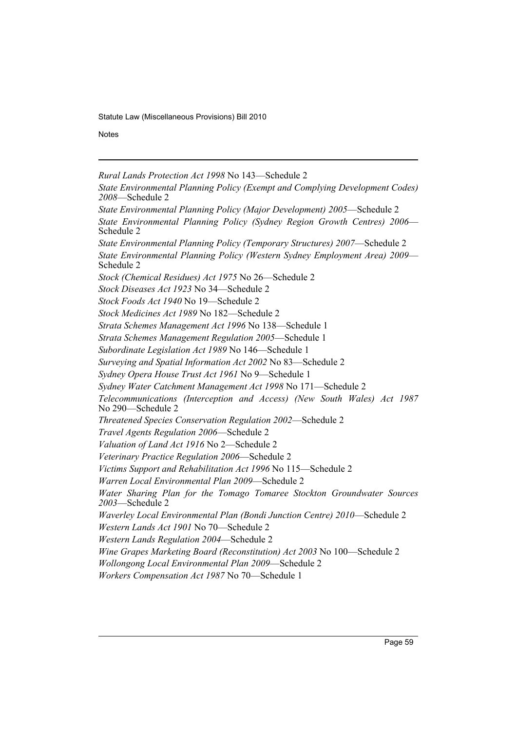*Rural Lands Protection Act 1998* No 143—Schedule 2

*State Environmental Planning Policy (Exempt and Complying Development Codes) 2008*—Schedule 2

*State Environmental Planning Policy (Major Development) 2005*—Schedule 2

*State Environmental Planning Policy (Sydney Region Growth Centres) 2006*—Schedule 2

*State Environmental Planning Policy (Temporary Structures) 2007*—Schedule 2

*State Environmental Planning Policy (Western Sydney Employment Area) 2009*—Schedule 2

*Stock (Chemical Residues) Act 1975* No 26—Schedule 2

*Stock Diseases Act 1923* No 34—Schedule 2

*Stock Foods Act 1940* No 19—Schedule 2

*Stock Medicines Act 1989* No 182—Schedule 2

*Strata Schemes Management Act 1996* No 138—Schedule 1

*Strata Schemes Management Regulation 2005*—Schedule 1

*Subordinate Legislation Act 1989* No 146—Schedule 1

*Surveying and Spatial Information Act 2002* No 83—Schedule 2

*Sydney Opera House Trust Act 1961* No 9—Schedule 1

*Sydney Water Catchment Management Act 1998* No 171—Schedule 2

*Telecommunications (Interception and Access) (New South Wales) Act 1987* No 290—Schedule 2

*Threatened Species Conservation Regulation 2002*—Schedule 2

*Travel Agents Regulation 2006*—Schedule 2

*Valuation of Land Act 1916* No 2—Schedule 2

*Veterinary Practice Regulation 2006*—Schedule 2

*Victims Support and Rehabilitation Act 1996* No 115—Schedule 2

*Warren Local Environmental Plan 2009*—Schedule 2

*Water Sharing Plan for the Tomago Tomaree Stockton Groundwater Sources 2003*—Schedule 2

*Waverley Local Environmental Plan (Bondi Junction Centre) 2010*—Schedule 2

*Western Lands Act 1901* No 70—Schedule 2

*Western Lands Regulation 2004*—Schedule 2

*Wine Grapes Marketing Board (Reconstitution) Act 2003* No 100—Schedule 2

*Wollongong Local Environmental Plan 2009*—Schedule 2

*Workers Compensation Act 1987* No 70—Schedule 1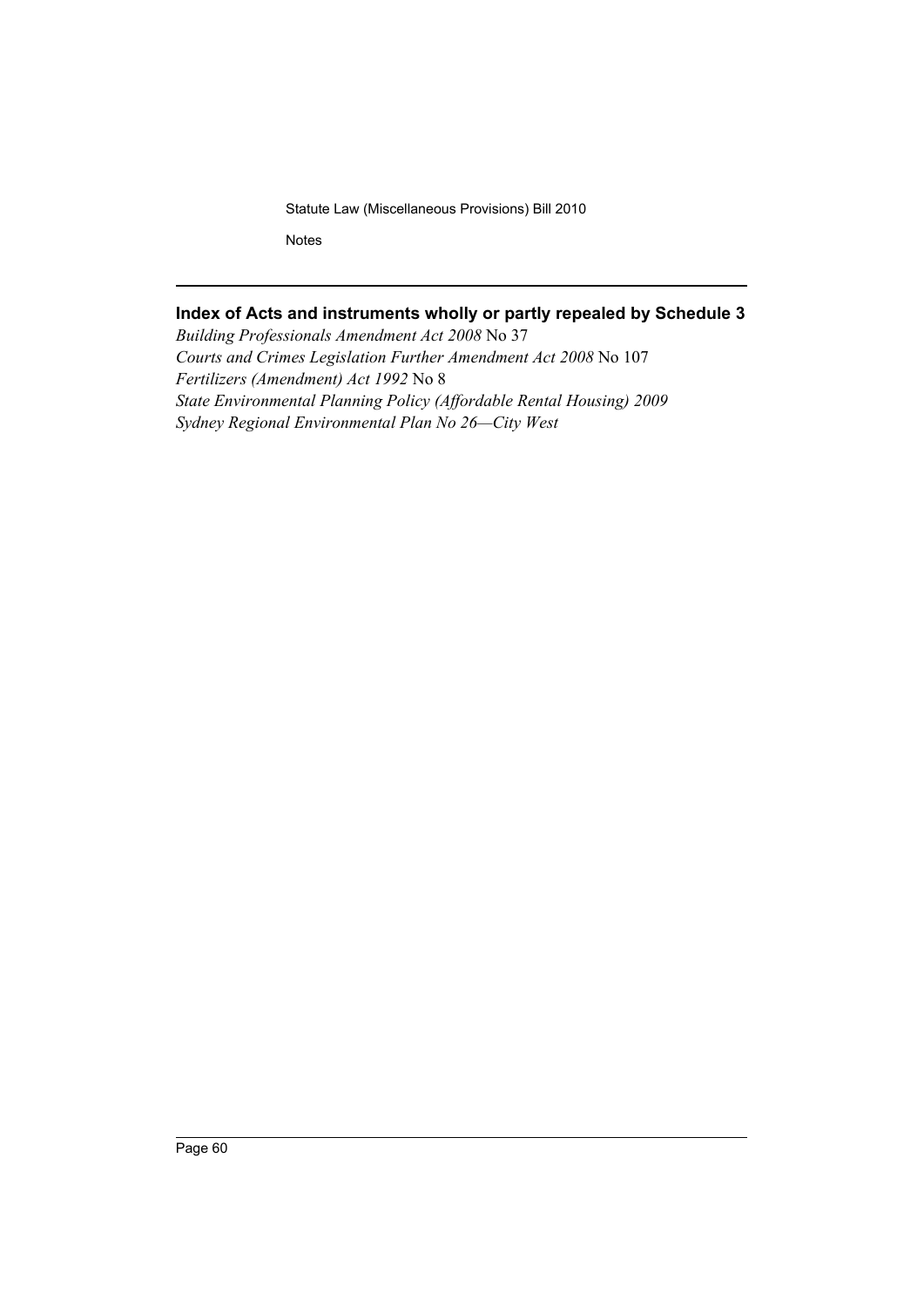## Index of Acts and instruments wholly or partly repealed by Schedule 3

*Building Professionals Amendment Act 2008* No 37
*Courts and Crimes Legislation Further Amendment Act 2008* No 107
*Fertilizers (Amendment) Act 1992* No 8
*State Environmental Planning Policy (Affordable Rental Housing) 2009*
*Sydney Regional Environmental Plan No 26—City West*